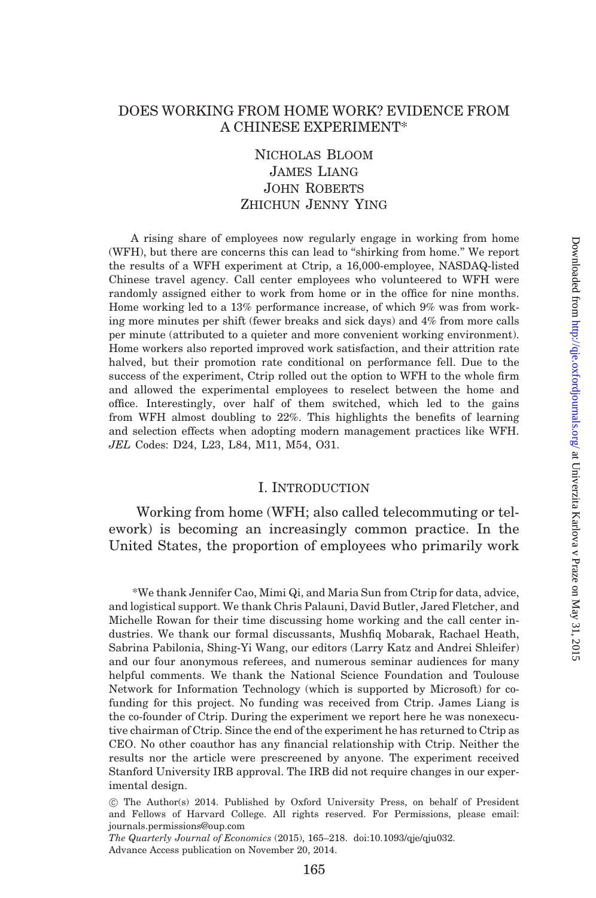# DOES WORKING FROM HOME WORK? EVIDENCE FROM A CHINESE EXPERIMENT*

Nicholas Bloom
James Liang
John Roberts
Zhichun Jenny Ying

A rising share of employees now regularly engage in working from home (WFH), but there are concerns this can lead to "shirking from home." We report the results of a WFH experiment at Ctrip, a 16,000-employee, NASDAQ-listed Chinese travel agency. Call center employees who volunteered to WFH were randomly assigned either to work from home or in the office for nine months. Home working led to a 13% performance increase, of which 9% was from working more minutes per shift (fewer breaks and sick days) and 4% from more calls per minute (attributed to a quieter and more convenient working environment). Home workers also reported improved work satisfaction, and their attrition rate halved, but their promotion rate conditional on performance fell. Due to the success of the experiment, Ctrip rolled out the option to WFH to the whole firm and allowed the experimental employees to reselect between the home and office. Interestingly, over half of them switched, which led to the gains from WFH almost doubling to 22%. This highlights the benefits of learning and selection effects when adopting modern management practices like WFH. *JEL* Codes: D24, L23, L84, M11, M54, O31.

## I. Introduction

Working from home (WFH; also called telecommuting or telework) is becoming an increasingly common practice. In the United States, the proportion of employees who primarily work

*We thank Jennifer Cao, Mimi Qi, and Maria Sun from Ctrip for data, advice, and logistical support. We thank Chris Palauni, David Butler, Jared Fletcher, and Michelle Rowan for their time discussing home working and the call center industries. We thank our formal discussants, Mushfiq Mobarak, Rachael Heath, Sabrina Pabilonia, Shing-Yi Wang, our editors (Larry Katz and Andrei Shleifer) and our four anonymous referees, and numerous seminar audiences for many helpful comments. We thank the National Science Foundation and Toulouse Network for Information Technology (which is supported by Microsoft) for co-funding for this project. No funding was received from Ctrip. James Liang is the co-founder of Ctrip. During the experiment we report here he was nonexecutive chairman of Ctrip. Since the end of the experiment he has returned to Ctrip as CEO. No other coauthor has any financial relationship with Ctrip. Neither the results nor the article were prescreened by anyone. The experiment received Stanford University IRB approval. The IRB did not require changes in our experimental design.

© The Author(s) 2014. Published by Oxford University Press, on behalf of President and Fellows of Harvard College. All rights reserved. For Permissions, please email: journals.permissions@oup.com

*The Quarterly Journal of Economics* (2015), 165–218. doi:10.1093/qje/qju032.
Advance Access publication on November 20, 2014.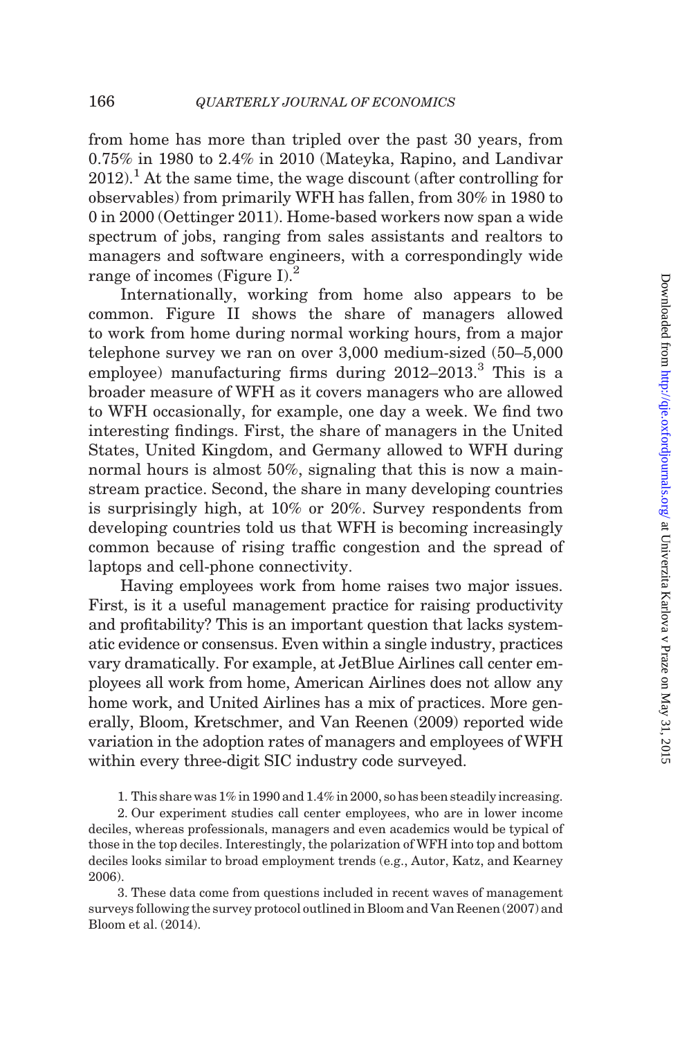from home has more than tripled over the past 30 years, from 0.75% in 1980 to 2.4% in 2010 (Mateyka, Rapino, and Landivar 2012).[1] At the same time, the wage discount (after controlling for observables) from primarily WFH has fallen, from 30% in 1980 to 0 in 2000 (Oettinger 2011). Home-based workers now span a wide spectrum of jobs, ranging from sales assistants and realtors to managers and software engineers, with a correspondingly wide range of incomes (Figure I).[2]

Internationally, working from home also appears to be common. Figure II shows the share of managers allowed to work from home during normal working hours, from a major telephone survey we ran on over 3,000 medium-sized (50–5,000 employee) manufacturing firms during 2012–2013.[3] This is a broader measure of WFH as it covers managers who are allowed to WFH occasionally, for example, one day a week. We find two interesting findings. First, the share of managers in the United States, United Kingdom, and Germany allowed to WFH during normal hours is almost 50%, signaling that this is now a mainstream practice. Second, the share in many developing countries is surprisingly high, at 10% or 20%. Survey respondents from developing countries told us that WFH is becoming increasingly common because of rising traffic congestion and the spread of laptops and cell-phone connectivity.

Having employees work from home raises two major issues. First, is it a useful management practice for raising productivity and profitability? This is an important question that lacks systematic evidence or consensus. Even within a single industry, practices vary dramatically. For example, at JetBlue Airlines call center employees all work from home, American Airlines does not allow any home work, and United Airlines has a mix of practices. More generally, Bloom, Kretschmer, and Van Reenen (2009) reported wide variation in the adoption rates of managers and employees of WFH within every three-digit SIC industry code surveyed.

1. This share was 1% in 1990 and 1.4% in 2000, so has been steadily increasing.

2. Our experiment studies call center employees, who are in lower income deciles, whereas professionals, managers and even academics would be typical of those in the top deciles. Interestingly, the polarization of WFH into top and bottom deciles looks similar to broad employment trends (e.g., Autor, Katz, and Kearney 2006).

3. These data come from questions included in recent waves of management surveys following the survey protocol outlined in Bloom and Van Reenen (2007) and Bloom et al. (2014).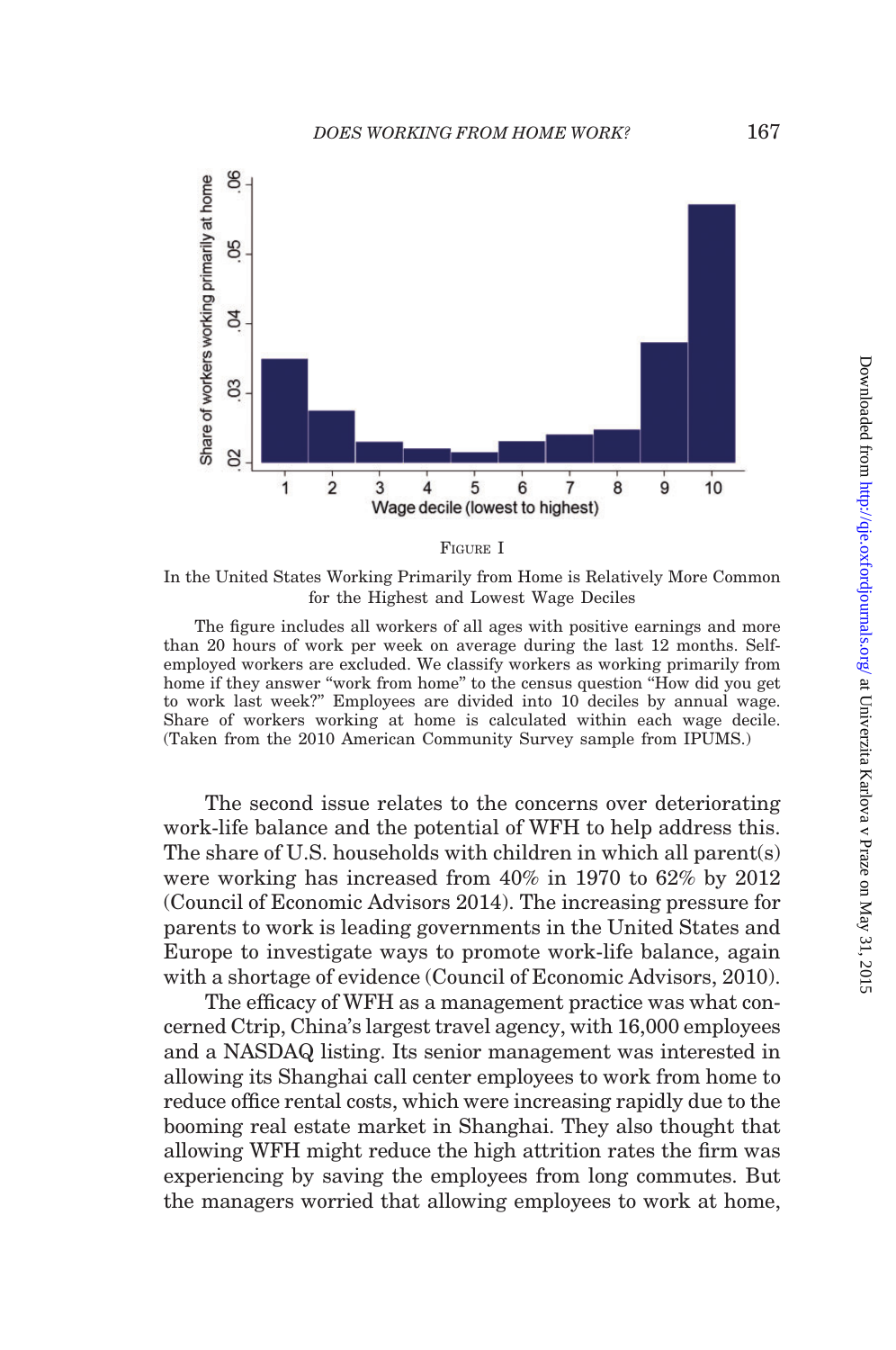FIGURE I

In the United States Working Primarily from Home is Relatively More Common for the Highest and Lowest Wage Deciles

The figure includes all workers of all ages with positive earnings and more than 20 hours of work per week on average during the last 12 months. Self-employed workers are excluded. We classify workers as working primarily from home if they answer "work from home" to the census question "How did you get to work last week?" Employees are divided into 10 deciles by annual wage. Share of workers working at home is calculated within each wage decile. (Taken from the 2010 American Community Survey sample from IPUMS.)

The second issue relates to the concerns over deteriorating work-life balance and the potential of WFH to help address this. The share of U.S. households with children in which all parent(s) were working has increased from 40% in 1970 to 62% by 2012 (Council of Economic Advisors 2014). The increasing pressure for parents to work is leading governments in the United States and Europe to investigate ways to promote work-life balance, again with a shortage of evidence (Council of Economic Advisors, 2010).

The efficacy of WFH as a management practice was what concerned Ctrip, China's largest travel agency, with 16,000 employees and a NASDAQ listing. Its senior management was interested in allowing its Shanghai call center employees to work from home to reduce office rental costs, which were increasing rapidly due to the booming real estate market in Shanghai. They also thought that allowing WFH might reduce the high attrition rates the firm was experiencing by saving the employees from long commutes. But the managers worried that allowing employees to work at home,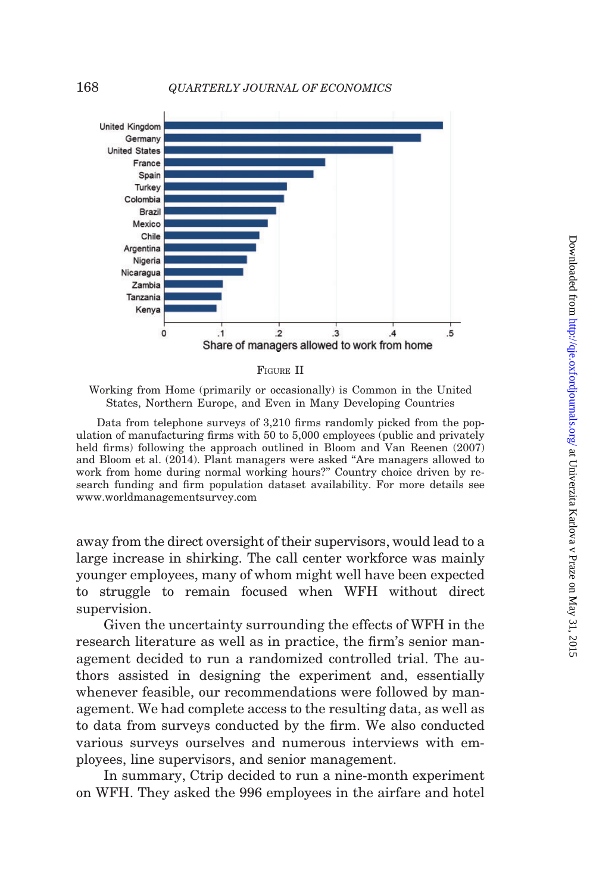FIGURE II

Working from Home (primarily or occasionally) is Common in the United States, Northern Europe, and Even in Many Developing Countries

Data from telephone surveys of 3,210 firms randomly picked from the population of manufacturing firms with 50 to 5,000 employees (public and privately held firms) following the approach outlined in Bloom and Van Reenen (2007) and Bloom et al. (2014). Plant managers were asked "Are managers allowed to work from home during normal working hours?" Country choice driven by research funding and firm population dataset availability. For more details see www.worldmanagementsurvey.com

away from the direct oversight of their supervisors, would lead to a large increase in shirking. The call center workforce was mainly younger employees, many of whom might well have been expected to struggle to remain focused when WFH without direct supervision.

Given the uncertainty surrounding the effects of WFH in the research literature as well as in practice, the firm's senior management decided to run a randomized controlled trial. The authors assisted in designing the experiment and, essentially whenever feasible, our recommendations were followed by management. We had complete access to the resulting data, as well as to data from surveys conducted by the firm. We also conducted various surveys ourselves and numerous interviews with employees, line supervisors, and senior management.

In summary, Ctrip decided to run a nine-month experiment on WFH. They asked the 996 employees in the airfare and hotel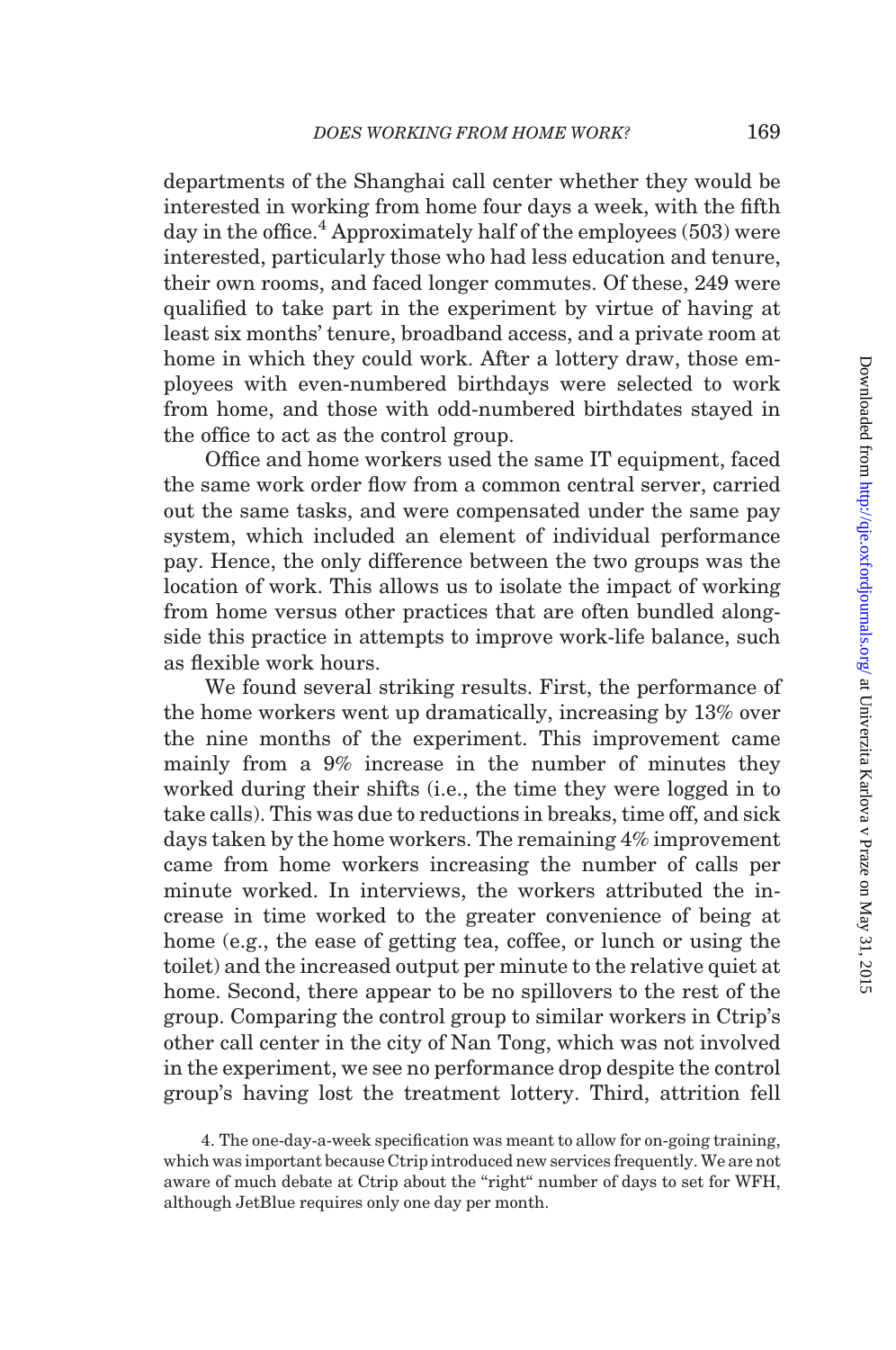departments of the Shanghai call center whether they would be interested in working from home four days a week, with the fifth day in the office.[4] Approximately half of the employees (503) were interested, particularly those who had less education and tenure, their own rooms, and faced longer commutes. Of these, 249 were qualified to take part in the experiment by virtue of having at least six months' tenure, broadband access, and a private room at home in which they could work. After a lottery draw, those employees with even-numbered birthdays were selected to work from home, and those with odd-numbered birthdates stayed in the office to act as the control group.

Office and home workers used the same IT equipment, faced the same work order flow from a common central server, carried out the same tasks, and were compensated under the same pay system, which included an element of individual performance pay. Hence, the only difference between the two groups was the location of work. This allows us to isolate the impact of working from home versus other practices that are often bundled alongside this practice in attempts to improve work-life balance, such as flexible work hours.

We found several striking results. First, the performance of the home workers went up dramatically, increasing by 13% over the nine months of the experiment. This improvement came mainly from a 9% increase in the number of minutes they worked during their shifts (i.e., the time they were logged in to take calls). This was due to reductions in breaks, time off, and sick days taken by the home workers. The remaining 4% improvement came from home workers increasing the number of calls per minute worked. In interviews, the workers attributed the increase in time worked to the greater convenience of being at home (e.g., the ease of getting tea, coffee, or lunch or using the toilet) and the increased output per minute to the relative quiet at home. Second, there appear to be no spillovers to the rest of the group. Comparing the control group to similar workers in Ctrip's other call center in the city of Nan Tong, which was not involved in the experiment, we see no performance drop despite the control group's having lost the treatment lottery. Third, attrition fell

4. The one-day-a-week specification was meant to allow for on-going training, which was important because Ctrip introduced new services frequently. We are not aware of much debate at Ctrip about the "right" number of days to set for WFH, although JetBlue requires only one day per month.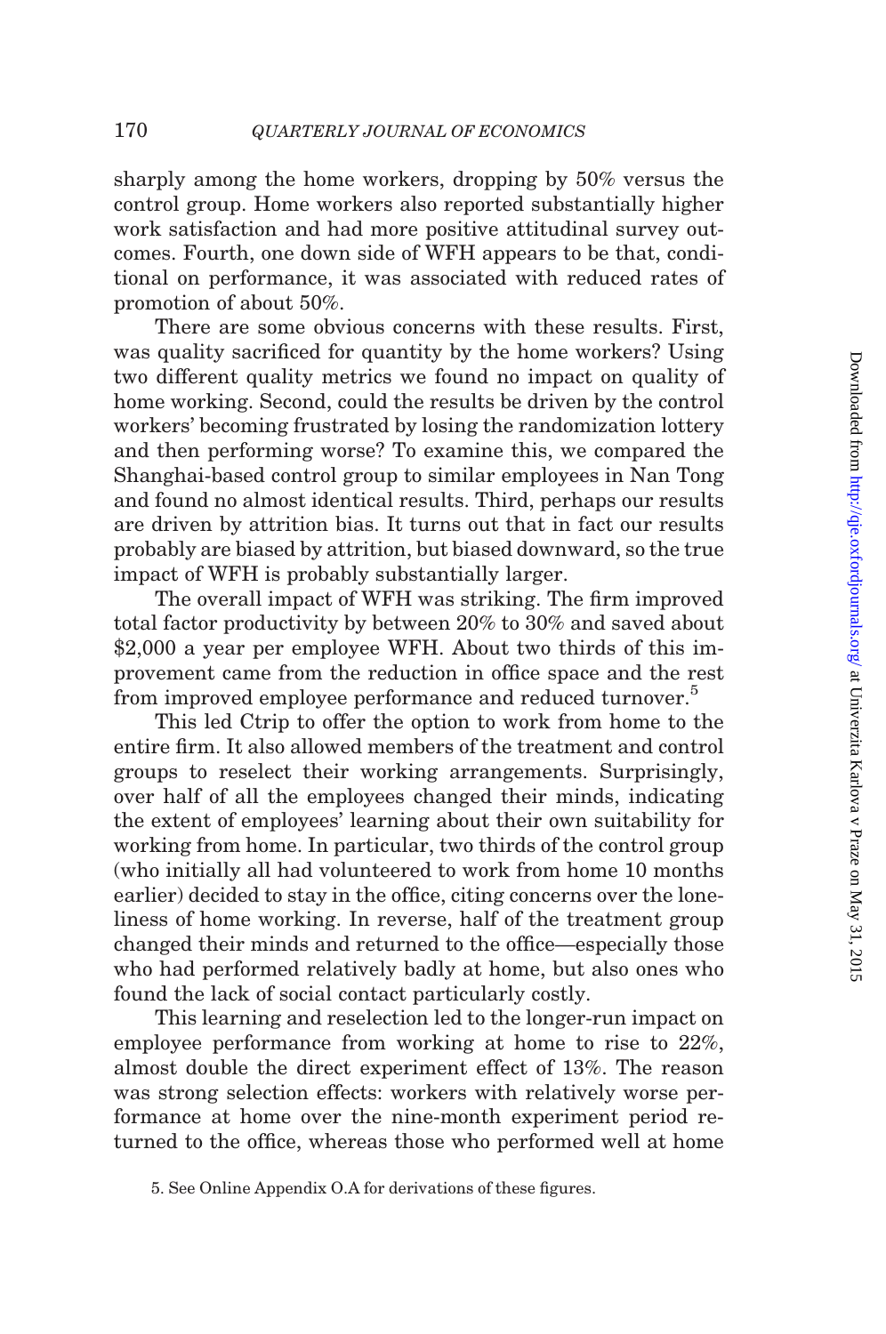sharply among the home workers, dropping by 50% versus the control group. Home workers also reported substantially higher work satisfaction and had more positive attitudinal survey outcomes. Fourth, one down side of WFH appears to be that, conditional on performance, it was associated with reduced rates of promotion of about 50%.

There are some obvious concerns with these results. First, was quality sacrificed for quantity by the home workers? Using two different quality metrics we found no impact on quality of home working. Second, could the results be driven by the control workers' becoming frustrated by losing the randomization lottery and then performing worse? To examine this, we compared the Shanghai-based control group to similar employees in Nan Tong and found no almost identical results. Third, perhaps our results are driven by attrition bias. It turns out that in fact our results probably are biased by attrition, but biased downward, so the true impact of WFH is probably substantially larger.

The overall impact of WFH was striking. The firm improved total factor productivity by between 20% to 30% and saved about \$2,000 a year per employee WFH. About two thirds of this improvement came from the reduction in office space and the rest from improved employee performance and reduced turnover.[5]

This led Ctrip to offer the option to work from home to the entire firm. It also allowed members of the treatment and control groups to reselect their working arrangements. Surprisingly, over half of all the employees changed their minds, indicating the extent of employees' learning about their own suitability for working from home. In particular, two thirds of the control group (who initially all had volunteered to work from home 10 months earlier) decided to stay in the office, citing concerns over the loneliness of home working. In reverse, half of the treatment group changed their minds and returned to the office—especially those who had performed relatively badly at home, but also ones who found the lack of social contact particularly costly.

This learning and reselection led to the longer-run impact on employee performance from working at home to rise to 22%, almost double the direct experiment effect of 13%. The reason was strong selection effects: workers with relatively worse performance at home over the nine-month experiment period returned to the office, whereas those who performed well at home

5. See Online Appendix O.A for derivations of these figures.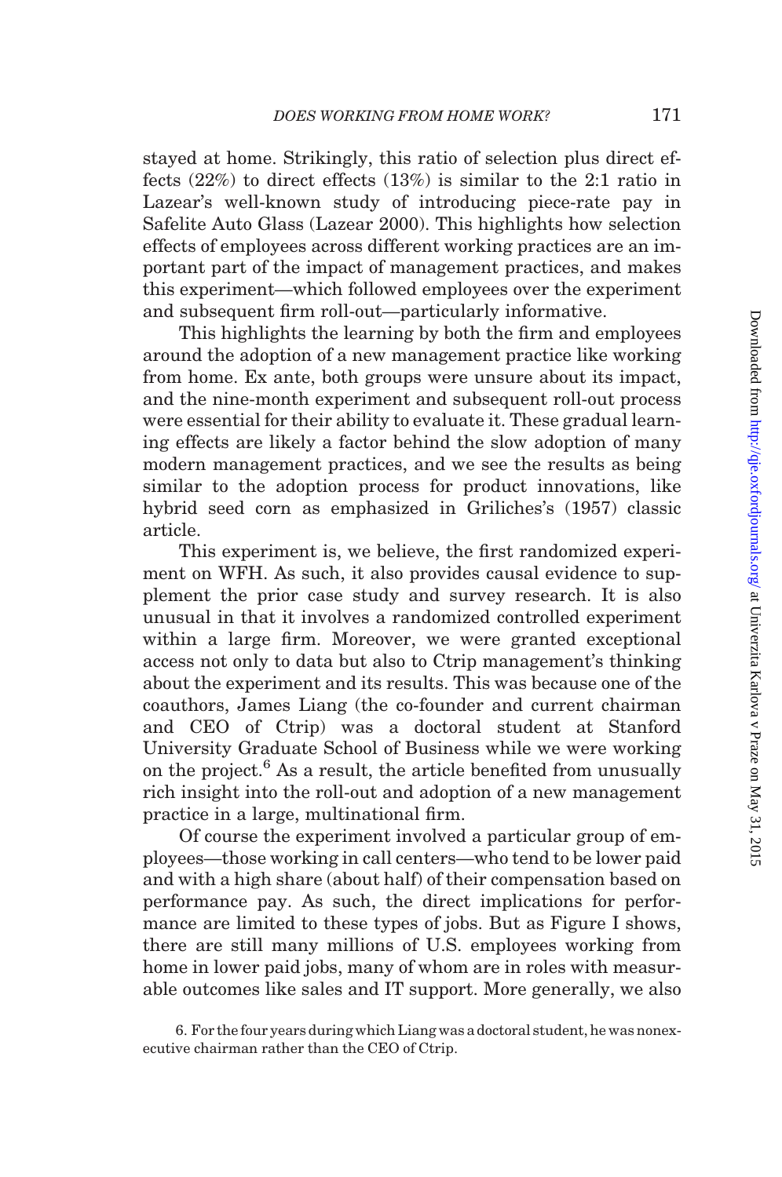stayed at home. Strikingly, this ratio of selection plus direct effects (22%) to direct effects (13%) is similar to the 2:1 ratio in Lazear's well-known study of introducing piece-rate pay in Safelite Auto Glass (Lazear 2000). This highlights how selection effects of employees across different working practices are an important part of the impact of management practices, and makes this experiment—which followed employees over the experiment and subsequent firm roll-out—particularly informative.

This highlights the learning by both the firm and employees around the adoption of a new management practice like working from home. Ex ante, both groups were unsure about its impact, and the nine-month experiment and subsequent roll-out process were essential for their ability to evaluate it. These gradual learning effects are likely a factor behind the slow adoption of many modern management practices, and we see the results as being similar to the adoption process for product innovations, like hybrid seed corn as emphasized in Griliches's (1957) classic article.

This experiment is, we believe, the first randomized experiment on WFH. As such, it also provides causal evidence to supplement the prior case study and survey research. It is also unusual in that it involves a randomized controlled experiment within a large firm. Moreover, we were granted exceptional access not only to data but also to Ctrip management's thinking about the experiment and its results. This was because one of the coauthors, James Liang (the co-founder and current chairman and CEO of Ctrip) was a doctoral student at Stanford University Graduate School of Business while we were working on the project.[6] As a result, the article benefited from unusually rich insight into the roll-out and adoption of a new management practice in a large, multinational firm.

Of course the experiment involved a particular group of employees—those working in call centers—who tend to be lower paid and with a high share (about half) of their compensation based on performance pay. As such, the direct implications for performance are limited to these types of jobs. But as Figure I shows, there are still many millions of U.S. employees working from home in lower paid jobs, many of whom are in roles with measurable outcomes like sales and IT support. More generally, we also

6. For the four years during which Liang was a doctoral student, he was nonexecutive chairman rather than the CEO of Ctrip.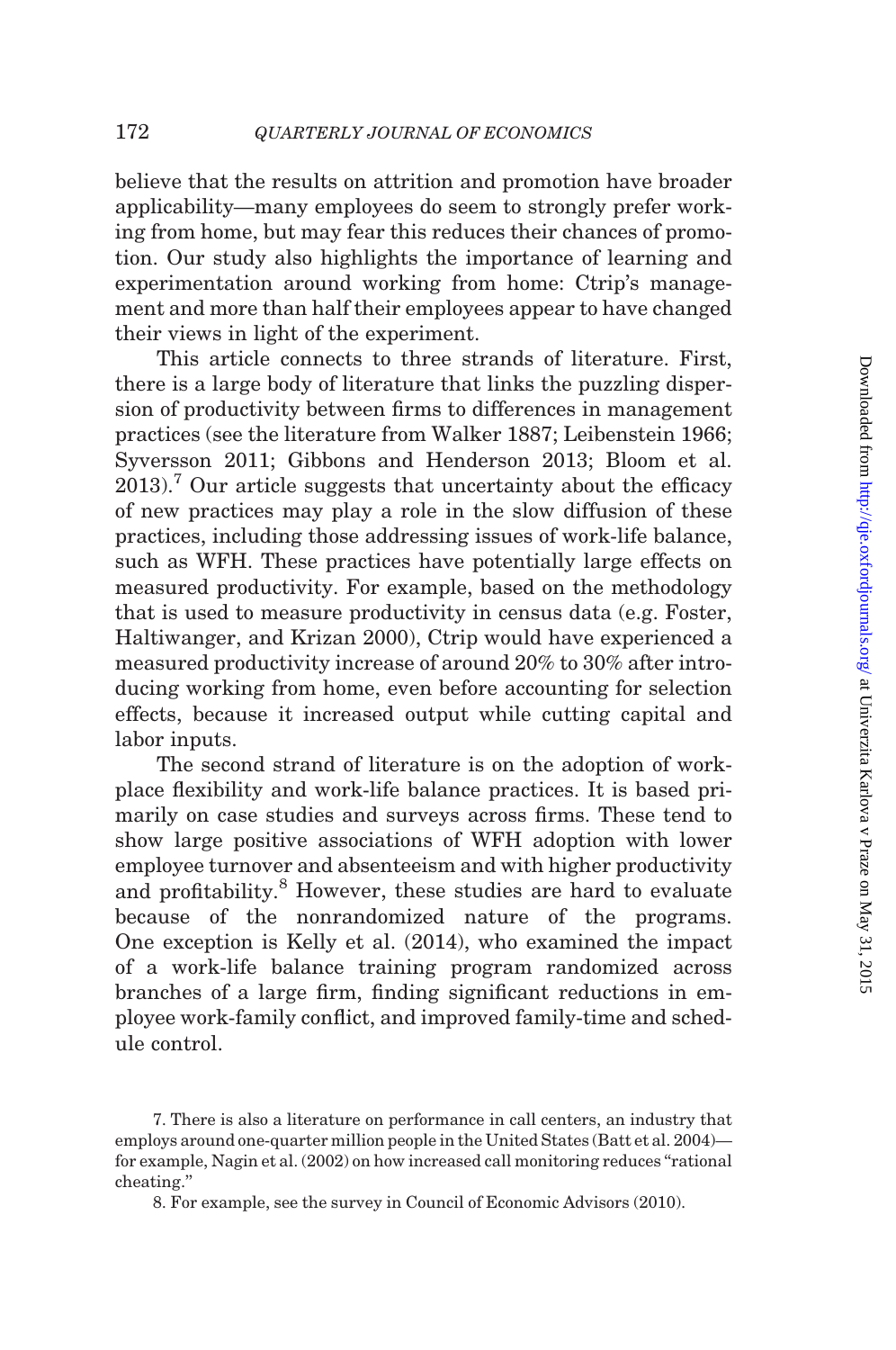believe that the results on attrition and promotion have broader applicability—many employees do seem to strongly prefer working from home, but may fear this reduces their chances of promotion. Our study also highlights the importance of learning and experimentation around working from home: Ctrip's management and more than half their employees appear to have changed their views in light of the experiment.

This article connects to three strands of literature. First, there is a large body of literature that links the puzzling dispersion of productivity between firms to differences in management practices (see the literature from Walker 1887; Leibenstein 1966; Syversson 2011; Gibbons and Henderson 2013; Bloom et al. 2013).[7] Our article suggests that uncertainty about the efficacy of new practices may play a role in the slow diffusion of these practices, including those addressing issues of work-life balance, such as WFH. These practices have potentially large effects on measured productivity. For example, based on the methodology that is used to measure productivity in census data (e.g. Foster, Haltiwanger, and Krizan 2000), Ctrip would have experienced a measured productivity increase of around 20% to 30% after introducing working from home, even before accounting for selection effects, because it increased output while cutting capital and labor inputs.

The second strand of literature is on the adoption of workplace flexibility and work-life balance practices. It is based primarily on case studies and surveys across firms. These tend to show large positive associations of WFH adoption with lower employee turnover and absenteeism and with higher productivity and profitability.[8] However, these studies are hard to evaluate because of the nonrandomized nature of the programs. One exception is Kelly et al. (2014), who examined the impact of a work-life balance training program randomized across branches of a large firm, finding significant reductions in employee work-family conflict, and improved family-time and schedule control.

7. There is also a literature on performance in call centers, an industry that employs around one-quarter million people in the United States (Batt et al. 2004)—for example, Nagin et al. (2002) on how increased call monitoring reduces "rational cheating."

8. For example, see the survey in Council of Economic Advisors (2010).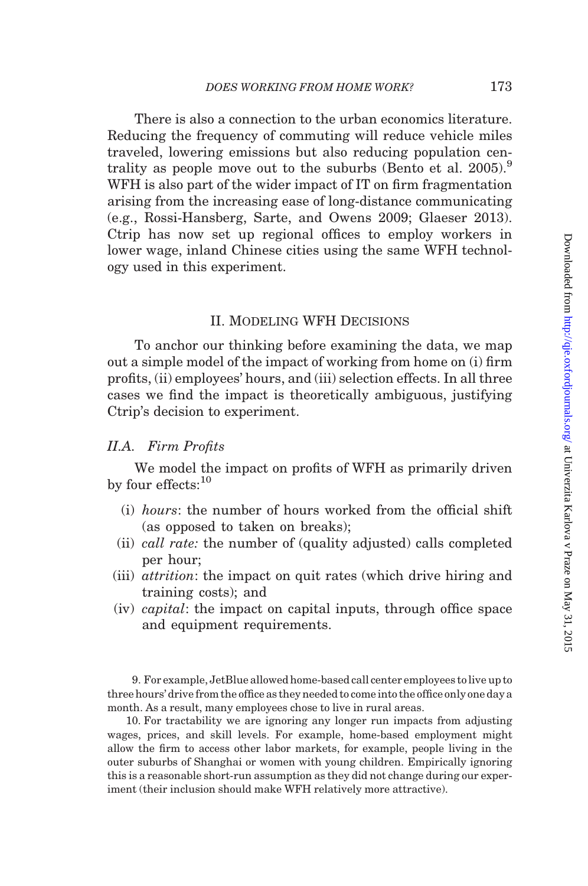There is also a connection to the urban economics literature. Reducing the frequency of commuting will reduce vehicle miles traveled, lowering emissions but also reducing population centrality as people move out to the suburbs (Bento et al. 2005).[9] WFH is also part of the wider impact of IT on firm fragmentation arising from the increasing ease of long-distance communicating (e.g., Rossi-Hansberg, Sarte, and Owens 2009; Glaeser 2013). Ctrip has now set up regional offices to employ workers in lower wage, inland Chinese cities using the same WFH technology used in this experiment.

## II. Modeling WFH Decisions

To anchor our thinking before examining the data, we map out a simple model of the impact of working from home on (i) firm profits, (ii) employees' hours, and (iii) selection effects. In all three cases we find the impact is theoretically ambiguous, justifying Ctrip's decision to experiment.

### II.A. Firm Profits

We model the impact on profits of WFH as primarily driven by four effects:[10]

- (i) *hours*: the number of hours worked from the official shift (as opposed to taken on breaks);
- (ii) *call rate:* the number of (quality adjusted) calls completed per hour;
- (iii) *attrition*: the impact on quit rates (which drive hiring and training costs); and
- (iv) *capital*: the impact on capital inputs, through office space and equipment requirements.

9. For example, JetBlue allowed home-based call center employees to live up to three hours' drive from the office as they needed to come into the office only one day a month. As a result, many employees chose to live in rural areas.

10. For tractability we are ignoring any longer run impacts from adjusting wages, prices, and skill levels. For example, home-based employment might allow the firm to access other labor markets, for example, people living in the outer suburbs of Shanghai or women with young children. Empirically ignoring this is a reasonable short-run assumption as they did not change during our experiment (their inclusion should make WFH relatively more attractive).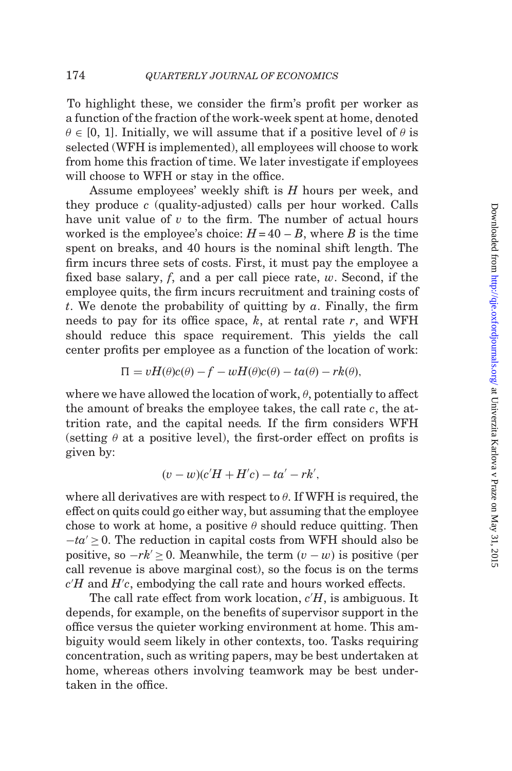To highlight these, we consider the firm's profit per worker as a function of the fraction of the work-week spent at home, denoted $\theta \in [0, 1]$. Initially, we will assume that if a positive level of $\theta$ is selected (WFH is implemented), all employees will choose to work from home this fraction of time. We later investigate if employees will choose to WFH or stay in the office.

Assume employees' weekly shift is $H$ hours per week, and they produce $c$ (quality-adjusted) calls per hour worked. Calls have unit value of $v$ to the firm. The number of actual hours worked is the employee's choice: $H = 40 - B$, where $B$ is the time spent on breaks, and 40 hours is the nominal shift length. The firm incurs three sets of costs. First, it must pay the employee a fixed base salary, $f$, and a per call piece rate, $w$. Second, if the employee quits, the firm incurs recruitment and training costs of $t$. We denote the probability of quitting by $a$. Finally, the firm needs to pay for its office space, $k$, at rental rate $r$, and WFH should reduce this space requirement. This yields the call center profits per employee as a function of the location of work:

$$\Pi = vH(\theta)c(\theta) - f - wH(\theta)c(\theta) - ta(\theta) - rk(\theta),$$

where we have allowed the location of work, $\theta$, potentially to affect the amount of breaks the employee takes, the call rate $c$, the attrition rate, and the capital needs. If the firm considers WFH (setting $\theta$ at a positive level), the first-order effect on profits is given by:

$$(v - w)(c'H + H'c) - ta' - rk',$$

where all derivatives are with respect to $\theta$. If WFH is required, the effect on quits could go either way, but assuming that the employee chose to work at home, a positive $\theta$ should reduce quitting. Then $-ta' \geq 0$. The reduction in capital costs from WFH should also be positive, so $-rk' \geq 0$. Meanwhile, the term $(v - w)$ is positive (per call revenue is above marginal cost), so the focus is on the terms $c'H$ and $H'c$, embodying the call rate and hours worked effects.

The call rate effect from work location, $c'H$, is ambiguous. It depends, for example, on the benefits of supervisor support in the office versus the quieter working environment at home. This ambiguity would seem likely in other contexts, too. Tasks requiring concentration, such as writing papers, may be best undertaken at home, whereas others involving teamwork may be best undertaken in the office.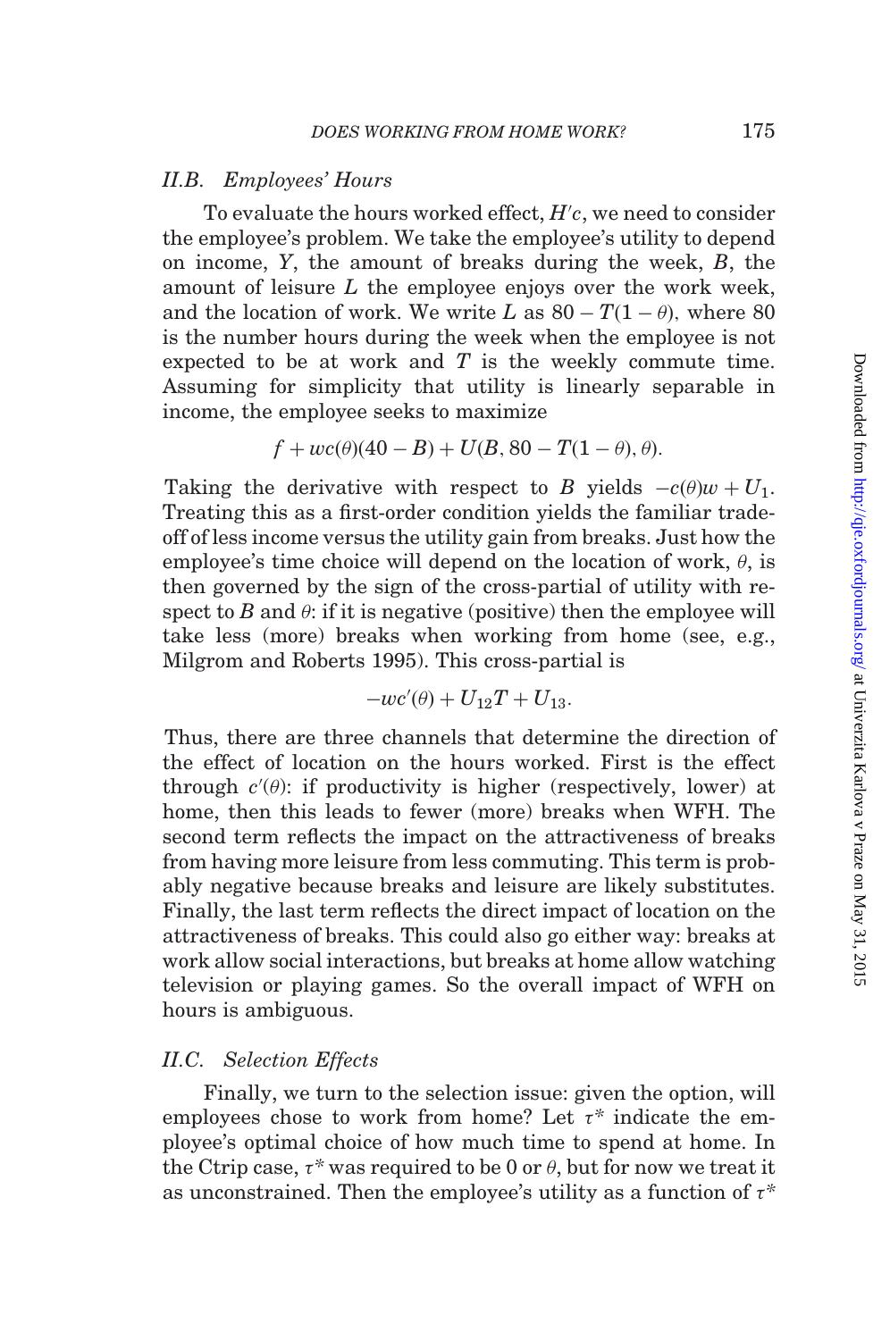### II.B. Employees' Hours

To evaluate the hours worked effect, $H'c$, we need to consider the employee's problem. We take the employee's utility to depend on income, $Y$, the amount of breaks during the week, $B$, the amount of leisure $L$ the employee enjoys over the work week, and the location of work. We write $L$ as $80 - T(1-\theta)$, where 80 is the number hours during the week when the employee is not expected to be at work and $T$ is the weekly commute time. Assuming for simplicity that utility is linearly separable in income, the employee seeks to maximize

$$f + wc(\theta)(40 - B) + U(B, 80 - T(1-\theta), \theta).$$

Taking the derivative with respect to $B$ yields $-c(\theta)w + U_1$. Treating this as a first-order condition yields the familiar trade-off of less income versus the utility gain from breaks. Just how the employee's time choice will depend on the location of work, $\theta$, is then governed by the sign of the cross-partial of utility with respect to $B$ and $\theta$: if it is negative (positive) then the employee will take less (more) breaks when working from home (see, e.g., Milgrom and Roberts 1995). This cross-partial is

$$-wc'(\theta) + U_{12}T + U_{13}.$$

Thus, there are three channels that determine the direction of the effect of location on the hours worked. First is the effect through $c'(\theta)$: if productivity is higher (respectively, lower) at home, then this leads to fewer (more) breaks when WFH. The second term reflects the impact on the attractiveness of breaks from having more leisure from less commuting. This term is probably negative because breaks and leisure are likely substitutes. Finally, the last term reflects the direct impact of location on the attractiveness of breaks. This could also go either way: breaks at work allow social interactions, but breaks at home allow watching television or playing games. So the overall impact of WFH on hours is ambiguous.

### II.C. Selection Effects

Finally, we turn to the selection issue: given the option, will employees chose to work from home? Let $\tau^*$ indicate the employee's optimal choice of how much time to spend at home. In the Ctrip case, $\tau^*$ was required to be 0 or $\theta$, but for now we treat it as unconstrained. Then the employee's utility as a function of $\tau^*$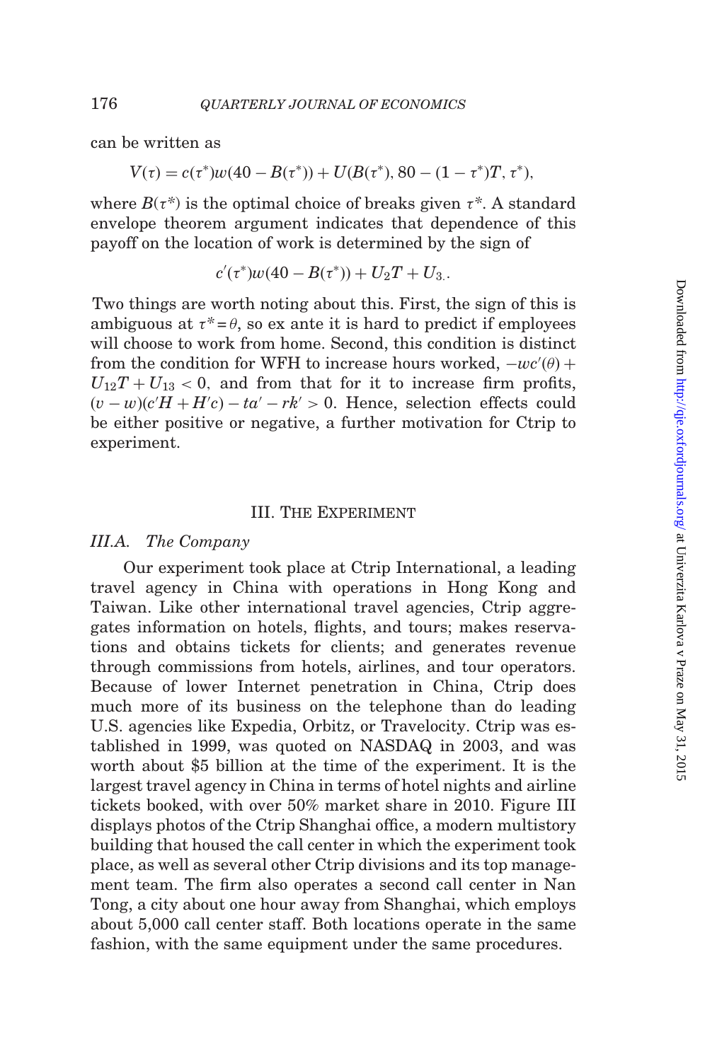can be written as

$$V(\tau) = c(\tau^*)w(40 - B(\tau^*)) + U(B(\tau^*), 80 - (1 - \tau^*)T, \tau^*),$$

where $B(\tau^*)$ is the optimal choice of breaks given $\tau^*$. A standard envelope theorem argument indicates that dependence of this payoff on the location of work is determined by the sign of

$$c'(\tau^*)w(40 - B(\tau^*)) + U_2T + U_3.$$

Two things are worth noting about this. First, the sign of this is ambiguous at $\tau^* = \theta$, so ex ante it is hard to predict if employees will choose to work from home. Second, this condition is distinct from the condition for WFH to increase hours worked, $-wc'(\theta) + U_{12}T + U_{13} < 0$, and from that for it to increase firm profits, $(v - w)(c'H + H'c) - ta' - rk' > 0$. Hence, selection effects could be either positive or negative, a further motivation for Ctrip to experiment.

## III. The Experiment

### *III.A. The Company*

Our experiment took place at Ctrip International, a leading travel agency in China with operations in Hong Kong and Taiwan. Like other international travel agencies, Ctrip aggregates information on hotels, flights, and tours; makes reservations and obtains tickets for clients; and generates revenue through commissions from hotels, airlines, and tour operators. Because of lower Internet penetration in China, Ctrip does much more of its business on the telephone than do leading U.S. agencies like Expedia, Orbitz, or Travelocity. Ctrip was established in 1999, was quoted on NASDAQ in 2003, and was worth about \$5 billion at the time of the experiment. It is the largest travel agency in China in terms of hotel nights and airline tickets booked, with over 50% market share in 2010. Figure III displays photos of the Ctrip Shanghai office, a modern multistory building that housed the call center in which the experiment took place, as well as several other Ctrip divisions and its top management team. The firm also operates a second call center in Nan Tong, a city about one hour away from Shanghai, which employs about 5,000 call center staff. Both locations operate in the same fashion, with the same equipment under the same procedures.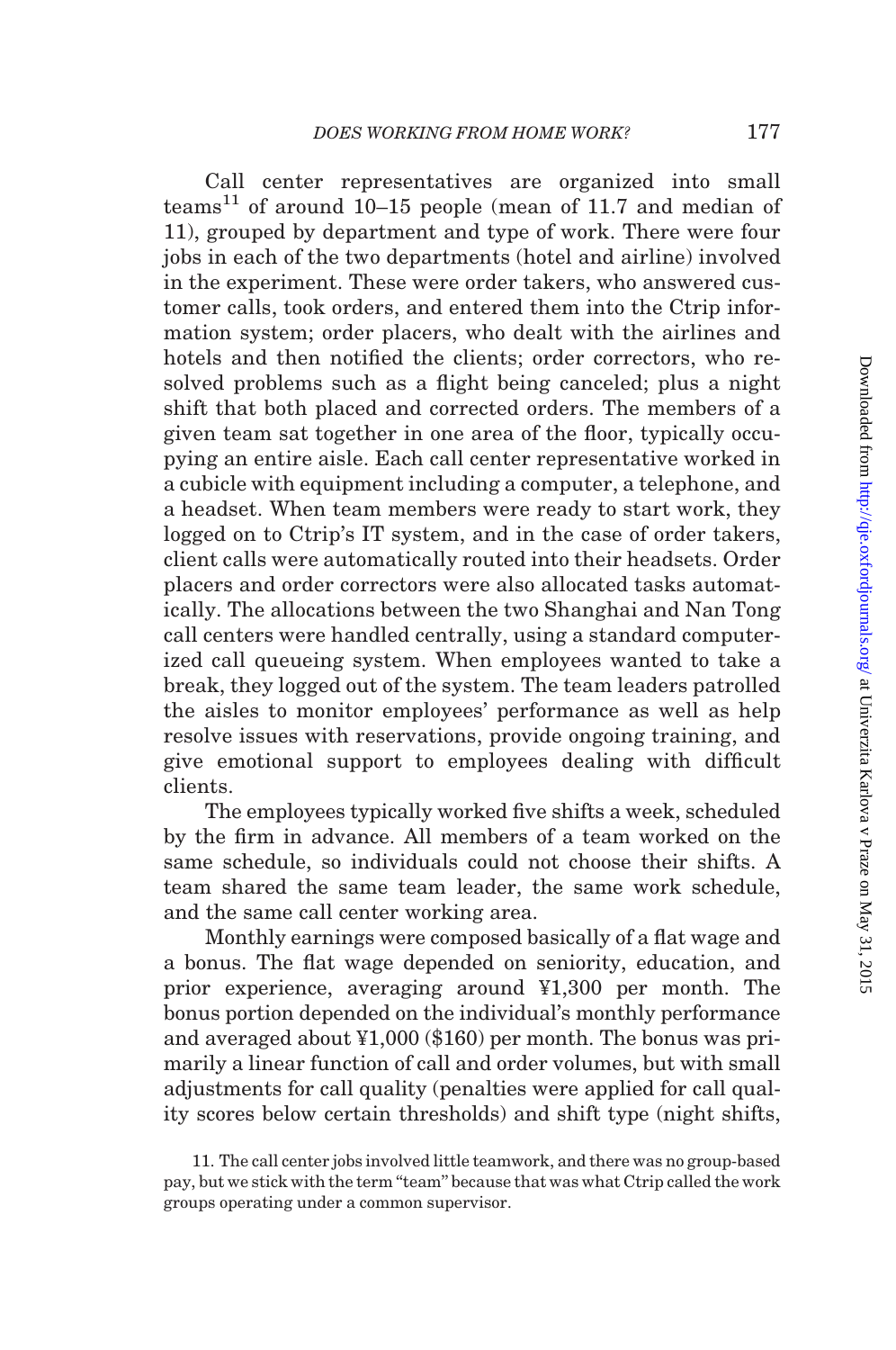Call center representatives are organized into small teams[11] of around 10–15 people (mean of 11.7 and median of 11), grouped by department and type of work. There were four jobs in each of the two departments (hotel and airline) involved in the experiment. These were order takers, who answered customer calls, took orders, and entered them into the Ctrip information system; order placers, who dealt with the airlines and hotels and then notified the clients; order correctors, who resolved problems such as a flight being canceled; plus a night shift that both placed and corrected orders. The members of a given team sat together in one area of the floor, typically occupying an entire aisle. Each call center representative worked in a cubicle with equipment including a computer, a telephone, and a headset. When team members were ready to start work, they logged on to Ctrip's IT system, and in the case of order takers, client calls were automatically routed into their headsets. Order placers and order correctors were also allocated tasks automatically. The allocations between the two Shanghai and Nan Tong call centers were handled centrally, using a standard computerized call queueing system. When employees wanted to take a break, they logged out of the system. The team leaders patrolled the aisles to monitor employees' performance as well as help resolve issues with reservations, provide ongoing training, and give emotional support to employees dealing with difficult clients.

The employees typically worked five shifts a week, scheduled by the firm in advance. All members of a team worked on the same schedule, so individuals could not choose their shifts. A team shared the same team leader, the same work schedule, and the same call center working area.

Monthly earnings were composed basically of a flat wage and a bonus. The flat wage depended on seniority, education, and prior experience, averaging around ¥1,300 per month. The bonus portion depended on the individual's monthly performance and averaged about ¥1,000 ($160) per month. The bonus was primarily a linear function of call and order volumes, but with small adjustments for call quality (penalties were applied for call quality scores below certain thresholds) and shift type (night shifts,

11. The call center jobs involved little teamwork, and there was no group-based pay, but we stick with the term "team" because that was what Ctrip called the work groups operating under a common supervisor.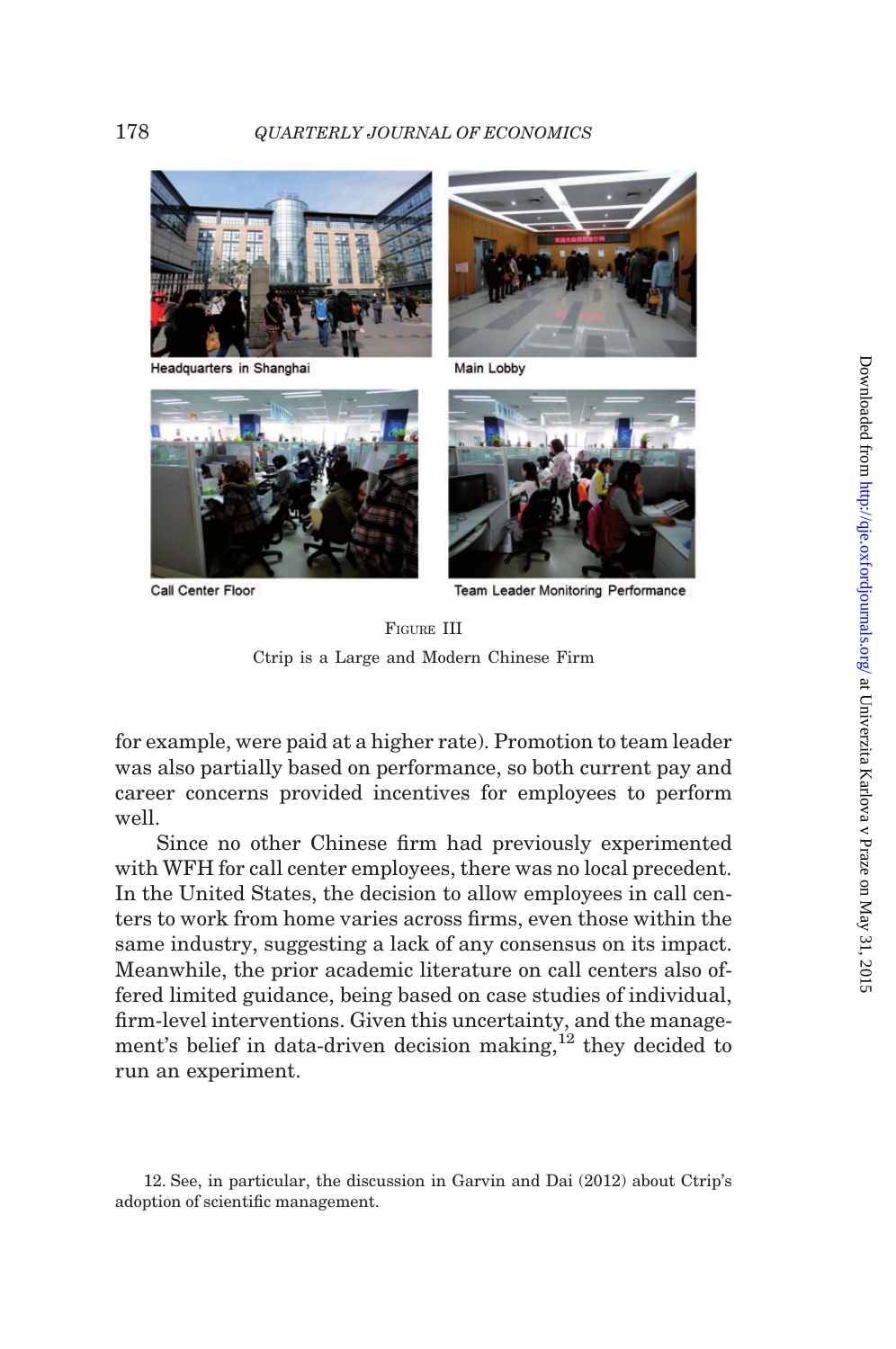Headquarters in Shanghai

Main Lobby

Call Center Floor

Team Leader Monitoring Performance

FIGURE III

Ctrip is a Large and Modern Chinese Firm

for example, were paid at a higher rate). Promotion to team leader was also partially based on performance, so both current pay and career concerns provided incentives for employees to perform well.

Since no other Chinese firm had previously experimented with WFH for call center employees, there was no local precedent. In the United States, the decision to allow employees in call centers to work from home varies across firms, even those within the same industry, suggesting a lack of any consensus on its impact. Meanwhile, the prior academic literature on call centers also offered limited guidance, being based on case studies of individual, firm-level interventions. Given this uncertainty, and the management's belief in data-driven decision making,[12] they decided to run an experiment.

12. See, in particular, the discussion in Garvin and Dai (2012) about Ctrip's adoption of scientific management.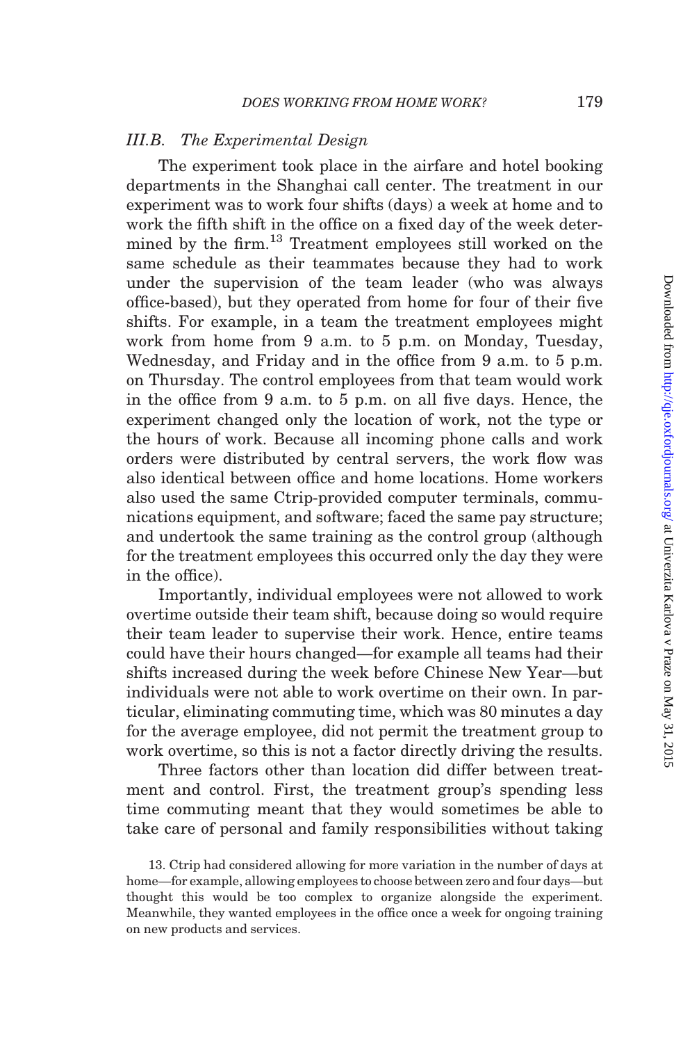### III.B. The Experimental Design

The experiment took place in the airfare and hotel booking departments in the Shanghai call center. The treatment in our experiment was to work four shifts (days) a week at home and to work the fifth shift in the office on a fixed day of the week determined by the firm.[13] Treatment employees still worked on the same schedule as their teammates because they had to work under the supervision of the team leader (who was always office-based), but they operated from home for four of their five shifts. For example, in a team the treatment employees might work from home from 9 a.m. to 5 p.m. on Monday, Tuesday, Wednesday, and Friday and in the office from 9 a.m. to 5 p.m. on Thursday. The control employees from that team would work in the office from 9 a.m. to 5 p.m. on all five days. Hence, the experiment changed only the location of work, not the type or the hours of work. Because all incoming phone calls and work orders were distributed by central servers, the work flow was also identical between office and home locations. Home workers also used the same Ctrip-provided computer terminals, communications equipment, and software; faced the same pay structure; and undertook the same training as the control group (although for the treatment employees this occurred only the day they were in the office).

Importantly, individual employees were not allowed to work overtime outside their team shift, because doing so would require their team leader to supervise their work. Hence, entire teams could have their hours changed—for example all teams had their shifts increased during the week before Chinese New Year—but individuals were not able to work overtime on their own. In particular, eliminating commuting time, which was 80 minutes a day for the average employee, did not permit the treatment group to work overtime, so this is not a factor directly driving the results.

Three factors other than location did differ between treatment and control. First, the treatment group's spending less time commuting meant that they would sometimes be able to take care of personal and family responsibilities without taking

13. Ctrip had considered allowing for more variation in the number of days at home—for example, allowing employees to choose between zero and four days—but thought this would be too complex to organize alongside the experiment. Meanwhile, they wanted employees in the office once a week for ongoing training on new products and services.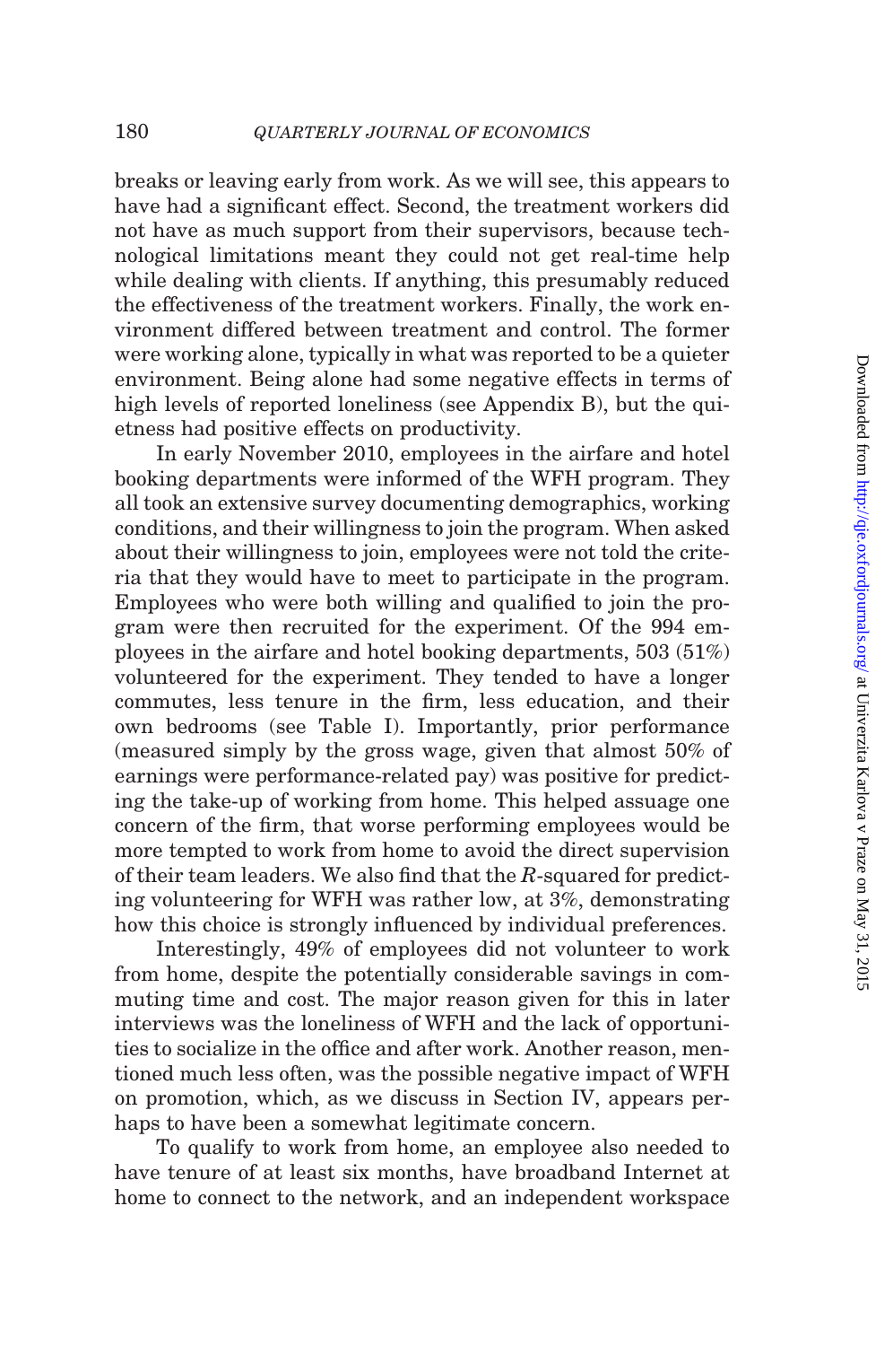breaks or leaving early from work. As we will see, this appears to have had a significant effect. Second, the treatment workers did not have as much support from their supervisors, because technological limitations meant they could not get real-time help while dealing with clients. If anything, this presumably reduced the effectiveness of the treatment workers. Finally, the work environment differed between treatment and control. The former were working alone, typically in what was reported to be a quieter environment. Being alone had some negative effects in terms of high levels of reported loneliness (see Appendix B), but the quietness had positive effects on productivity.

In early November 2010, employees in the airfare and hotel booking departments were informed of the WFH program. They all took an extensive survey documenting demographics, working conditions, and their willingness to join the program. When asked about their willingness to join, employees were not told the criteria that they would have to meet to participate in the program. Employees who were both willing and qualified to join the program were then recruited for the experiment. Of the 994 employees in the airfare and hotel booking departments, 503 (51%) volunteered for the experiment. They tended to have a longer commutes, less tenure in the firm, less education, and their own bedrooms (see Table I). Importantly, prior performance (measured simply by the gross wage, given that almost 50% of earnings were performance-related pay) was positive for predicting the take-up of working from home. This helped assuage one concern of the firm, that worse performing employees would be more tempted to work from home to avoid the direct supervision of their team leaders. We also find that the $R$-squared for predicting volunteering for WFH was rather low, at 3%, demonstrating how this choice is strongly influenced by individual preferences.

Interestingly, 49% of employees did not volunteer to work from home, despite the potentially considerable savings in commuting time and cost. The major reason given for this in later interviews was the loneliness of WFH and the lack of opportunities to socialize in the office and after work. Another reason, mentioned much less often, was the possible negative impact of WFH on promotion, which, as we discuss in Section IV, appears perhaps to have been a somewhat legitimate concern.

To qualify to work from home, an employee also needed to have tenure of at least six months, have broadband Internet at home to connect to the network, and an independent workspace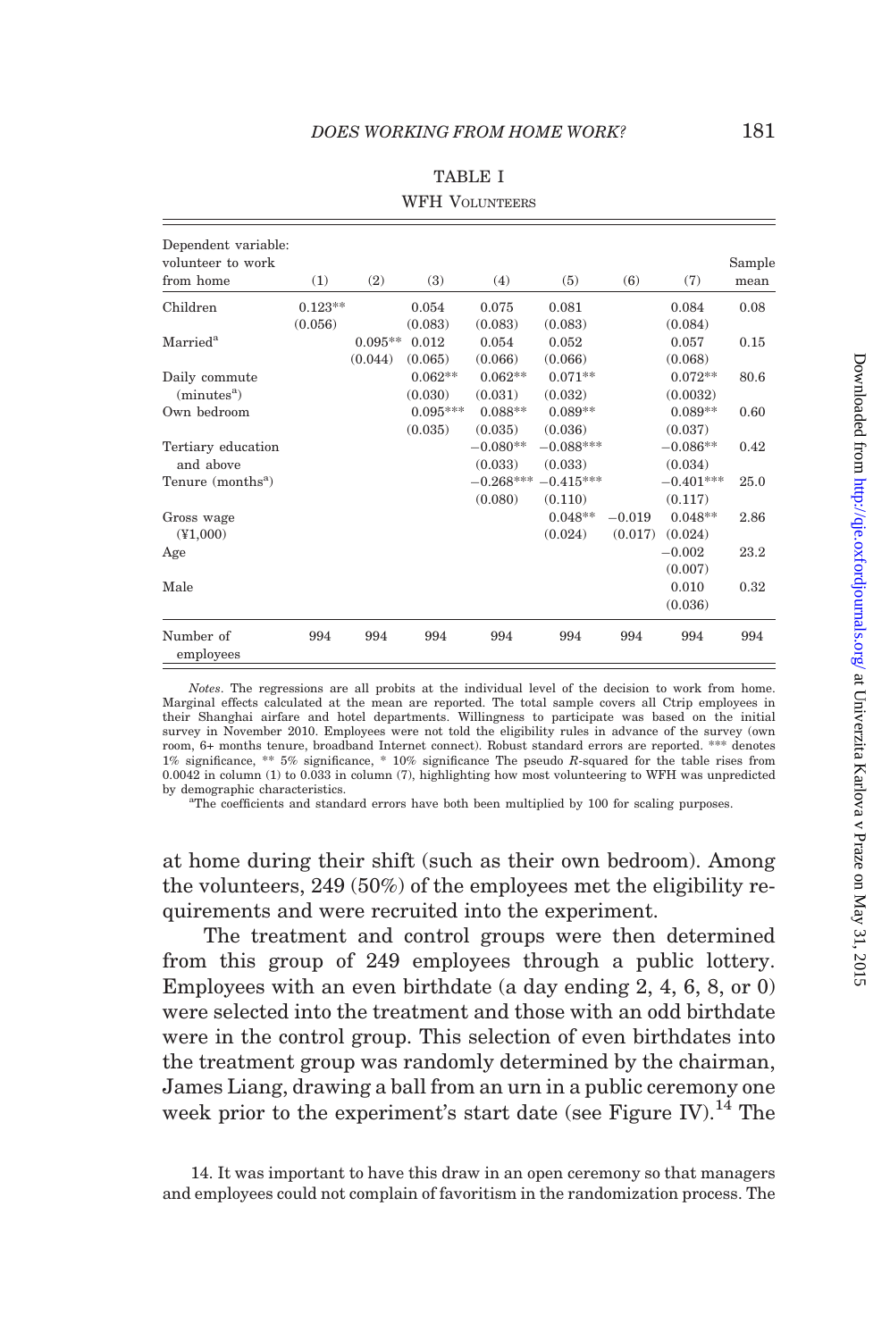TABLE I

WFH VOLUNTEERS

| Dependent variable: volunteer to work from home | (1) | (2) | (3) | (4) | (5) | (6) | (7) | Sample mean |
|---|---|---|---|---|---|---|---|---|
| Children | 0.123** | | 0.054 | 0.075 | 0.081 | | 0.084 | 0.08 |
| | (0.056) | | (0.083) | (0.083) | (0.083) | | (0.084) | |
| Married[a] | | 0.095** | 0.012 | 0.054 | 0.052 | | 0.057 | 0.15 |
| | | (0.044) | (0.065) | (0.066) | (0.066) | | (0.068) | |
| Daily commute (minutes[a]) | | | 0.062** | 0.062** | 0.071** | | 0.072** | 80.6 |
| | | | (0.030) | (0.031) | (0.032) | | (0.0032) | |
| Own bedroom | | | 0.095*** | 0.088** | 0.089** | | 0.089** | 0.60 |
| | | | (0.035) | (0.035) | (0.036) | | (0.037) | |
| Tertiary education and above | | | | −0.080** | −0.088*** | | −0.086** | 0.42 |
| | | | | (0.033) | (0.033) | | (0.034) | |
| Tenure (months[a]) | | | | −0.268*** | −0.415*** | | −0.401*** | 25.0 |
| | | | | (0.080) | (0.110) | | (0.117) | |
| Gross wage (¥1,000) | | | | | 0.048** | −0.019 | 0.048** | 2.86 |
| | | | | | (0.024) | (0.017) | (0.024) | |
| Age | | | | | | | −0.002 | 23.2 |
| | | | | | | | (0.007) | |
| Male | | | | | | | 0.010 | 0.32 |
| | | | | | | | (0.036) | |
| Number of employees | 994 | 994 | 994 | 994 | 994 | 994 | 994 | 994 |

*Notes*. The regressions are all probits at the individual level of the decision to work from home. Marginal effects calculated at the mean are reported. The total sample covers all Ctrip employees in their Shanghai airfare and hotel departments. Willingness to participate was based on the initial survey in November 2010. Employees were not told the eligibility rules in advance of the survey (own room, 6+ months tenure, broadband Internet connect). Robust standard errors are reported. *** denotes 1% significance, ** 5% significance, * 10% significance The pseudo $R$-squared for the table rises from 0.0042 in column (1) to 0.033 in column (7), highlighting how most volunteering to WFH was unpredicted by demographic characteristics.

[a]The coefficients and standard errors have both been multiplied by 100 for scaling purposes.

at home during their shift (such as their own bedroom). Among the volunteers, 249 (50%) of the employees met the eligibility requirements and were recruited into the experiment.

The treatment and control groups were then determined from this group of 249 employees through a public lottery. Employees with an even birthdate (a day ending 2, 4, 6, 8, or 0) were selected into the treatment and those with an odd birthdate were in the control group. This selection of even birthdates into the treatment group was randomly determined by the chairman, James Liang, drawing a ball from an urn in a public ceremony one week prior to the experiment's start date (see Figure IV).[14] The

14. It was important to have this draw in an open ceremony so that managers and employees could not complain of favoritism in the randomization process. The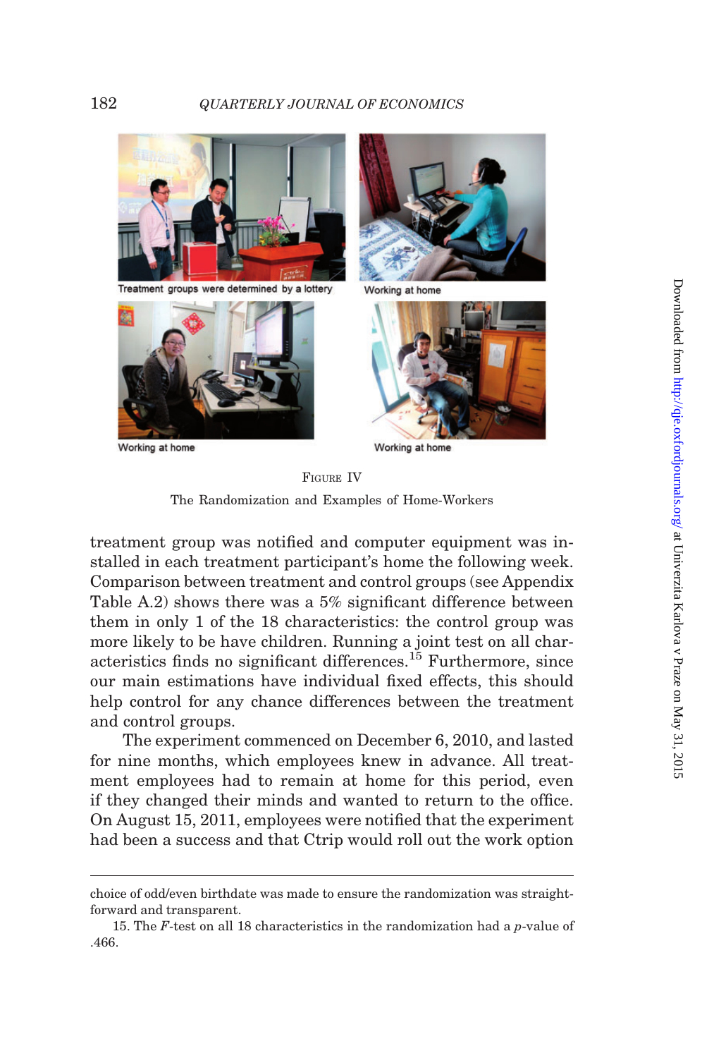Treatment groups were determined by a lottery

Working at home

Working at home

Working at home

FIGURE IV

The Randomization and Examples of Home-Workers

treatment group was notified and computer equipment was installed in each treatment participant's home the following week. Comparison between treatment and control groups (see Appendix Table A.2) shows there was a 5% significant difference between them in only 1 of the 18 characteristics: the control group was more likely to be have children. Running a joint test on all characteristics finds no significant differences.[15] Furthermore, since our main estimations have individual fixed effects, this should help control for any chance differences between the treatment and control groups.

The experiment commenced on December 6, 2010, and lasted for nine months, which employees knew in advance. All treatment employees had to remain at home for this period, even if they changed their minds and wanted to return to the office. On August 15, 2011, employees were notified that the experiment had been a success and that Ctrip would roll out the work option

---

choice of odd/even birthdate was made to ensure the randomization was straightforward and transparent.

15. The *F*-test on all 18 characteristics in the randomization had a *p*-value of .466.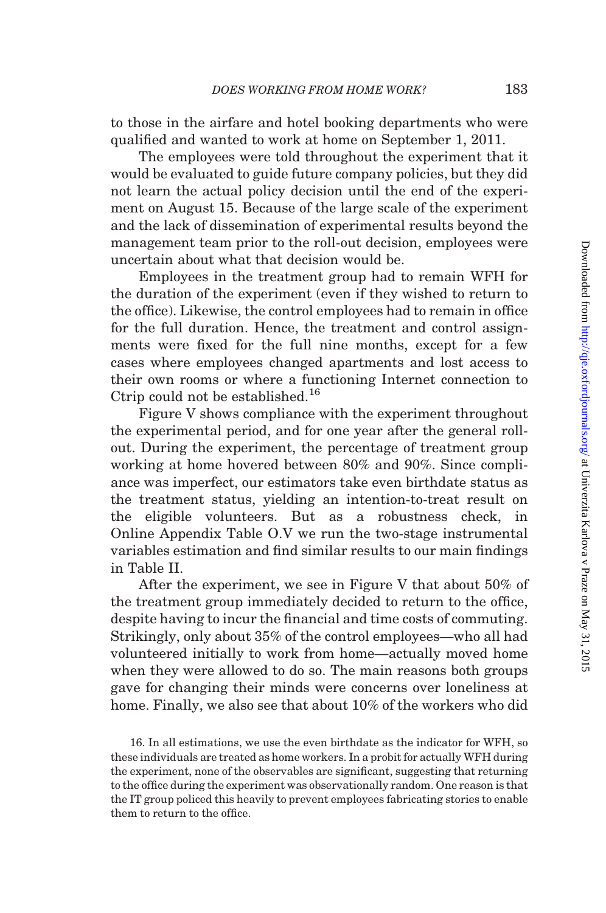to those in the airfare and hotel booking departments who were qualified and wanted to work at home on September 1, 2011.

The employees were told throughout the experiment that it would be evaluated to guide future company policies, but they did not learn the actual policy decision until the end of the experiment on August 15. Because of the large scale of the experiment and the lack of dissemination of experimental results beyond the management team prior to the roll-out decision, employees were uncertain about what that decision would be.

Employees in the treatment group had to remain WFH for the duration of the experiment (even if they wished to return to the office). Likewise, the control employees had to remain in office for the full duration. Hence, the treatment and control assignments were fixed for the full nine months, except for a few cases where employees changed apartments and lost access to their own rooms or where a functioning Internet connection to Ctrip could not be established.[16]

Figure V shows compliance with the experiment throughout the experimental period, and for one year after the general roll-out. During the experiment, the percentage of treatment group working at home hovered between 80% and 90%. Since compliance was imperfect, our estimators take even birthdate status as the treatment status, yielding an intention-to-treat result on the eligible volunteers. But as a robustness check, in Online Appendix Table O.V we run the two-stage instrumental variables estimation and find similar results to our main findings in Table II.

After the experiment, we see in Figure V that about 50% of the treatment group immediately decided to return to the office, despite having to incur the financial and time costs of commuting. Strikingly, only about 35% of the control employees—who all had volunteered initially to work from home—actually moved home when they were allowed to do so. The main reasons both groups gave for changing their minds were concerns over loneliness at home. Finally, we also see that about 10% of the workers who did

16. In all estimations, we use the even birthdate as the indicator for WFH, so these individuals are treated as home workers. In a probit for actually WFH during the experiment, none of the observables are significant, suggesting that returning to the office during the experiment was observationally random. One reason is that the IT group policed this heavily to prevent employees fabricating stories to enable them to return to the office.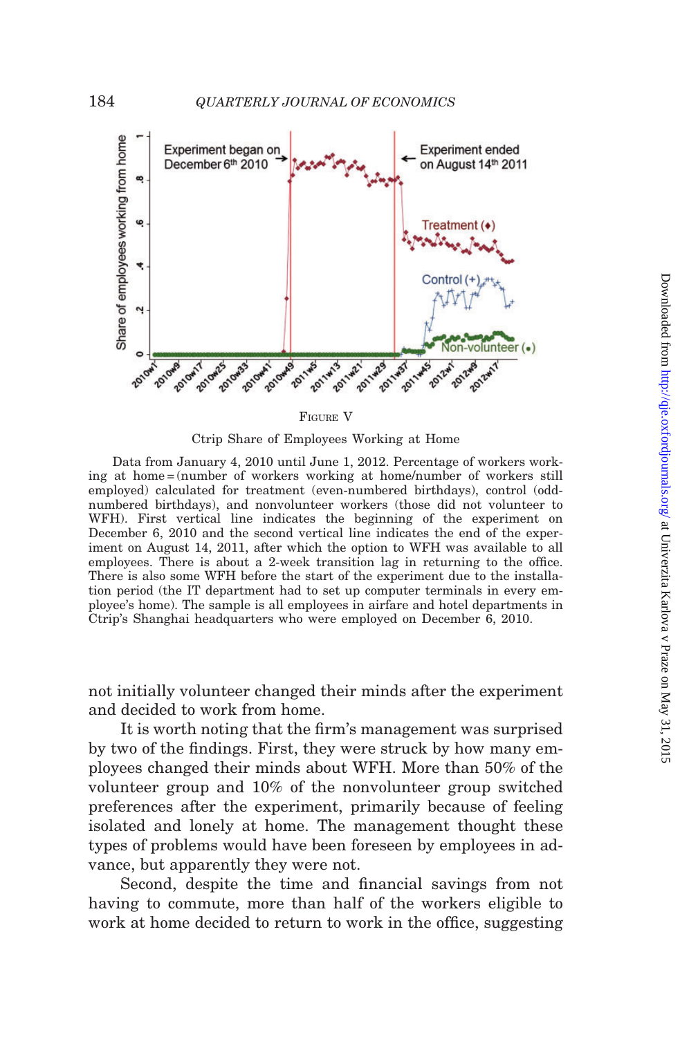FIGURE V

Ctrip Share of Employees Working at Home

Data from January 4, 2010 until June 1, 2012. Percentage of workers working at home = (number of workers working at home/number of workers still employed) calculated for treatment (even-numbered birthdays), control (odd-numbered birthdays), and nonvolunteer workers (those did not volunteer to WFH). First vertical line indicates the beginning of the experiment on December 6, 2010 and the second vertical line indicates the end of the experiment on August 14, 2011, after which the option to WFH was available to all employees. There is about a 2-week transition lag in returning to the office. There is also some WFH before the start of the experiment due to the installation period (the IT department had to set up computer terminals in every employee's home). The sample is all employees in airfare and hotel departments in Ctrip's Shanghai headquarters who were employed on December 6, 2010.

not initially volunteer changed their minds after the experiment and decided to work from home.

It is worth noting that the firm's management was surprised by two of the findings. First, they were struck by how many employees changed their minds about WFH. More than 50% of the volunteer group and 10% of the nonvolunteer group switched preferences after the experiment, primarily because of feeling isolated and lonely at home. The management thought these types of problems would have been foreseen by employees in advance, but apparently they were not.

Second, despite the time and financial savings from not having to commute, more than half of the workers eligible to work at home decided to return to work in the office, suggesting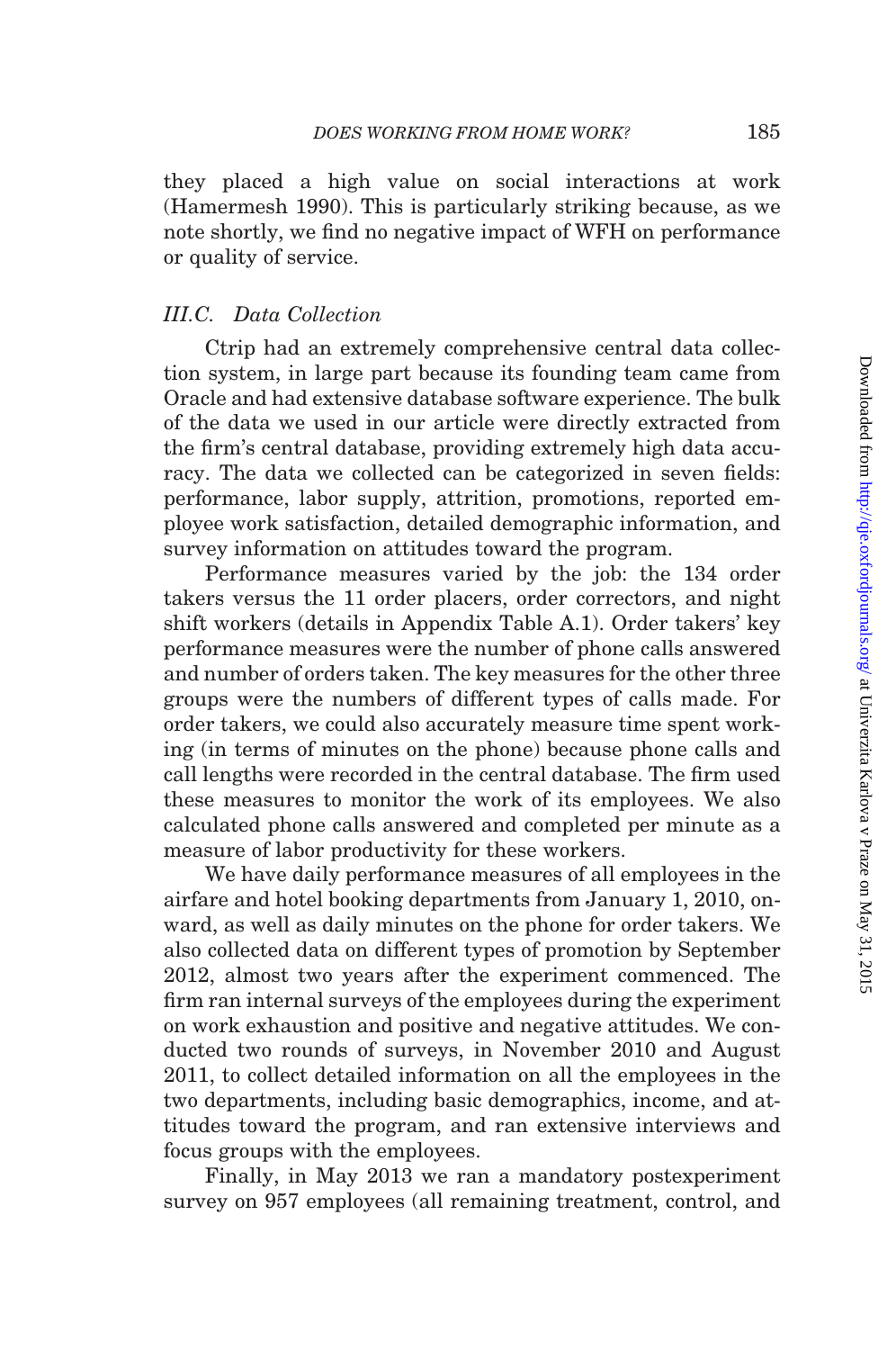they placed a high value on social interactions at work (Hamermesh 1990). This is particularly striking because, as we note shortly, we find no negative impact of WFH on performance or quality of service.

### III.C. Data Collection

Ctrip had an extremely comprehensive central data collection system, in large part because its founding team came from Oracle and had extensive database software experience. The bulk of the data we used in our article were directly extracted from the firm's central database, providing extremely high data accuracy. The data we collected can be categorized in seven fields: performance, labor supply, attrition, promotions, reported employee work satisfaction, detailed demographic information, and survey information on attitudes toward the program.

Performance measures varied by the job: the 134 order takers versus the 11 order placers, order correctors, and night shift workers (details in Appendix Table A.1). Order takers' key performance measures were the number of phone calls answered and number of orders taken. The key measures for the other three groups were the numbers of different types of calls made. For order takers, we could also accurately measure time spent working (in terms of minutes on the phone) because phone calls and call lengths were recorded in the central database. The firm used these measures to monitor the work of its employees. We also calculated phone calls answered and completed per minute as a measure of labor productivity for these workers.

We have daily performance measures of all employees in the airfare and hotel booking departments from January 1, 2010, onward, as well as daily minutes on the phone for order takers. We also collected data on different types of promotion by September 2012, almost two years after the experiment commenced. The firm ran internal surveys of the employees during the experiment on work exhaustion and positive and negative attitudes. We conducted two rounds of surveys, in November 2010 and August 2011, to collect detailed information on all the employees in the two departments, including basic demographics, income, and attitudes toward the program, and ran extensive interviews and focus groups with the employees.

Finally, in May 2013 we ran a mandatory postexperiment survey on 957 employees (all remaining treatment, control, and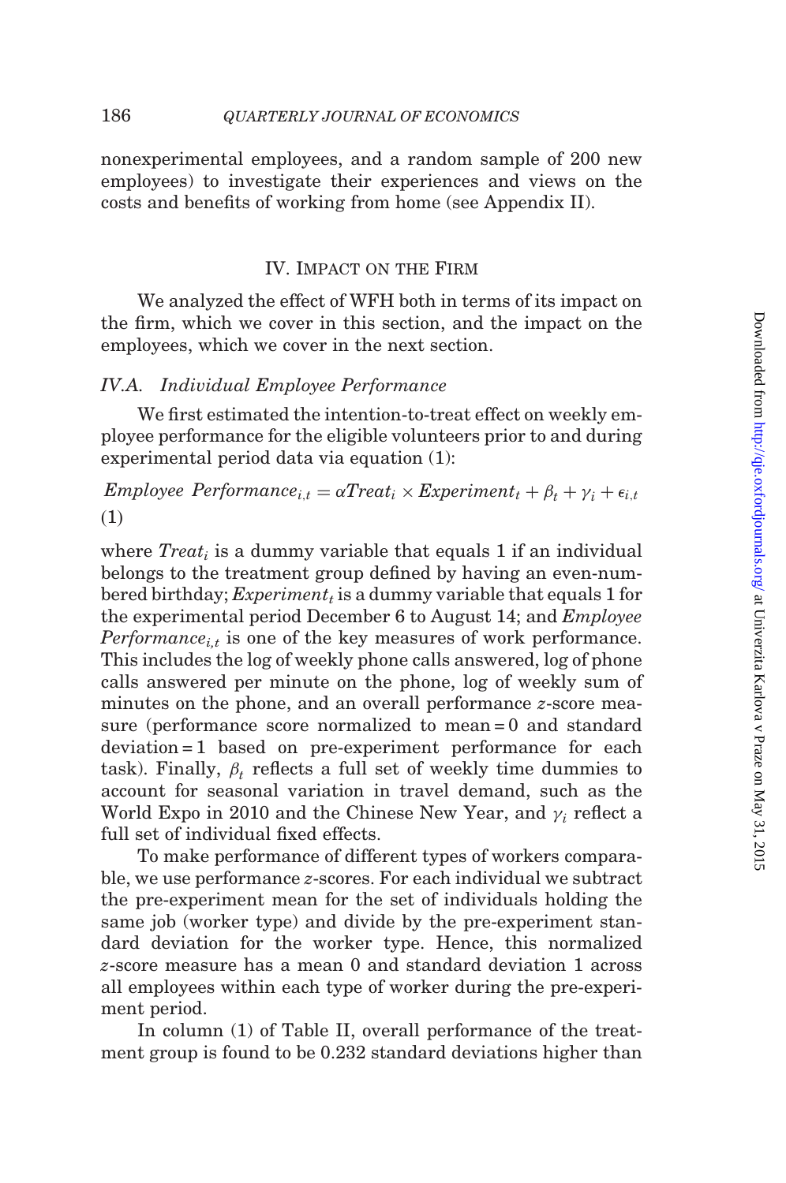nonexperimental employees, and a random sample of 200 new employees) to investigate their experiences and views on the costs and benefits of working from home (see Appendix II).

## IV. Impact on the Firm

We analyzed the effect of WFH both in terms of its impact on the firm, which we cover in this section, and the impact on the employees, which we cover in the next section.

### IV.A. Individual Employee Performance

We first estimated the intention-to-treat effect on weekly employee performance for the eligible volunteers prior to and during experimental period data via equation (1):

$$Employee\ Performance_{i,t} = \alpha Treat_i \times Experiment_t + \beta_t + \gamma_i + \epsilon_{i,t} \quad (1)$$

where $Treat_i$ is a dummy variable that equals 1 if an individual belongs to the treatment group defined by having an even-numbered birthday; $Experiment_t$ is a dummy variable that equals 1 for the experimental period December 6 to August 14; and $Employee\ Performance_{i,t}$ is one of the key measures of work performance. This includes the log of weekly phone calls answered, log of phone calls answered per minute on the phone, log of weekly sum of minutes on the phone, and an overall performance $z$-score measure (performance score normalized to mean = 0 and standard deviation = 1 based on pre-experiment performance for each task). Finally, $\beta_t$ reflects a full set of weekly time dummies to account for seasonal variation in travel demand, such as the World Expo in 2010 and the Chinese New Year, and $\gamma_i$ reflect a full set of individual fixed effects.

To make performance of different types of workers comparable, we use performance $z$-scores. For each individual we subtract the pre-experiment mean for the set of individuals holding the same job (worker type) and divide by the pre-experiment standard deviation for the worker type. Hence, this normalized $z$-score measure has a mean 0 and standard deviation 1 across all employees within each type of worker during the pre-experiment period.

In column (1) of Table II, overall performance of the treatment group is found to be 0.232 standard deviations higher than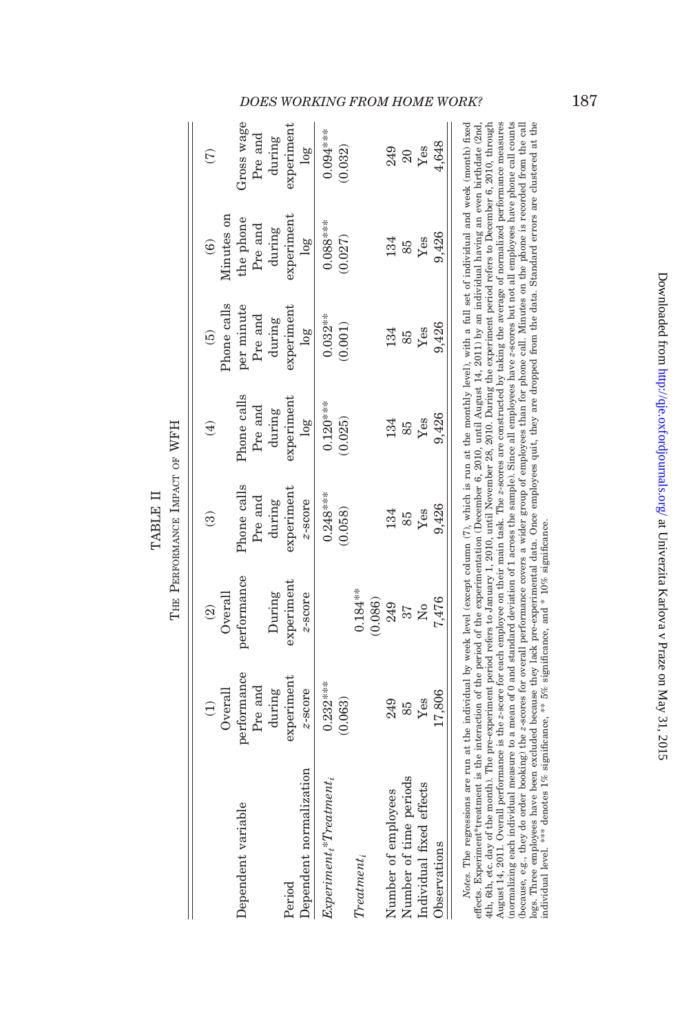TABLE II

The Performance Impact of WFH

| | (1) | (2) | (3) | (4) | (5) | (6) | (7) |
|---|---|---|---|---|---|---|---|
| Dependent variable | Overall performance | Overall performance | Phone calls | Phone calls | Phone calls per minute | Minutes on the phone | Gross wage |
| Period | Pre and during experiment | During experiment | Pre and during experiment | Pre and during experiment | Pre and during experiment | Pre and during experiment | Pre and during experiment |
| Dependent normalization | z-score | z-score | z-score | log | log | log | log |
| $Experiment_t$*$Treatment_i$ | 0.232*** | | 0.248*** | 0.120*** | 0.032** | 0.088*** | 0.094*** |
| | (0.063) | | (0.058) | (0.025) | (0.001) | (0.027) | (0.032) |
| $Treatment_i$ | | 0.184** | | | | | |
| | | (0.086) | | | | | |
| Number of employees | 249 | 249 | 134 | 134 | 134 | 134 | 249 |
| Number of time periods | 85 | 37 | 85 | 85 | 85 | 85 | 20 |
| Individual fixed effects | Yes | No | Yes | Yes | Yes | Yes | Yes |
| Observations | 17,806 | 7,476 | 9,426 | 9,426 | 9,426 | 9,426 | 4,648 |

*Notes.* The regressions are run at the individual by week level (except column (7), which is run at the monthly level), with a full set of individual and week (month) fixed effects. Experiment*treatment is the interaction of the period of the experimentation (December 6, 2010, until August 14, 2011) by an individual having an even birthdate (2nd, 4th, 6th, etc. day of the month). The pre-experiment period refers to January 1, 2010, until November 28, 2010. During the experiment period refers to December 6, 2010, through August 14, 2011. Overall performance is the z-score for each employee on their main task. The z-scores are constructed by taking the average of normalized performance measures (normalizing each individual measure to a mean of 0 and standard deviation of 1 across the sample). Since all employees have z-scores but not all employees have phone call counts (because, e.g., they do order booking) the z-scores for overall performance covers a wider group of employees than for phone call. Minutes on the phone is recorded from the call logs. Three employees have been excluded because they lack pre-experimental data. Once employees quit, they are dropped from the data. Standard errors are clustered at the individual level. *** denotes 1% significance, ** 5% significance, and * 10% significance.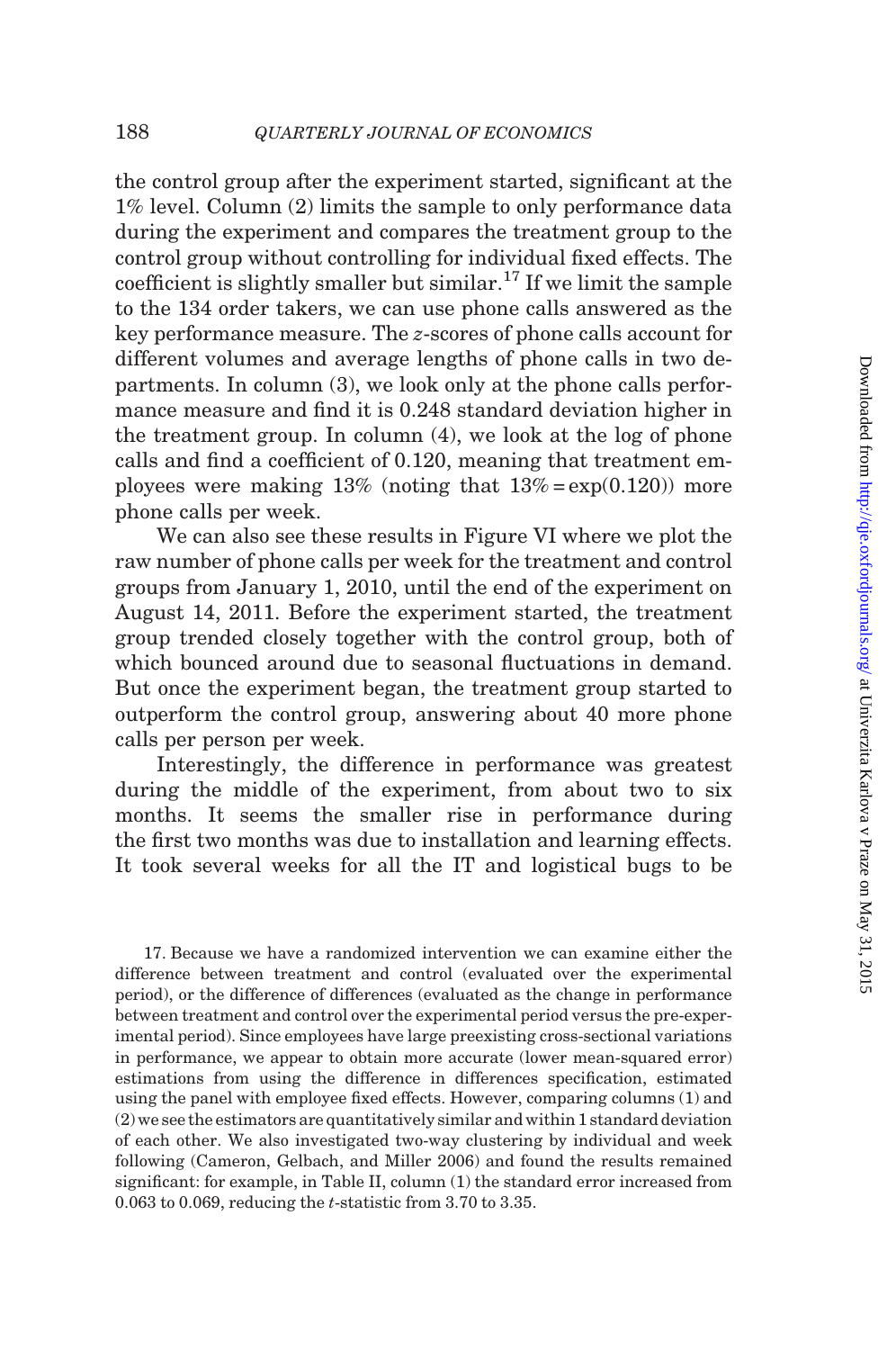the control group after the experiment started, significant at the 1% level. Column (2) limits the sample to only performance data during the experiment and compares the treatment group to the control group without controlling for individual fixed effects. The coefficient is slightly smaller but similar.[17] If we limit the sample to the 134 order takers, we can use phone calls answered as the key performance measure. The $z$-scores of phone calls account for different volumes and average lengths of phone calls in two departments. In column (3), we look only at the phone calls performance measure and find it is 0.248 standard deviation higher in the treatment group. In column (4), we look at the log of phone calls and find a coefficient of 0.120, meaning that treatment employees were making 13% (noting that $13\% = \exp(0.120)$) more phone calls per week.

We can also see these results in Figure VI where we plot the raw number of phone calls per week for the treatment and control groups from January 1, 2010, until the end of the experiment on August 14, 2011. Before the experiment started, the treatment group trended closely together with the control group, both of which bounced around due to seasonal fluctuations in demand. But once the experiment began, the treatment group started to outperform the control group, answering about 40 more phone calls per person per week.

Interestingly, the difference in performance was greatest during the middle of the experiment, from about two to six months. It seems the smaller rise in performance during the first two months was due to installation and learning effects. It took several weeks for all the IT and logistical bugs to be

17. Because we have a randomized intervention we can examine either the difference between treatment and control (evaluated over the experimental period), or the difference of differences (evaluated as the change in performance between treatment and control over the experimental period versus the pre-experimental period). Since employees have large preexisting cross-sectional variations in performance, we appear to obtain more accurate (lower mean-squared error) estimations from using the difference in differences specification, estimated using the panel with employee fixed effects. However, comparing columns (1) and (2) we see the estimators are quantitatively similar and within 1 standard deviation of each other. We also investigated two-way clustering by individual and week following (Cameron, Gelbach, and Miller 2006) and found the results remained significant: for example, in Table II, column (1) the standard error increased from 0.063 to 0.069, reducing the $t$-statistic from 3.70 to 3.35.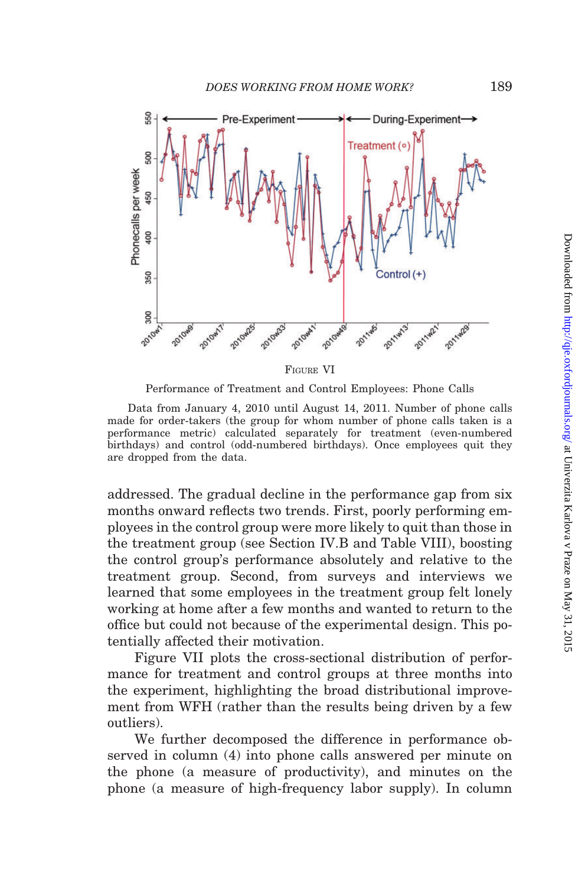FIGURE VI

Performance of Treatment and Control Employees: Phone Calls

Data from January 4, 2010 until August 14, 2011. Number of phone calls made for order-takers (the group for whom number of phone calls taken is a performance metric) calculated separately for treatment (even-numbered birthdays) and control (odd-numbered birthdays). Once employees quit they are dropped from the data.

addressed. The gradual decline in the performance gap from six months onward reflects two trends. First, poorly performing employees in the control group were more likely to quit than those in the treatment group (see Section IV.B and Table VIII), boosting the control group's performance absolutely and relative to the treatment group. Second, from surveys and interviews we learned that some employees in the treatment group felt lonely working at home after a few months and wanted to return to the office but could not because of the experimental design. This potentially affected their motivation.

Figure VII plots the cross-sectional distribution of performance for treatment and control groups at three months into the experiment, highlighting the broad distributional improvement from WFH (rather than the results being driven by a few outliers).

We further decomposed the difference in performance observed in column (4) into phone calls answered per minute on the phone (a measure of productivity), and minutes on the phone (a measure of high-frequency labor supply). In column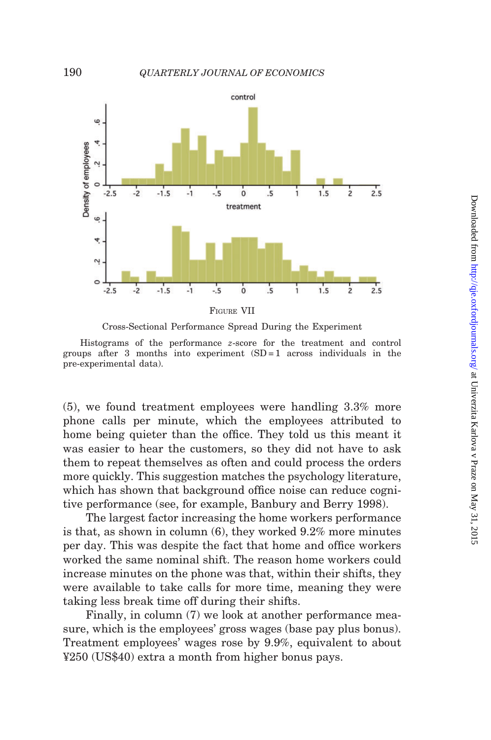FIGURE VII

Cross-Sectional Performance Spread During the Experiment

Histograms of the performance $z$-score for the treatment and control groups after 3 months into experiment (SD = 1 across individuals in the pre-experimental data).

(5), we found treatment employees were handling 3.3% more phone calls per minute, which the employees attributed to home being quieter than the office. They told us this meant it was easier to hear the customers, so they did not have to ask them to repeat themselves as often and could process the orders more quickly. This suggestion matches the psychology literature, which has shown that background office noise can reduce cognitive performance (see, for example, Banbury and Berry 1998).

The largest factor increasing the home workers performance is that, as shown in column (6), they worked 9.2% more minutes per day. This was despite the fact that home and office workers worked the same nominal shift. The reason home workers could increase minutes on the phone was that, within their shifts, they were available to take calls for more time, meaning they were taking less break time off during their shifts.

Finally, in column (7) we look at another performance measure, which is the employees' gross wages (base pay plus bonus). Treatment employees' wages rose by 9.9%, equivalent to about ¥250 (US$40) extra a month from higher bonus pays.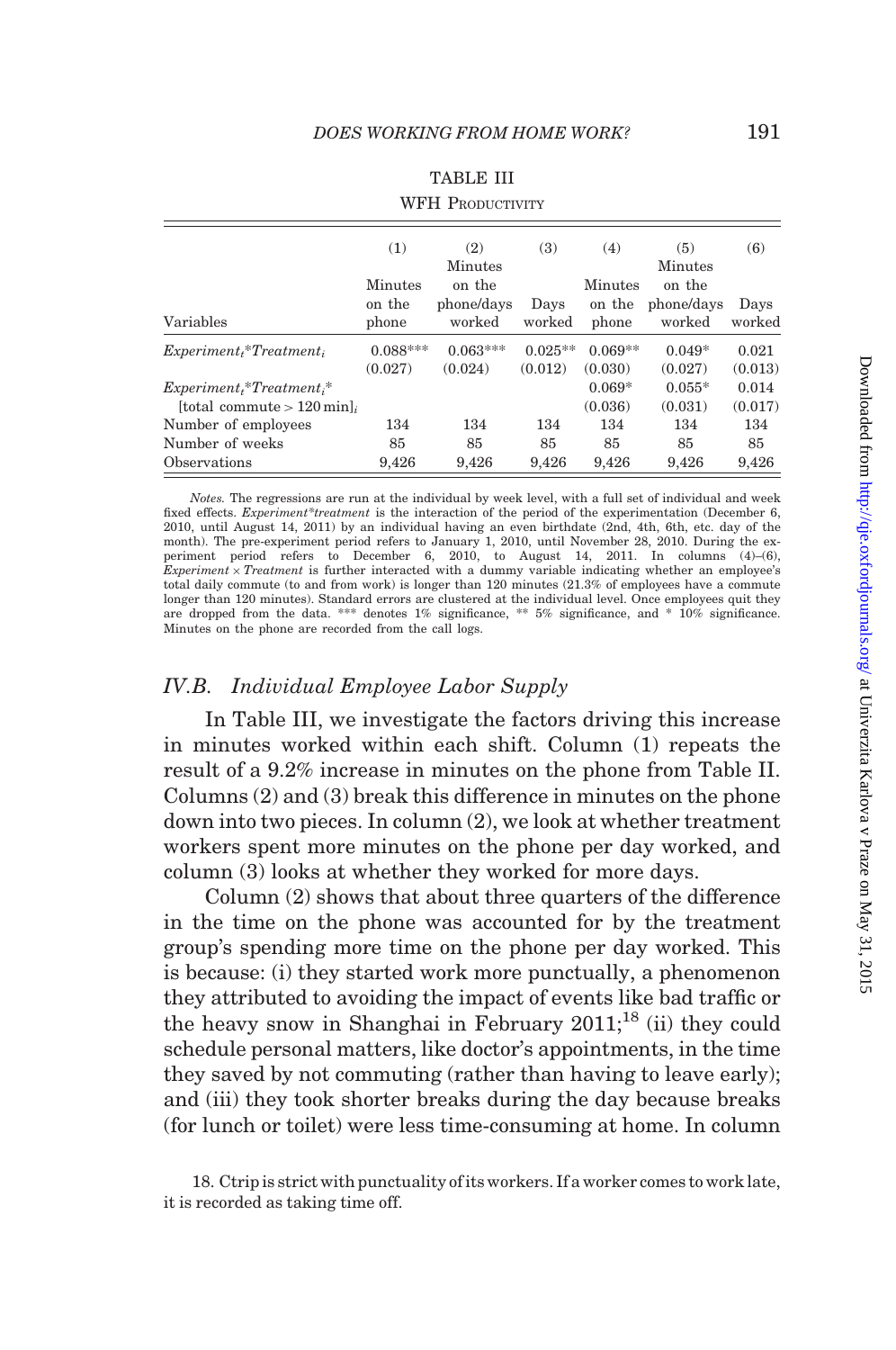TABLE III

WFH Productivity

| Variables | (1) Minutes on the phone | (2) Minutes on the phone/days worked | (3) Days worked | (4) Minutes on the phone | (5) Minutes on the phone/days worked | (6) Days worked |
|---|---|---|---|---|---|---|
| $Experiment_t$*$Treatment_i$ | 0.088*** | 0.063*** | 0.025** | 0.069** | 0.049* | 0.021 |
| | (0.027) | (0.024) | (0.012) | (0.030) | (0.027) | (0.013) |
| $Experiment_t$*$Treatment_i$* | | | | 0.069* | 0.055* | 0.014 |
| [total commute > 120 min]$_i$ | | | | (0.036) | (0.031) | (0.017) |
| Number of employees | 134 | 134 | 134 | 134 | 134 | 134 |
| Number of weeks | 85 | 85 | 85 | 85 | 85 | 85 |
| Observations | 9,426 | 9,426 | 9,426 | 9,426 | 9,426 | 9,426 |

*Notes.* The regressions are run at the individual by week level, with a full set of individual and week fixed effects. *Experiment*treatment* is the interaction of the period of the experimentation (December 6, 2010, until August 14, 2011) by an individual having an even birthdate (2nd, 4th, 6th, etc. day of the month). The pre-experiment period refers to January 1, 2010, until November 28, 2010. During the experiment period refers to December 6, 2010, to August 14, 2011. In columns (4)–(6), *Experiment* × *Treatment* is further interacted with a dummy variable indicating whether an employee's total daily commute (to and from work) is longer than 120 minutes (21.3% of employees have a commute longer than 120 minutes). Standard errors are clustered at the individual level. Once employees quit they are dropped from the data. *** denotes 1% significance, ** 5% significance, and * 10% significance. Minutes on the phone are recorded from the call logs.

### IV.B. *Individual Employee Labor Supply*

In Table III, we investigate the factors driving this increase in minutes worked within each shift. Column (1) repeats the result of a 9.2% increase in minutes on the phone from Table II. Columns (2) and (3) break this difference in minutes on the phone down into two pieces. In column (2), we look at whether treatment workers spent more minutes on the phone per day worked, and column (3) looks at whether they worked for more days.

Column (2) shows that about three quarters of the difference in the time on the phone was accounted for by the treatment group's spending more time on the phone per day worked. This is because: (i) they started work more punctually, a phenomenon they attributed to avoiding the impact of events like bad traffic or the heavy snow in Shanghai in February 2011;[18] (ii) they could schedule personal matters, like doctor's appointments, in the time they saved by not commuting (rather than having to leave early); and (iii) they took shorter breaks during the day because breaks (for lunch or toilet) were less time-consuming at home. In column

18. Ctrip is strict with punctuality of its workers. If a worker comes to work late, it is recorded as taking time off.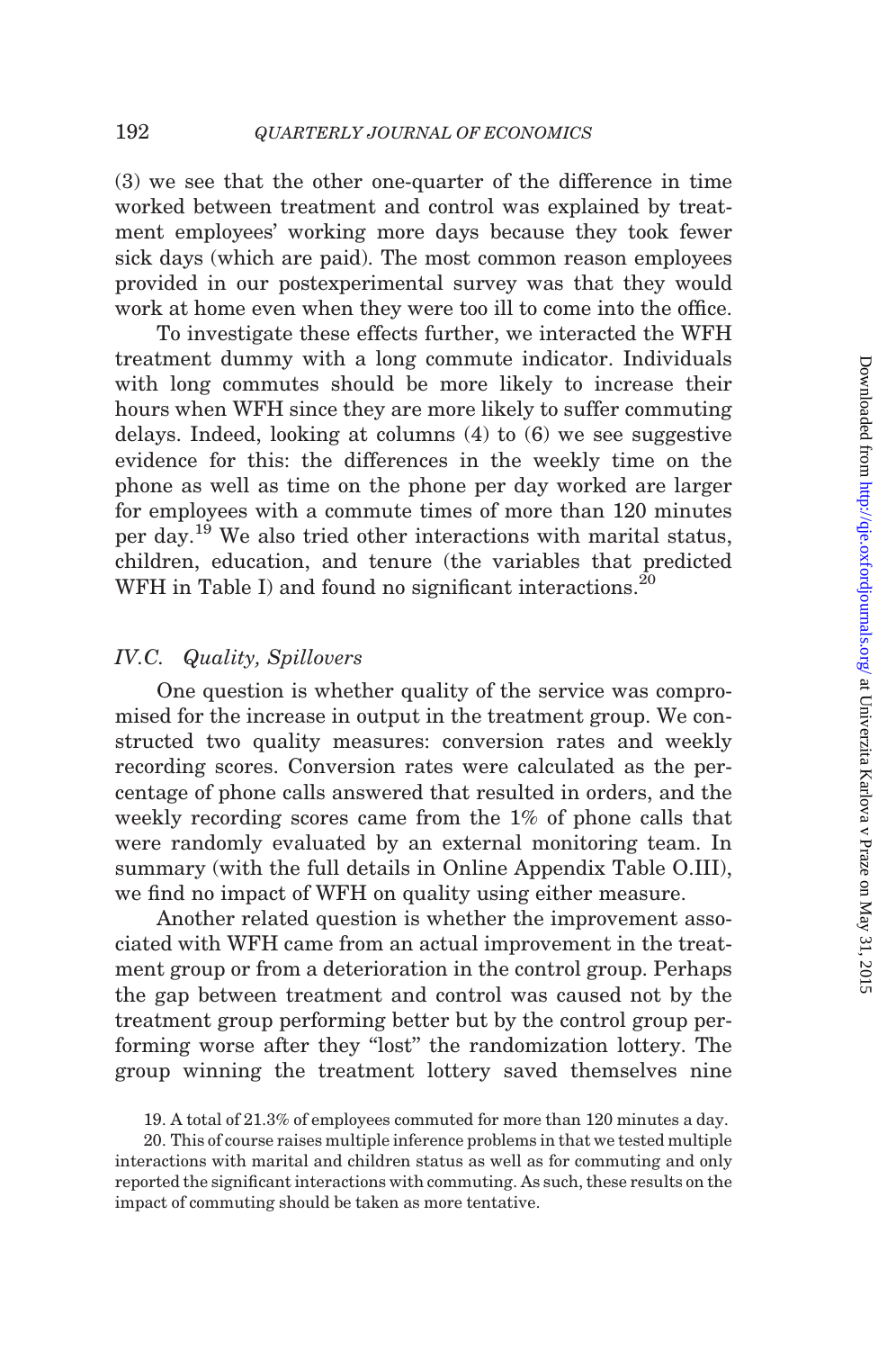(3) we see that the other one-quarter of the difference in time worked between treatment and control was explained by treatment employees' working more days because they took fewer sick days (which are paid). The most common reason employees provided in our postexperimental survey was that they would work at home even when they were too ill to come into the office.

To investigate these effects further, we interacted the WFH treatment dummy with a long commute indicator. Individuals with long commutes should be more likely to increase their hours when WFH since they are more likely to suffer commuting delays. Indeed, looking at columns (4) to (6) we see suggestive evidence for this: the differences in the weekly time on the phone as well as time on the phone per day worked are larger for employees with a commute times of more than 120 minutes per day.[19] We also tried other interactions with marital status, children, education, and tenure (the variables that predicted WFH in Table I) and found no significant interactions.[20]

### IV.C. *Quality, Spillovers*

One question is whether quality of the service was compromised for the increase in output in the treatment group. We constructed two quality measures: conversion rates and weekly recording scores. Conversion rates were calculated as the percentage of phone calls answered that resulted in orders, and the weekly recording scores came from the 1% of phone calls that were randomly evaluated by an external monitoring team. In summary (with the full details in Online Appendix Table O.III), we find no impact of WFH on quality using either measure.

Another related question is whether the improvement associated with WFH came from an actual improvement in the treatment group or from a deterioration in the control group. Perhaps the gap between treatment and control was caused not by the treatment group performing better but by the control group performing worse after they "lost" the randomization lottery. The group winning the treatment lottery saved themselves nine

19. A total of 21.3% of employees commuted for more than 120 minutes a day.

20. This of course raises multiple inference problems in that we tested multiple interactions with marital and children status as well as for commuting and only reported the significant interactions with commuting. As such, these results on the impact of commuting should be taken as more tentative.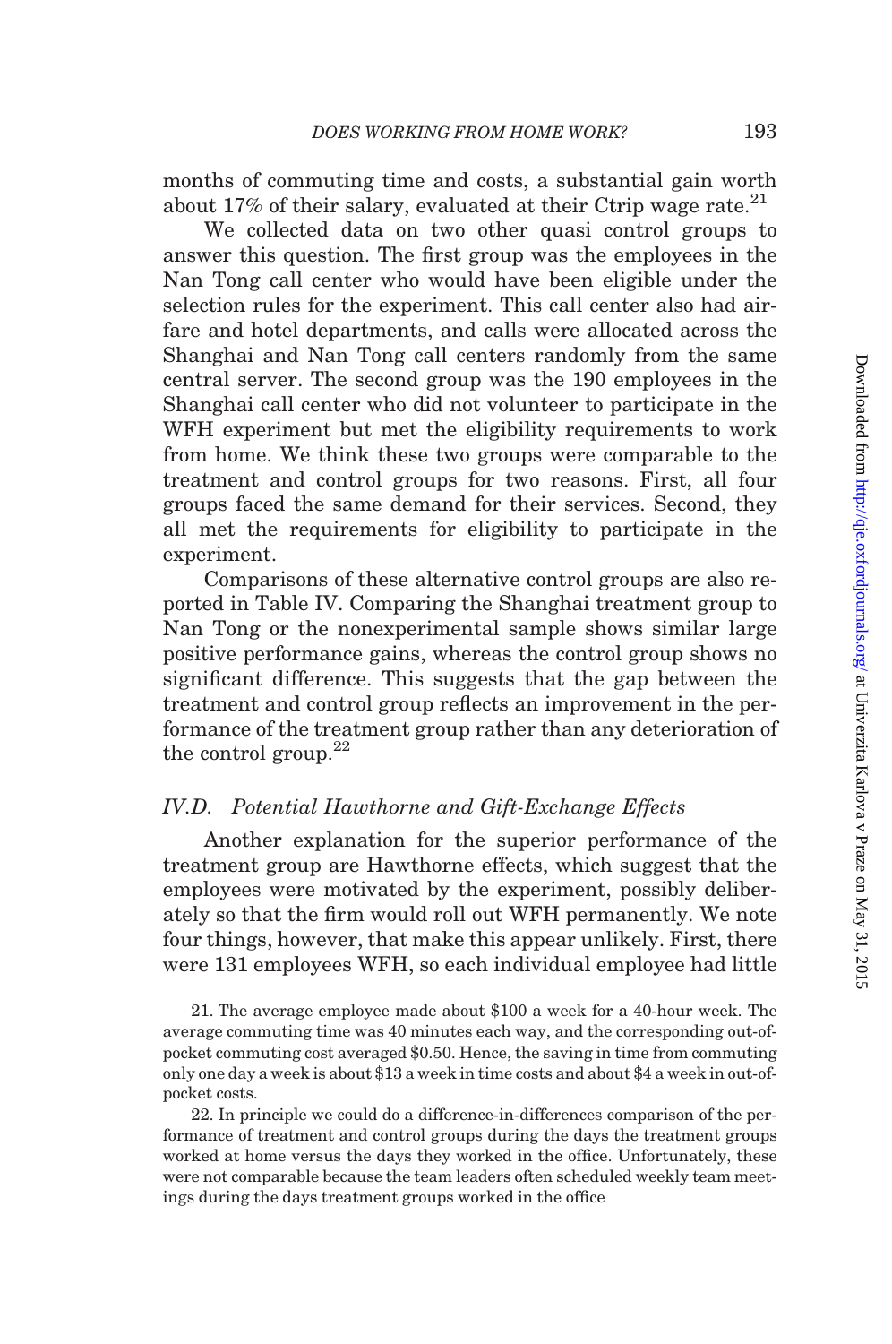months of commuting time and costs, a substantial gain worth about 17% of their salary, evaluated at their Ctrip wage rate.[21]

We collected data on two other quasi control groups to answer this question. The first group was the employees in the Nan Tong call center who would have been eligible under the selection rules for the experiment. This call center also had airfare and hotel departments, and calls were allocated across the Shanghai and Nan Tong call centers randomly from the same central server. The second group was the 190 employees in the Shanghai call center who did not volunteer to participate in the WFH experiment but met the eligibility requirements to work from home. We think these two groups were comparable to the treatment and control groups for two reasons. First, all four groups faced the same demand for their services. Second, they all met the requirements for eligibility to participate in the experiment.

Comparisons of these alternative control groups are also reported in Table IV. Comparing the Shanghai treatment group to Nan Tong or the nonexperimental sample shows similar large positive performance gains, whereas the control group shows no significant difference. This suggests that the gap between the treatment and control group reflects an improvement in the performance of the treatment group rather than any deterioration of the control group.[22]

### *IV.D. Potential Hawthorne and Gift-Exchange Effects*

Another explanation for the superior performance of the treatment group are Hawthorne effects, which suggest that the employees were motivated by the experiment, possibly deliberately so that the firm would roll out WFH permanently. We note four things, however, that make this appear unlikely. First, there were 131 employees WFH, so each individual employee had little

21. The average employee made about \$100 a week for a 40-hour week. The average commuting time was 40 minutes each way, and the corresponding out-of-pocket commuting cost averaged \$0.50. Hence, the saving in time from commuting only one day a week is about \$13 a week in time costs and about \$4 a week in out-of-pocket costs.

22. In principle we could do a difference-in-differences comparison of the performance of treatment and control groups during the days the treatment groups worked at home versus the days they worked in the office. Unfortunately, these were not comparable because the team leaders often scheduled weekly team meetings during the days treatment groups worked in the office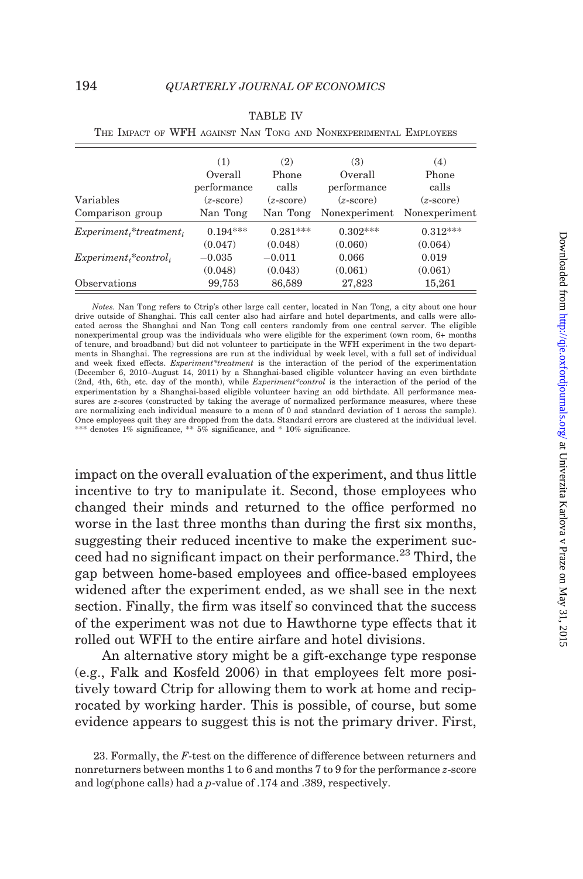TABLE IV

THE IMPACT OF WFH AGAINST NAN TONG AND NONEXPERIMENTAL EMPLOYEES

| Variables | (1) Overall performance ($z$-score) | (2) Phone calls ($z$-score) | (3) Overall performance ($z$-score) | (4) Phone calls ($z$-score) |
|---|---|---|---|---|
| Comparison group | Nan Tong | Nan Tong | Nonexperiment | Nonexperiment |
| $Experiment_t$*$treatment_i$ | 0.194*** | 0.281*** | 0.302*** | 0.312*** |
| | (0.047) | (0.048) | (0.060) | (0.064) |
| $Experiment_t$*$control_i$ | −0.035 | −0.011 | 0.066 | 0.019 |
| | (0.048) | (0.043) | (0.061) | (0.061) |
| Observations | 99,753 | 86,589 | 27,823 | 15,261 |

*Notes.* Nan Tong refers to Ctrip's other large call center, located in Nan Tong, a city about one hour drive outside of Shanghai. This call center also had airfare and hotel departments, and calls were allocated across the Shanghai and Nan Tong call centers randomly from one central server. The eligible nonexperimental group was the individuals who were eligible for the experiment (own room, 6+ months of tenure, and broadband) but did not volunteer to participate in the WFH experiment in the two departments in Shanghai. The regressions are run at the individual by week level, with a full set of individual and week fixed effects. *Experiment*treatment* is the interaction of the period of the experimentation (December 6, 2010–August 14, 2011) by a Shanghai-based eligible volunteer having an even birthdate (2nd, 4th, 6th, etc. day of the month), while *Experiment*control* is the interaction of the period of the experimentation by a Shanghai-based eligible volunteer having an odd birthdate. All performance measures are $z$-scores (constructed by taking the average of normalized performance measures, where these are normalizing each individual measure to a mean of 0 and standard deviation of 1 across the sample). Once employees quit they are dropped from the data. Standard errors are clustered at the individual level. *** denotes 1% significance, ** 5% significance, and * 10% significance.

impact on the overall evaluation of the experiment, and thus little incentive to try to manipulate it. Second, those employees who changed their minds and returned to the office performed no worse in the last three months than during the first six months, suggesting their reduced incentive to make the experiment succeed had no significant impact on their performance.[23] Third, the gap between home-based employees and office-based employees widened after the experiment ended, as we shall see in the next section. Finally, the firm was itself so convinced that the success of the experiment was not due to Hawthorne type effects that it rolled out WFH to the entire airfare and hotel divisions.

An alternative story might be a gift-exchange type response (e.g., Falk and Kosfeld 2006) in that employees felt more positively toward Ctrip for allowing them to work at home and reciprocated by working harder. This is possible, of course, but some evidence appears to suggest this is not the primary driver. First,

23. Formally, the $F$-test on the difference of difference between returners and nonreturners between months 1 to 6 and months 7 to 9 for the performance $z$-score and log(phone calls) had a $p$-value of .174 and .389, respectively.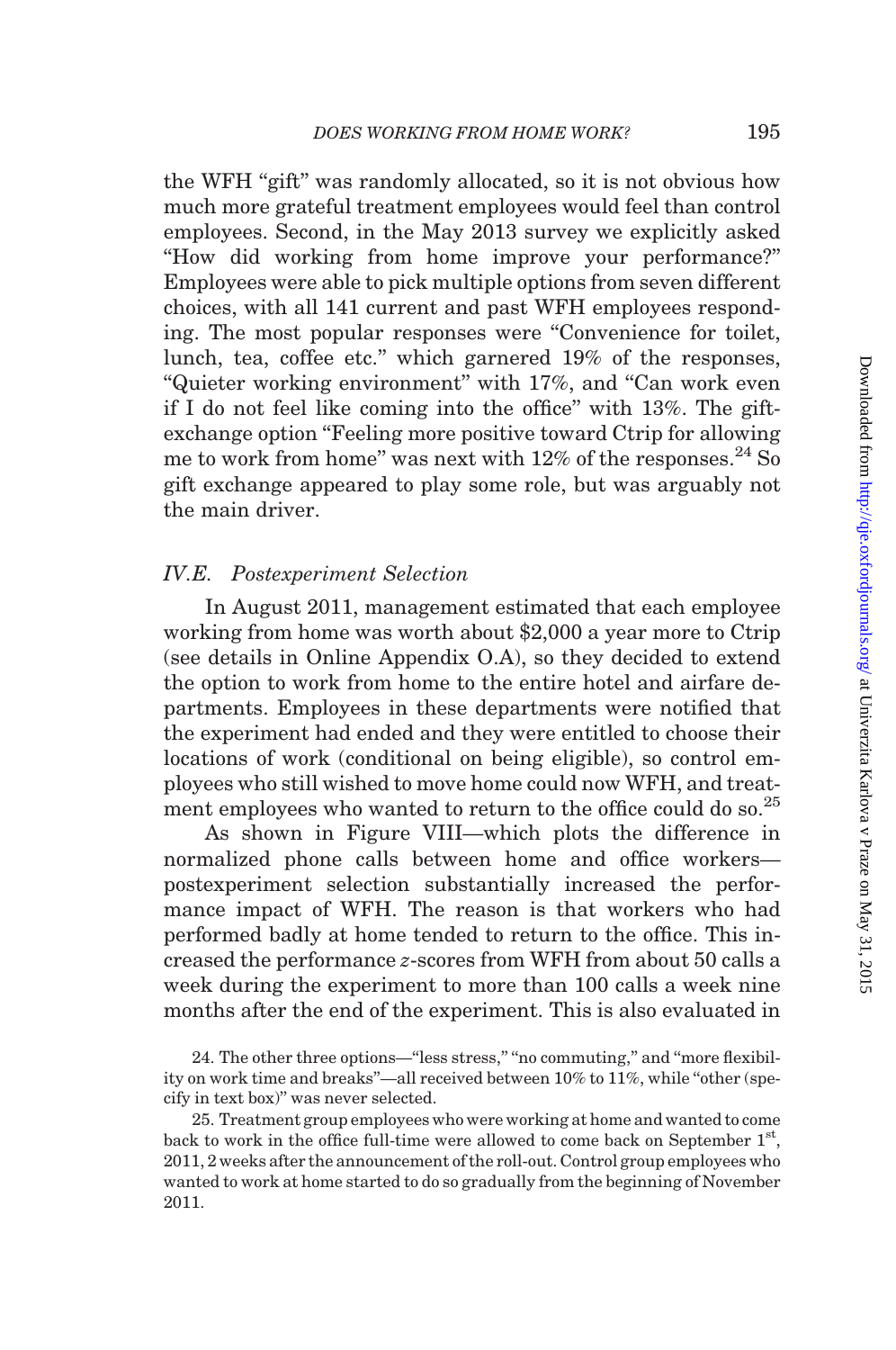the WFH "gift" was randomly allocated, so it is not obvious how much more grateful treatment employees would feel than control employees. Second, in the May 2013 survey we explicitly asked "How did working from home improve your performance?" Employees were able to pick multiple options from seven different choices, with all 141 current and past WFH employees responding. The most popular responses were "Convenience for toilet, lunch, tea, coffee etc." which garnered 19% of the responses, "Quieter working environment" with 17%, and "Can work even if I do not feel like coming into the office" with 13%. The gift-exchange option "Feeling more positive toward Ctrip for allowing me to work from home" was next with 12% of the responses.[24] So gift exchange appeared to play some role, but was arguably not the main driver.

### IV.E. *Postexperiment Selection*

In August 2011, management estimated that each employee working from home was worth about $2,000 a year more to Ctrip (see details in Online Appendix O.A), so they decided to extend the option to work from home to the entire hotel and airfare departments. Employees in these departments were notified that the experiment had ended and they were entitled to choose their locations of work (conditional on being eligible), so control employees who still wished to move home could now WFH, and treatment employees who wanted to return to the office could do so.[25]

As shown in Figure VIII—which plots the difference in normalized phone calls between home and office workers—postexperiment selection substantially increased the performance impact of WFH. The reason is that workers who had performed badly at home tended to return to the office. This increased the performance $z$-scores from WFH from about 50 calls a week during the experiment to more than 100 calls a week nine months after the end of the experiment. This is also evaluated in

24. The other three options—"less stress," "no commuting," and "more flexibility on work time and breaks"—all received between 10% to 11%, while "other (specify in text box)" was never selected.

25. Treatment group employees who were working at home and wanted to come back to work in the office full-time were allowed to come back on September 1st, 2011, 2 weeks after the announcement of the roll-out. Control group employees who wanted to work at home started to do so gradually from the beginning of November 2011.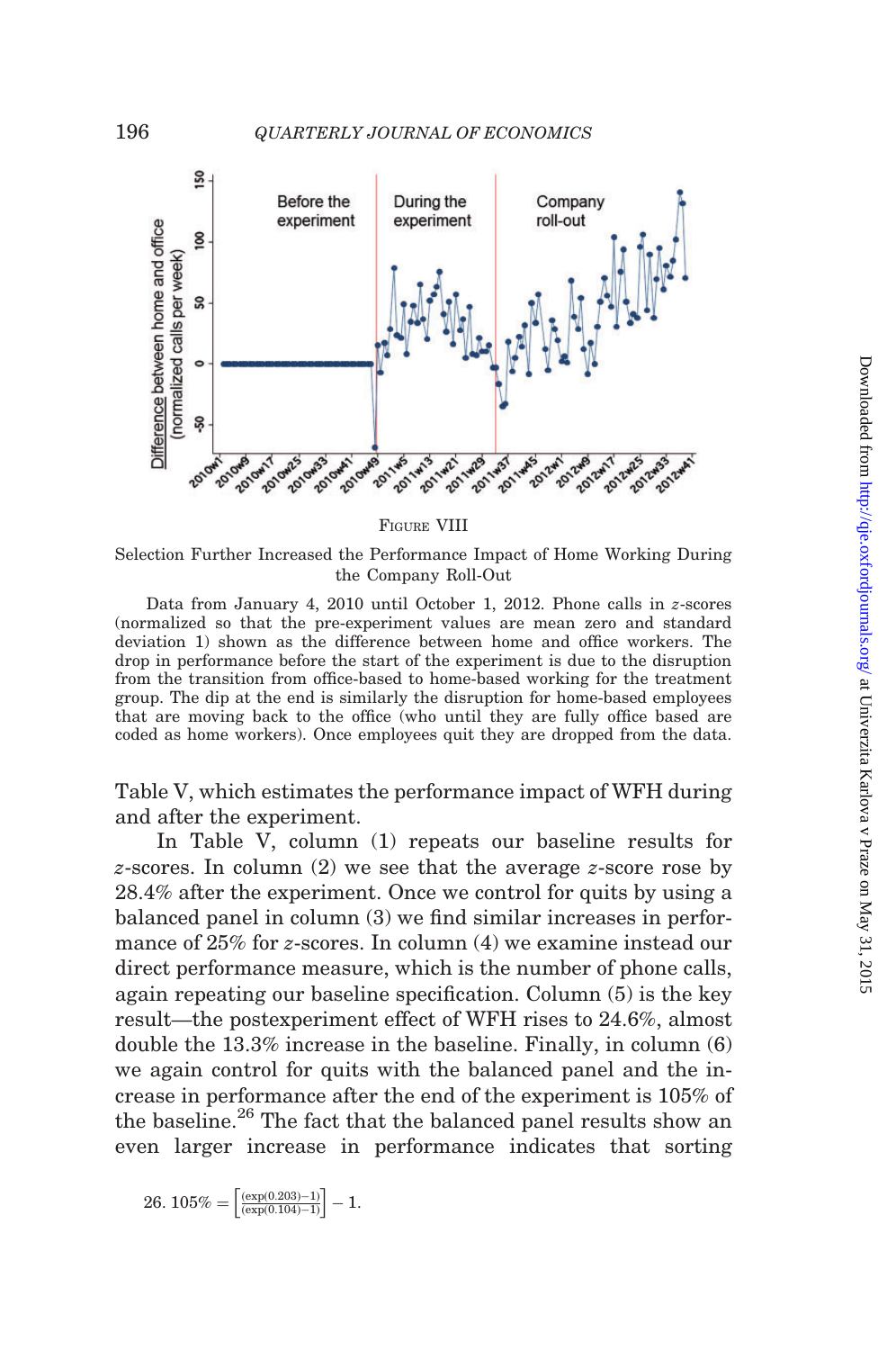FIGURE VIII

Selection Further Increased the Performance Impact of Home Working During the Company Roll-Out

Data from January 4, 2010 until October 1, 2012. Phone calls in $z$-scores (normalized so that the pre-experiment values are mean zero and standard deviation 1) shown as the difference between home and office workers. The drop in performance before the start of the experiment is due to the disruption from the transition from office-based to home-based working for the treatment group. The dip at the end is similarly the disruption for home-based employees that are moving back to the office (who until they are fully office based are coded as home workers). Once employees quit they are dropped from the data.

Table V, which estimates the performance impact of WFH during and after the experiment.

In Table V, column (1) repeats our baseline results for $z$-scores. In column (2) we see that the average $z$-score rose by 28.4% after the experiment. Once we control for quits by using a balanced panel in column (3) we find similar increases in performance of 25% for $z$-scores. In column (4) we examine instead our direct performance measure, which is the number of phone calls, again repeating our baseline specification. Column (5) is the key result—the postexperiment effect of WFH rises to 24.6%, almost double the 13.3% increase in the baseline. Finally, in column (6) we again control for quits with the balanced panel and the increase in performance after the end of the experiment is 105% of the baseline.[26] The fact that the balanced panel results show an even larger increase in performance indicates that sorting

26. $105\% = \left[\frac{(\exp(0.203)-1)}{(\exp(0.104)-1)}\right] - 1.$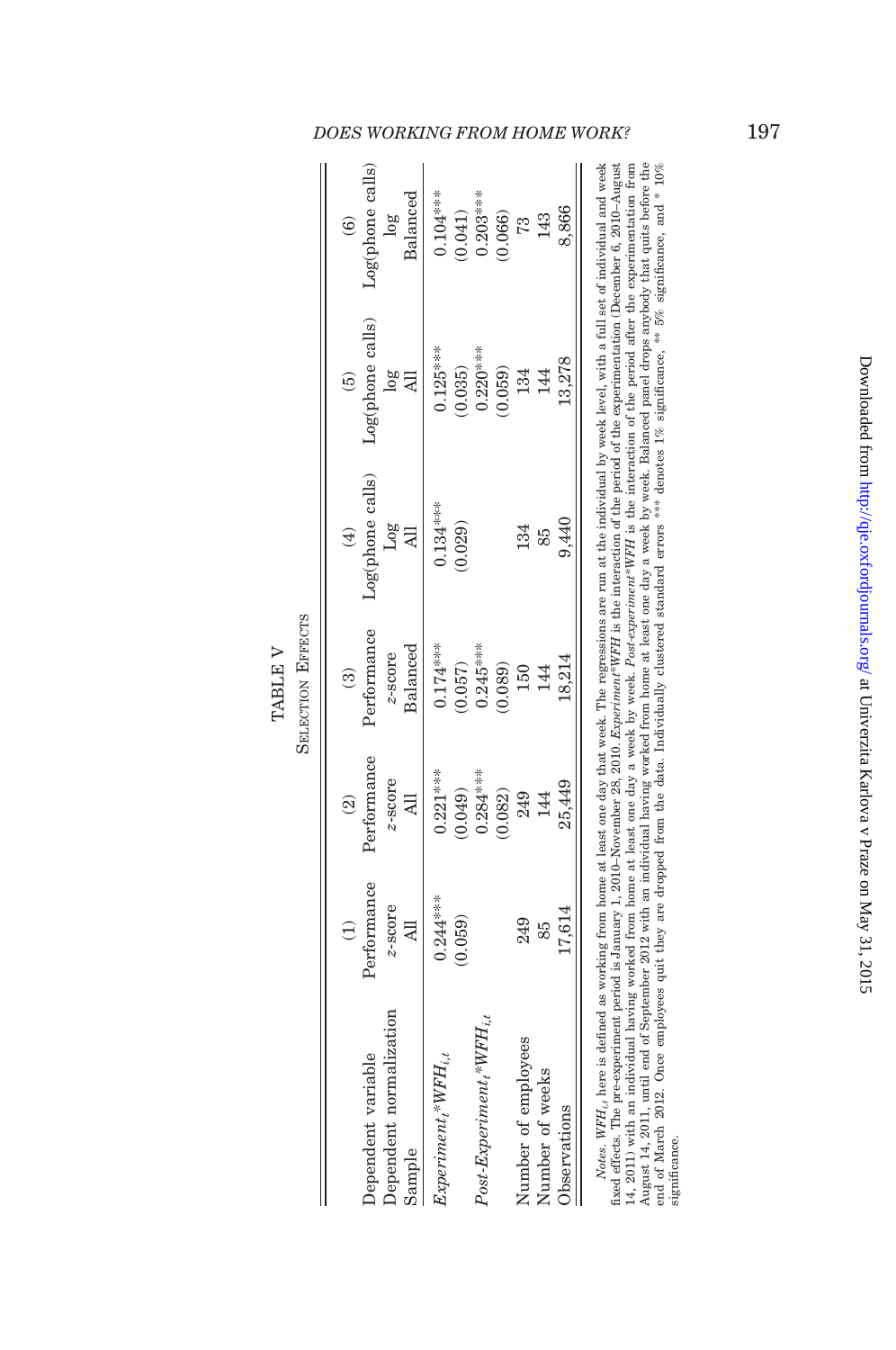TABLE V

SELECTION EFFECTS

| | (1) | (2) | (3) | (4) | (5) | (6) |
|---|---|---|---|---|---|---|
| Dependent variable | Performance | Performance | Performance | Log(phone calls) | Log(phone calls) | Log(phone calls) |
| Dependent normalization | z-score | z-score | z-score | Log | log | log |
| Sample | All | All | Balanced | All | All | Balanced |
| $Experiment_t$*$WFH_{i,t}$ | 0.244*** | 0.221*** | 0.174*** | 0.134*** | 0.125*** | 0.104*** |
| | (0.059) | (0.049) | (0.057) | (0.029) | (0.035) | (0.041) |
| $Post\text{-}Experiment_t$*$WFH_{i,t}$ | | 0.284*** | 0.245*** | | 0.220*** | 0.203*** |
| | | (0.082) | (0.089) | | (0.059) | (0.066) |
| Number of employees | 249 | 249 | 150 | 134 | 134 | 73 |
| Number of weeks | 85 | 144 | 144 | 85 | 144 | 143 |
| Observations | 17,614 | 25,449 | 18,214 | 9,440 | 13,278 | 8,866 |

*Notes.* $WFH_{i,t}$ here is defined as working from home at least one day that week. The regressions are run at the individual by week level, with a full set of individual and week fixed effects. The pre-experiment period is January 1, 2010–November 28, 2010. *Experiment*\**WFH* is the interaction of the period of the experimentation (December 6, 2010–August 14, 2011) with an individual having worked from home at least one day a week by week. *Post-experiment*\**WFH* is the interaction of the period after the experimentation from August 14, 2011, until end of September 2012 with an individual having worked from home at least one day a week by week. Balanced panel drops anybody that quits before the end of March 2012. Once employees quit they are dropped from the data. Individually clustered standard errors *** denotes 1% significance, ** 5% significance, and * 10% significance.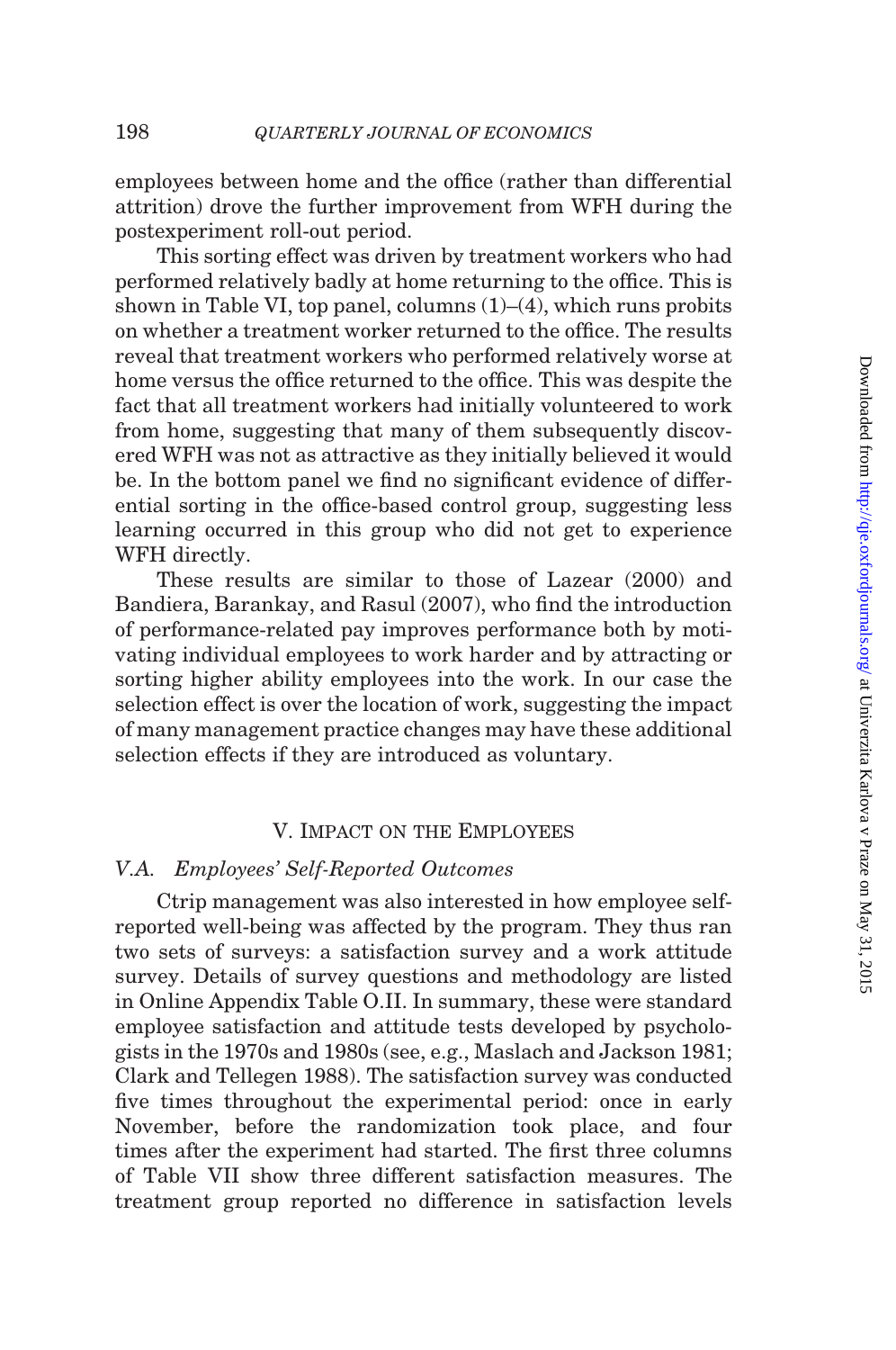employees between home and the office (rather than differential attrition) drove the further improvement from WFH during the postexperiment roll-out period.

This sorting effect was driven by treatment workers who had performed relatively badly at home returning to the office. This is shown in Table VI, top panel, columns (1)–(4), which runs probits on whether a treatment worker returned to the office. The results reveal that treatment workers who performed relatively worse at home versus the office returned to the office. This was despite the fact that all treatment workers had initially volunteered to work from home, suggesting that many of them subsequently discovered WFH was not as attractive as they initially believed it would be. In the bottom panel we find no significant evidence of differential sorting in the office-based control group, suggesting less learning occurred in this group who did not get to experience WFH directly.

These results are similar to those of Lazear (2000) and Bandiera, Barankay, and Rasul (2007), who find the introduction of performance-related pay improves performance both by motivating individual employees to work harder and by attracting or sorting higher ability employees into the work. In our case the selection effect is over the location of work, suggesting the impact of many management practice changes may have these additional selection effects if they are introduced as voluntary.

## V. Impact on the Employees

### V.A. *Employees' Self-Reported Outcomes*

Ctrip management was also interested in how employee self-reported well-being was affected by the program. They thus ran two sets of surveys: a satisfaction survey and a work attitude survey. Details of survey questions and methodology are listed in Online Appendix Table O.II. In summary, these were standard employee satisfaction and attitude tests developed by psychologists in the 1970s and 1980s (see, e.g., Maslach and Jackson 1981; Clark and Tellegen 1988). The satisfaction survey was conducted five times throughout the experimental period: once in early November, before the randomization took place, and four times after the experiment had started. The first three columns of Table VII show three different satisfaction measures. The treatment group reported no difference in satisfaction levels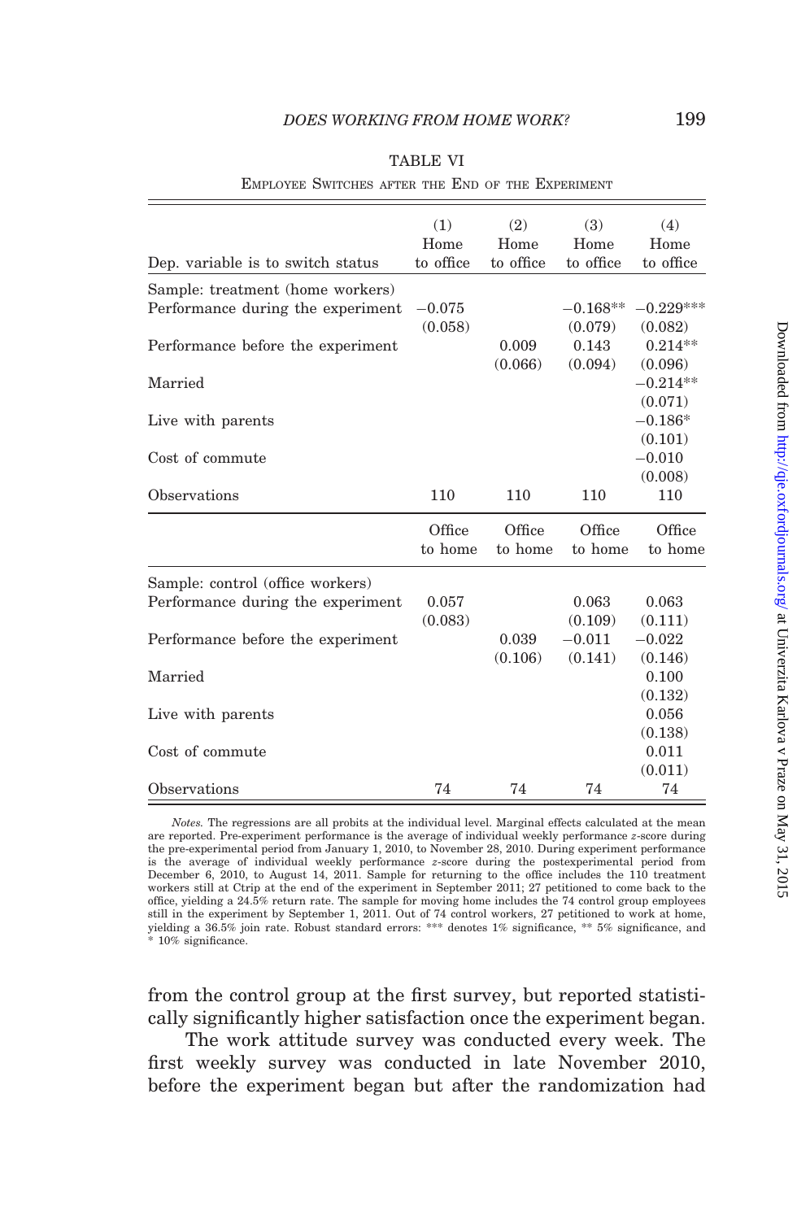TABLE VI

EMPLOYEE SWITCHES AFTER THE END OF THE EXPERIMENT

| Dep. variable is to switch status | (1) Home to office | (2) Home to office | (3) Home to office | (4) Home to office |
|---|---|---|---|---|
| Sample: treatment (home workers) | | | | |
| Performance during the experiment | −0.075 | | −0.168** | −0.229*** |
| | (0.058) | | (0.079) | (0.082) |
| Performance before the experiment | | 0.009 | 0.143 | 0.214** |
| | | (0.066) | (0.094) | (0.096) |
| Married | | | | −0.214** |
| | | | | (0.071) |
| Live with parents | | | | −0.186* |
| | | | | (0.101) |
| Cost of commute | | | | −0.010 |
| | | | | (0.008) |
| Observations | 110 | 110 | 110 | 110 |
| | Office to home | Office to home | Office to home | Office to home |
| Sample: control (office workers) | | | | |
| Performance during the experiment | 0.057 | | 0.063 | 0.063 |
| | (0.083) | | (0.109) | (0.111) |
| Performance before the experiment | | 0.039 | −0.011 | −0.022 |
| | | (0.106) | (0.141) | (0.146) |
| Married | | | | 0.100 |
| | | | | (0.132) |
| Live with parents | | | | 0.056 |
| | | | | (0.138) |
| Cost of commute | | | | 0.011 |
| | | | | (0.011) |
| Observations | 74 | 74 | 74 | 74 |

*Notes.* The regressions are all probits at the individual level. Marginal effects calculated at the mean are reported. Pre-experiment performance is the average of individual weekly performance *z*-score during the pre-experimental period from January 1, 2010, to November 28, 2010. During experiment performance is the average of individual weekly performance *z*-score during the postexperimental period from December 6, 2010, to August 14, 2011. Sample for returning to the office includes the 110 treatment workers still at Ctrip at the end of the experiment in September 2011; 27 petitioned to come back to the office, yielding a 24.5% return rate. The sample for moving home includes the 74 control group employees still in the experiment by September 1, 2011. Out of 74 control workers, 27 petitioned to work at home, yielding a 36.5% join rate. Robust standard errors: *** denotes 1% significance, ** 5% significance, and * 10% significance.

from the control group at the first survey, but reported statistically significantly higher satisfaction once the experiment began.

The work attitude survey was conducted every week. The first weekly survey was conducted in late November 2010, before the experiment began but after the randomization had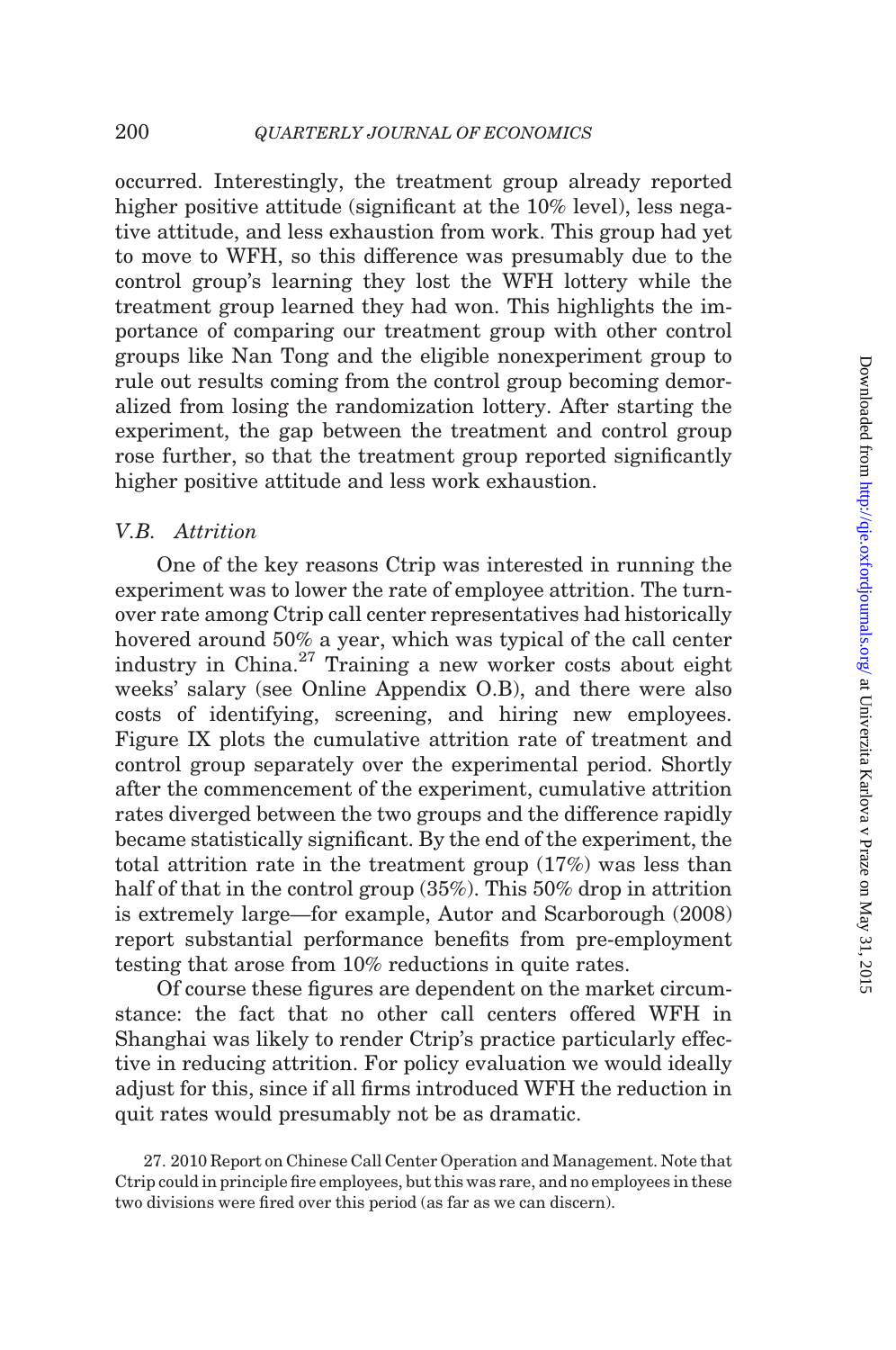occurred. Interestingly, the treatment group already reported higher positive attitude (significant at the 10% level), less negative attitude, and less exhaustion from work. This group had yet to move to WFH, so this difference was presumably due to the control group's learning they lost the WFH lottery while the treatment group learned they had won. This highlights the importance of comparing our treatment group with other control groups like Nan Tong and the eligible nonexperiment group to rule out results coming from the control group becoming demoralized from losing the randomization lottery. After starting the experiment, the gap between the treatment and control group rose further, so that the treatment group reported significantly higher positive attitude and less work exhaustion.

### *V.B. Attrition*

One of the key reasons Ctrip was interested in running the experiment was to lower the rate of employee attrition. The turnover rate among Ctrip call center representatives had historically hovered around 50% a year, which was typical of the call center industry in China.[27] Training a new worker costs about eight weeks' salary (see Online Appendix O.B), and there were also costs of identifying, screening, and hiring new employees. Figure IX plots the cumulative attrition rate of treatment and control group separately over the experimental period. Shortly after the commencement of the experiment, cumulative attrition rates diverged between the two groups and the difference rapidly became statistically significant. By the end of the experiment, the total attrition rate in the treatment group (17%) was less than half of that in the control group (35%). This 50% drop in attrition is extremely large—for example, Autor and Scarborough (2008) report substantial performance benefits from pre-employment testing that arose from 10% reductions in quite rates.

Of course these figures are dependent on the market circumstance: the fact that no other call centers offered WFH in Shanghai was likely to render Ctrip's practice particularly effective in reducing attrition. For policy evaluation we would ideally adjust for this, since if all firms introduced WFH the reduction in quit rates would presumably not be as dramatic.

27. 2010 Report on Chinese Call Center Operation and Management. Note that Ctrip could in principle fire employees, but this was rare, and no employees in these two divisions were fired over this period (as far as we can discern).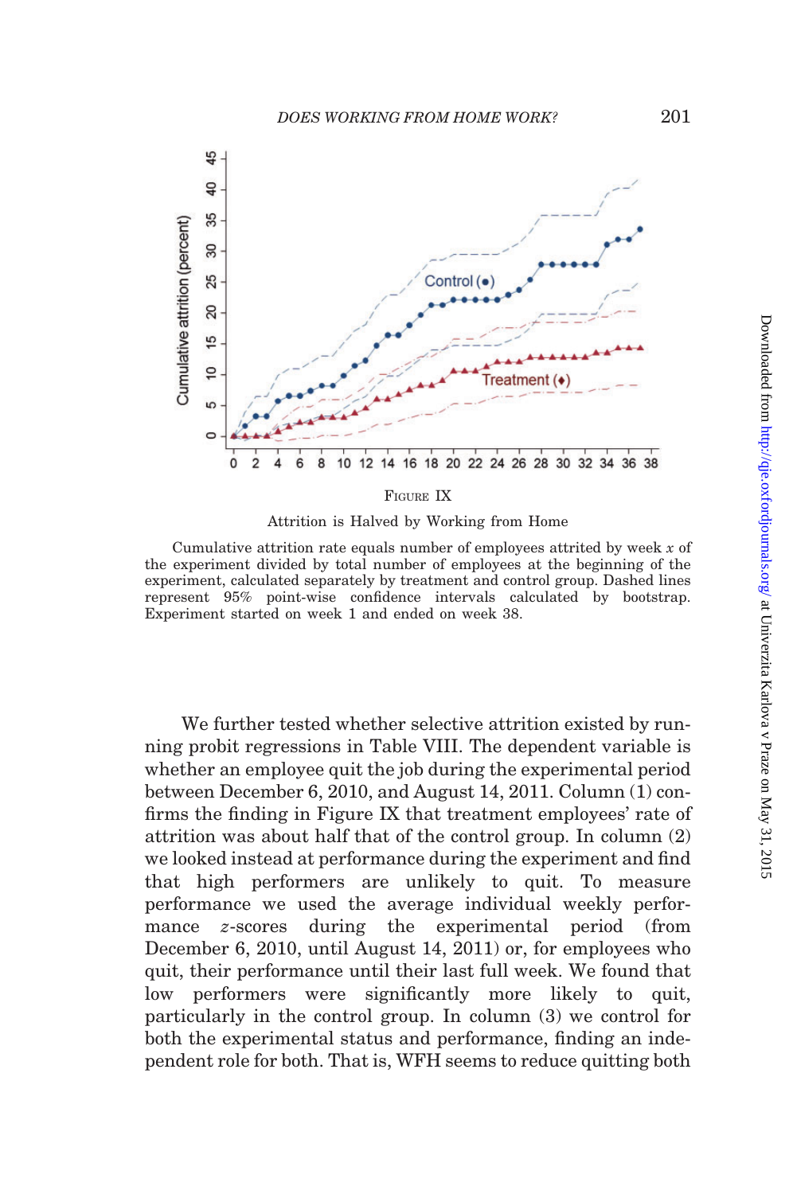FIGURE IX

Attrition is Halved by Working from Home

Cumulative attrition rate equals number of employees attrited by week $x$ of the experiment divided by total number of employees at the beginning of the experiment, calculated separately by treatment and control group. Dashed lines represent 95% point-wise confidence intervals calculated by bootstrap. Experiment started on week 1 and ended on week 38.

We further tested whether selective attrition existed by running probit regressions in Table VIII. The dependent variable is whether an employee quit the job during the experimental period between December 6, 2010, and August 14, 2011. Column (1) confirms the finding in Figure IX that treatment employees' rate of attrition was about half that of the control group. In column (2) we looked instead at performance during the experiment and find that high performers are unlikely to quit. To measure performance we used the average individual weekly performance $z$-scores during the experimental period (from December 6, 2010, until August 14, 2011) or, for employees who quit, their performance until their last full week. We found that low performers were significantly more likely to quit, particularly in the control group. In column (3) we control for both the experimental status and performance, finding an independent role for both. That is, WFH seems to reduce quitting both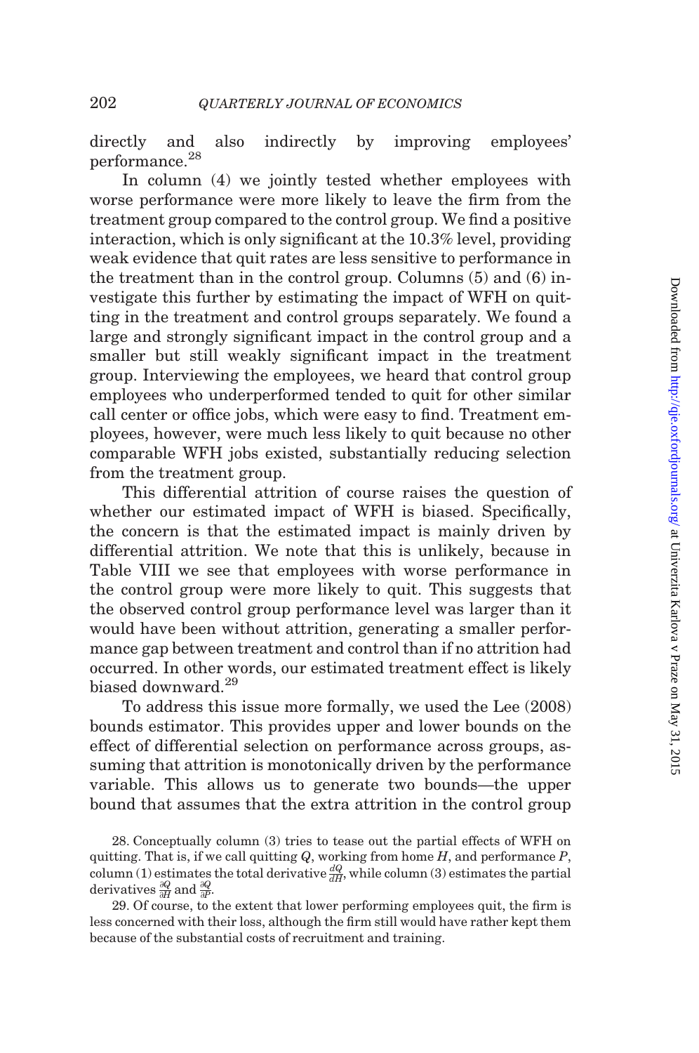directly and also indirectly by improving employees' performance.[28]

In column (4) we jointly tested whether employees with worse performance were more likely to leave the firm from the treatment group compared to the control group. We find a positive interaction, which is only significant at the 10.3% level, providing weak evidence that quit rates are less sensitive to performance in the treatment than in the control group. Columns (5) and (6) investigate this further by estimating the impact of WFH on quitting in the treatment and control groups separately. We found a large and strongly significant impact in the control group and a smaller but still weakly significant impact in the treatment group. Interviewing the employees, we heard that control group employees who underperformed tended to quit for other similar call center or office jobs, which were easy to find. Treatment employees, however, were much less likely to quit because no other comparable WFH jobs existed, substantially reducing selection from the treatment group.

This differential attrition of course raises the question of whether our estimated impact of WFH is biased. Specifically, the concern is that the estimated impact is mainly driven by differential attrition. We note that this is unlikely, because in Table VIII we see that employees with worse performance in the control group were more likely to quit. This suggests that the observed control group performance level was larger than it would have been without attrition, generating a smaller performance gap between treatment and control than if no attrition had occurred. In other words, our estimated treatment effect is likely biased downward.[29]

To address this issue more formally, we used the Lee (2008) bounds estimator. This provides upper and lower bounds on the effect of differential selection on performance across groups, assuming that attrition is monotonically driven by the performance variable. This allows us to generate two bounds—the upper bound that assumes that the extra attrition in the control group

28. Conceptually column (3) tries to tease out the partial effects of WFH on quitting. That is, if we call quitting $Q$, working from home $H$, and performance $P$, column (1) estimates the total derivative $\frac{dQ}{dH}$, while column (3) estimates the partial derivatives $\frac{\partial Q}{\partial H}$ and $\frac{\partial Q}{\partial P}$.

29. Of course, to the extent that lower performing employees quit, the firm is less concerned with their loss, although the firm still would have rather kept them because of the substantial costs of recruitment and training.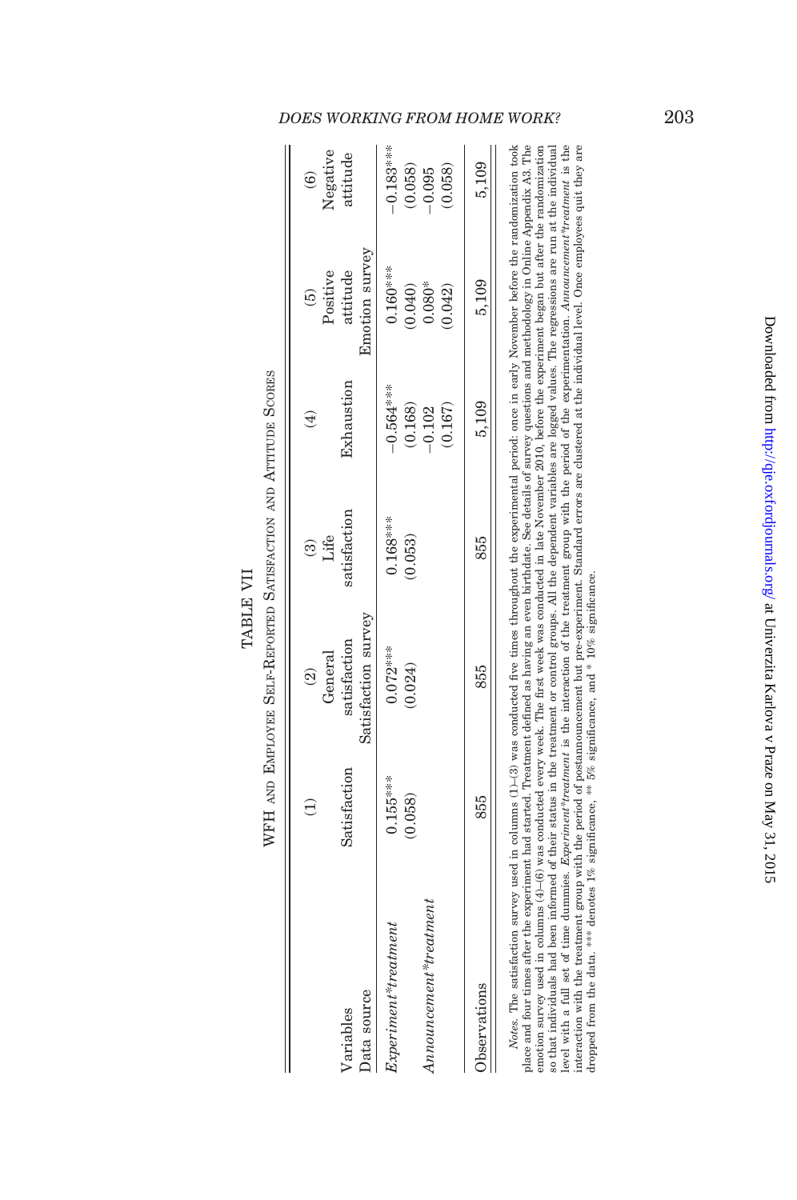TABLE VII

WFH and Employee Self-Reported Satisfaction and Attitude Scores

| Variables | (1) Satisfaction | (2) General satisfaction | (3) Life satisfaction | (4) Exhaustion | (5) Positive attitude | (6) Negative attitude |
|---|---|---|---|---|---|---|
| Data source | | Satisfaction survey | | | Emotion survey | |
| *Experiment\*treatment* | 0.155*** | 0.072*** | 0.168*** | −0.564*** | 0.160*** | −0.183*** |
| | (0.058) | (0.024) | (0.053) | (0.168) | (0.040) | (0.058) |
| *Announcement\*treatment* | | | | −0.102 | 0.080* | −0.095 |
| | | | | (0.167) | (0.042) | (0.058) |
| Observations | 855 | 855 | 855 | 5,109 | 5,109 | 5,109 |

*Notes.* The satisfaction survey used in columns (1)–(3) was conducted five times throughout the experimental period: once in early November before the randomization took place and four times after the experiment had started. Treatment defined as having an even birthdate. See details of survey questions and methodology in Online Appendix A3. The emotion survey used in columns (4)–(6) was conducted every week. The first week was conducted in late November 2010, before the experiment began but after the randomization so that individuals had been informed of their status in the treatment or control groups. All the dependent variables are logged values. The regressions are run at the individual level with a full set of time dummies. *Experiment\*treatment* is the interaction of the treatment group with the period of the experimentation. *Announcement\*treatment* is the interaction with the treatment group with the period of postannouncement but pre-experiment. Standard errors are clustered at the individual level. Once employees quit they are dropped from the data. *** denotes 1% significance, ** 5% significance, and * 10% significance.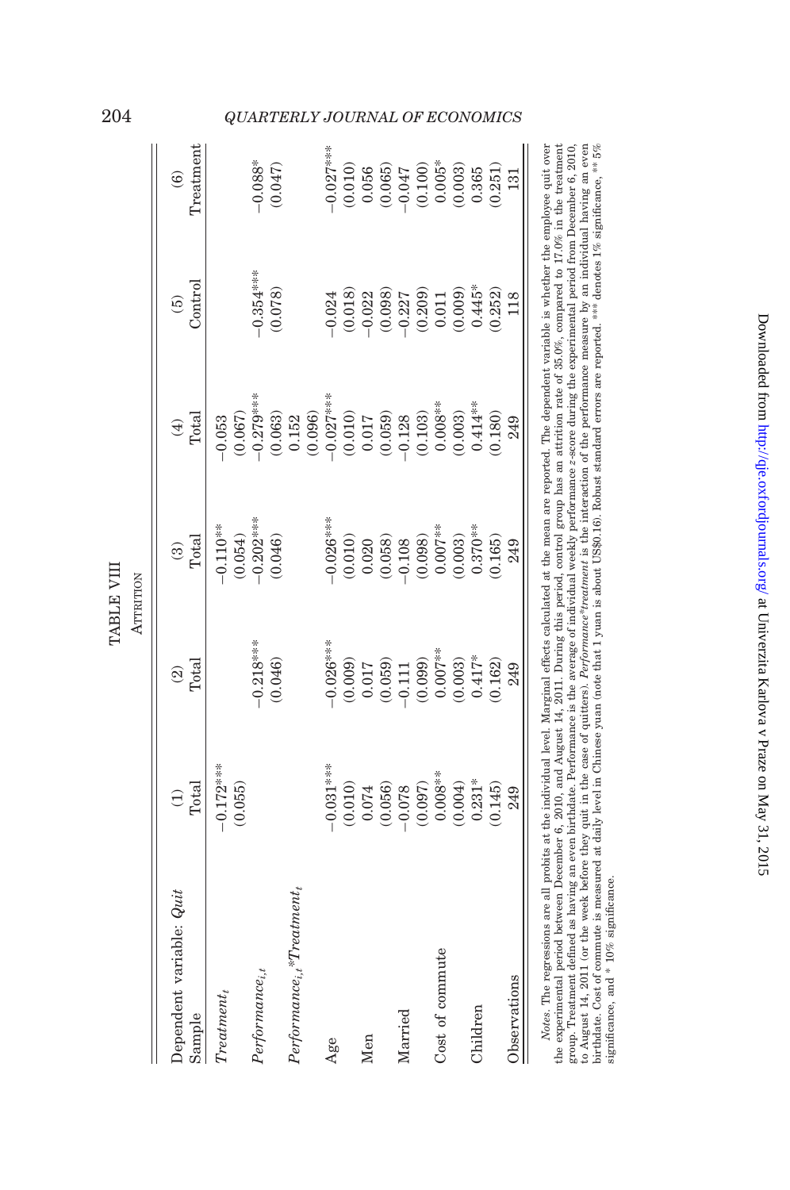TABLE VIII

ATTRITION

| Dependent variable: *Quit* | (1) | (2) | (3) | (4) | (5) | (6) |
|---|---|---|---|---|---|---|
| Sample | Total | Total | Total | Total | Control | Treatment |
| $Treatment_t$ | −0.172*** | | −0.110** | −0.053 | | |
| | (0.055) | | (0.054) | (0.067) | | |
| $Performance_{i,t}$ | | −0.218*** | −0.202*** | −0.279*** | −0.354*** | −0.088* |
| | | (0.046) | (0.046) | (0.063) | (0.078) | (0.047) |
| $Performance_{i,t}$*$Treatment_t$ | | | | 0.152 | | |
| | | | | (0.096) | | |
| Age | −0.031*** | −0.026*** | −0.026*** | −0.027*** | −0.024 | −0.027*** |
| | (0.010) | (0.009) | (0.010) | (0.010) | (0.018) | (0.010) |
| Men | 0.074 | 0.017 | 0.020 | 0.017 | −0.022 | 0.056 |
| | (0.056) | (0.059) | (0.058) | (0.059) | (0.098) | (0.065) |
| Married | −0.078 | −0.111 | −0.108 | −0.128 | −0.227 | −0.047 |
| | (0.097) | (0.099) | (0.098) | (0.103) | (0.209) | (0.100) |
| Cost of commute | 0.008** | 0.007** | 0.007** | 0.008** | 0.011 | 0.005* |
| | (0.004) | (0.003) | (0.003) | (0.003) | (0.009) | (0.003) |
| Children | 0.231* | 0.417* | 0.370** | 0.414** | 0.445* | 0.365 |
| | (0.145) | (0.162) | (0.165) | (0.180) | (0.252) | (0.251) |
| Observations | 249 | 249 | 249 | 249 | 118 | 131 |

*Notes.* The regressions are all probits at the individual level. Marginal effects calculated at the mean are reported. The dependent variable is whether the employee quit over the experimental period between December 6, 2010, and August 14, 2011. During this period, control group has an attrition rate of 35.0%, compared to 17.0% in the treatment group. Treatment defined as having an even birthdate. Performance is the average of individual weekly performance z-score during the experimental period from December 6, 2010, to August 14, 2011 (or the week before they quit in the case of quitters). *Performance*\**treatment* is the interaction of the performance measure by an individual having an even birthdate. Cost of commute is measured at daily level in Chinese yuan (note that 1 yuan is about US$0.16). Robust standard errors are reported. *** denotes 1% significance, ** 5% significance, and * 10% significance.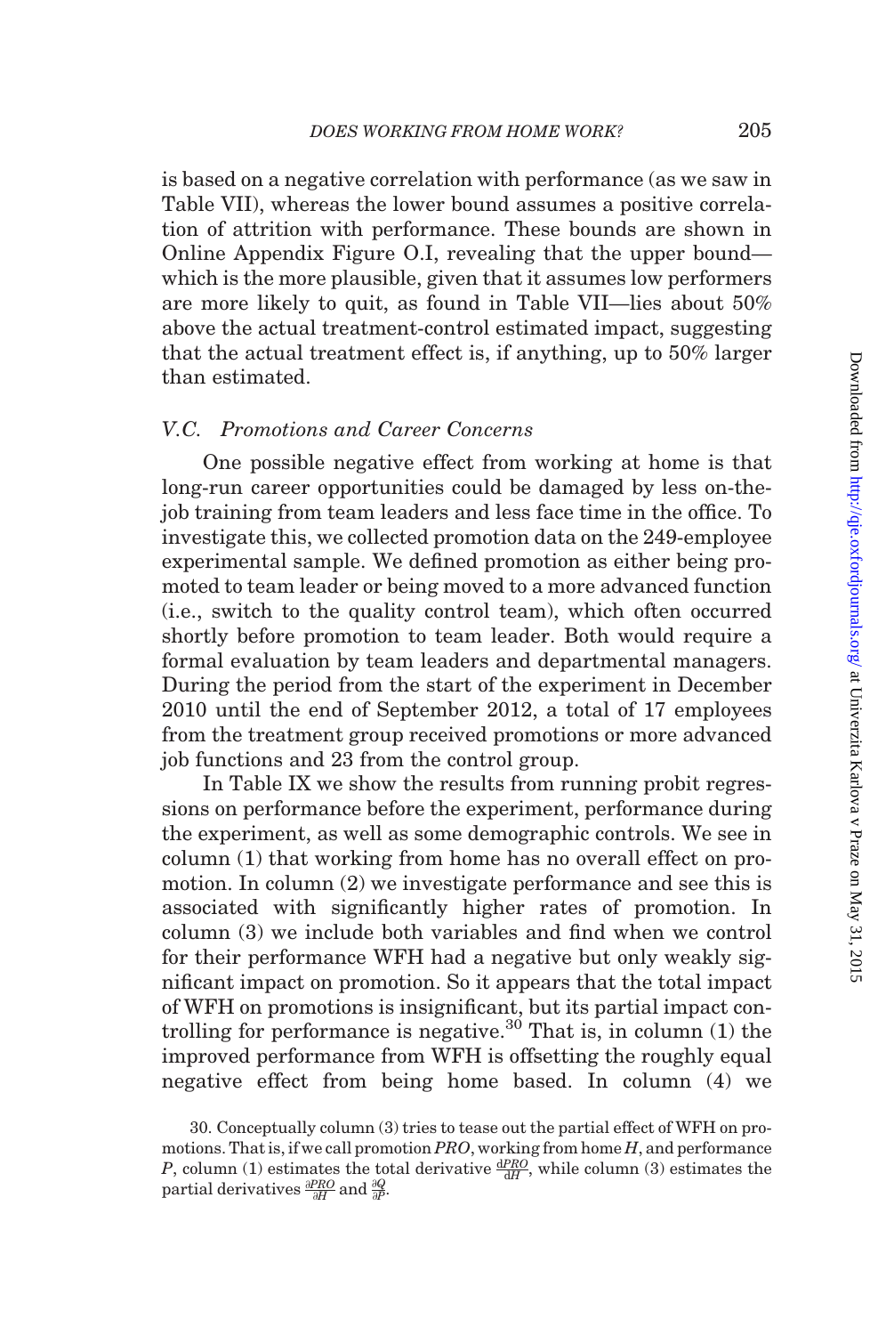is based on a negative correlation with performance (as we saw in Table VII), whereas the lower bound assumes a positive correlation of attrition with performance. These bounds are shown in Online Appendix Figure O.I, revealing that the upper bound—which is the more plausible, given that it assumes low performers are more likely to quit, as found in Table VII—lies about 50% above the actual treatment-control estimated impact, suggesting that the actual treatment effect is, if anything, up to 50% larger than estimated.

### *V.C. Promotions and Career Concerns*

One possible negative effect from working at home is that long-run career opportunities could be damaged by less on-the-job training from team leaders and less face time in the office. To investigate this, we collected promotion data on the 249-employee experimental sample. We defined promotion as either being promoted to team leader or being moved to a more advanced function (i.e., switch to the quality control team), which often occurred shortly before promotion to team leader. Both would require a formal evaluation by team leaders and departmental managers. During the period from the start of the experiment in December 2010 until the end of September 2012, a total of 17 employees from the treatment group received promotions or more advanced job functions and 23 from the control group.

In Table IX we show the results from running probit regressions on performance before the experiment, performance during the experiment, as well as some demographic controls. We see in column (1) that working from home has no overall effect on promotion. In column (2) we investigate performance and see this is associated with significantly higher rates of promotion. In column (3) we include both variables and find when we control for their performance WFH had a negative but only weakly significant impact on promotion. So it appears that the total impact of WFH on promotions is insignificant, but its partial impact controlling for performance is negative.[30] That is, in column (1) the improved performance from WFH is offsetting the roughly equal negative effect from being home based. In column (4) we

30. Conceptually column (3) tries to tease out the partial effect of WFH on promotions. That is, if we call promotion $PRO$, working from home $H$, and performance $P$, column (1) estimates the total derivative $\frac{dPRO}{dH}$, while column (3) estimates the partial derivatives $\frac{\partial PRO}{\partial H}$ and $\frac{\partial Q}{\partial P}$.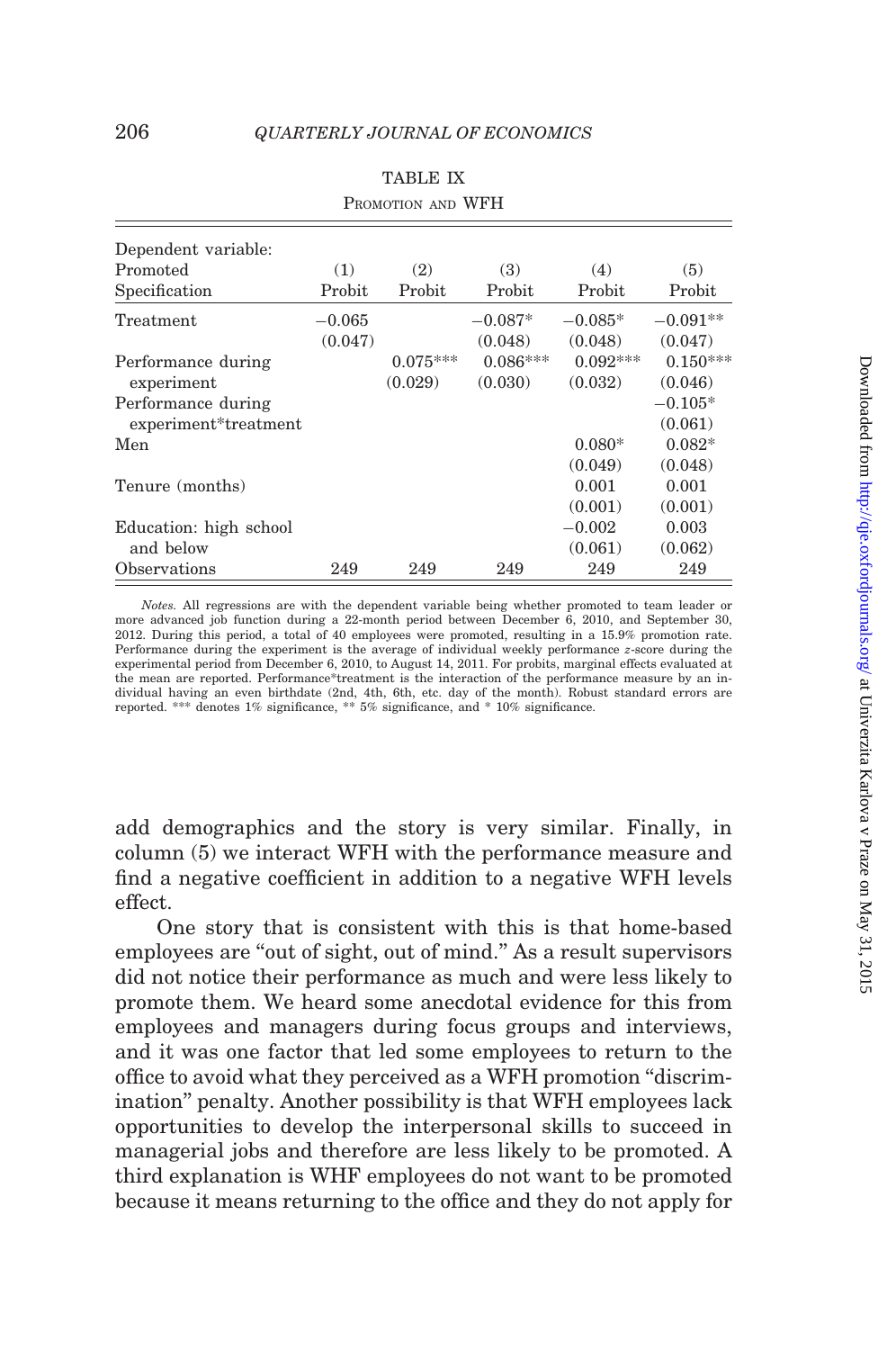TABLE IX
PROMOTION AND WFH

| Dependent variable: Promoted | (1) | (2) | (3) | (4) | (5) |
|---|---|---|---|---|---|
| Specification | Probit | Probit | Probit | Probit | Probit |
| Treatment | −0.065 | | −0.087* | −0.085* | −0.091** |
| | (0.047) | | (0.048) | (0.048) | (0.047) |
| Performance during experiment | | 0.075*** | 0.086*** | 0.092*** | 0.150*** |
| | | (0.029) | (0.030) | (0.032) | (0.046) |
| Performance during experiment*treatment | | | | | −0.105* |
| | | | | | (0.061) |
| Men | | | | 0.080* | 0.082* |
| | | | | (0.049) | (0.048) |
| Tenure (months) | | | | 0.001 | 0.001 |
| | | | | (0.001) | (0.001) |
| Education: high school and below | | | | −0.002 | 0.003 |
| | | | | (0.061) | (0.062) |
| Observations | 249 | 249 | 249 | 249 | 249 |

*Notes.* All regressions are with the dependent variable being whether promoted to team leader or more advanced job function during a 22-month period between December 6, 2010, and September 30, 2012. During this period, a total of 40 employees were promoted, resulting in a 15.9% promotion rate. Performance during the experiment is the average of individual weekly performance $z$-score during the experimental period from December 6, 2010, to August 14, 2011. For probits, marginal effects evaluated at the mean are reported. Performance*treatment is the interaction of the performance measure by an individual having an even birthdate (2nd, 4th, 6th, etc. day of the month). Robust standard errors are reported. *** denotes 1% significance, ** 5% significance, and * 10% significance.

add demographics and the story is very similar. Finally, in column (5) we interact WFH with the performance measure and find a negative coefficient in addition to a negative WFH levels effect.

One story that is consistent with this is that home-based employees are "out of sight, out of mind." As a result supervisors did not notice their performance as much and were less likely to promote them. We heard some anecdotal evidence for this from employees and managers during focus groups and interviews, and it was one factor that led some employees to return to the office to avoid what they perceived as a WFH promotion "discrimination" penalty. Another possibility is that WFH employees lack opportunities to develop the interpersonal skills to succeed in managerial jobs and therefore are less likely to be promoted. A third explanation is WHF employees do not want to be promoted because it means returning to the office and they do not apply for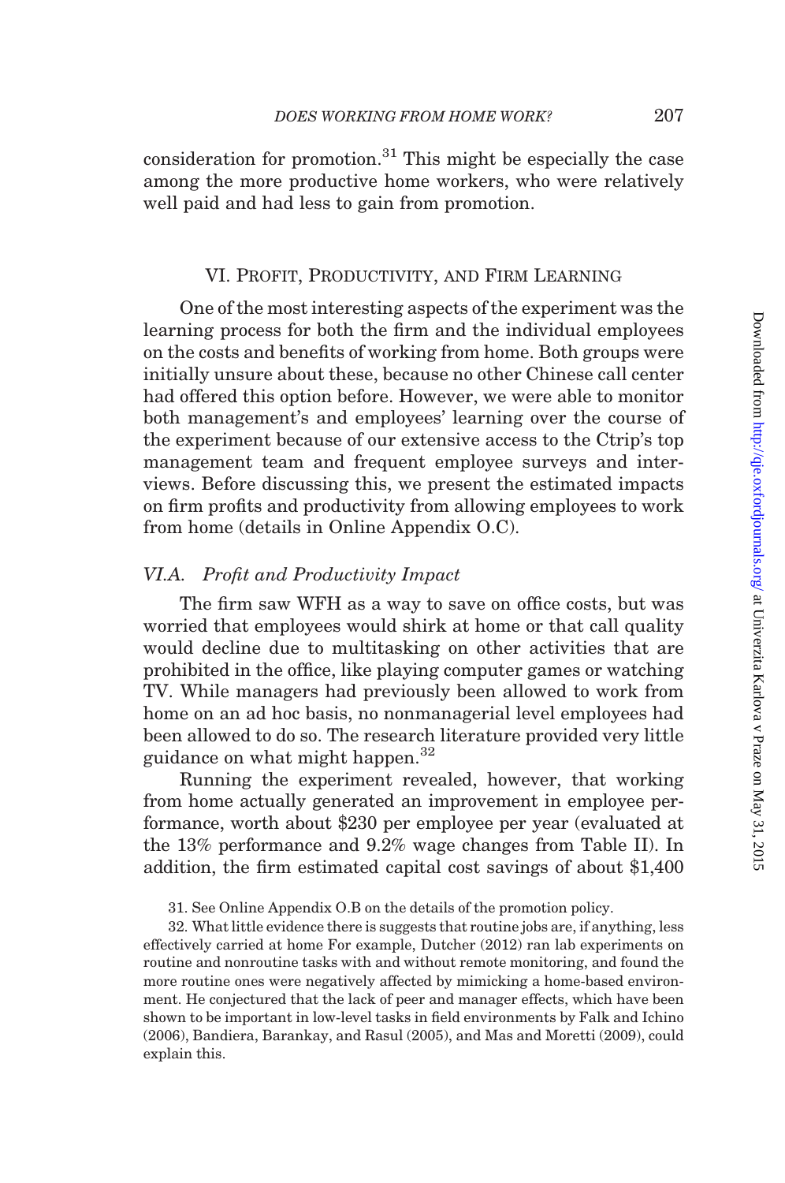consideration for promotion.[31] This might be especially the case among the more productive home workers, who were relatively well paid and had less to gain from promotion.

## VI. Profit, Productivity, and Firm Learning

One of the most interesting aspects of the experiment was the learning process for both the firm and the individual employees on the costs and benefits of working from home. Both groups were initially unsure about these, because no other Chinese call center had offered this option before. However, we were able to monitor both management's and employees' learning over the course of the experiment because of our extensive access to the Ctrip's top management team and frequent employee surveys and interviews. Before discussing this, we present the estimated impacts on firm profits and productivity from allowing employees to work from home (details in Online Appendix O.C).

### *VI.A. Profit and Productivity Impact*

The firm saw WFH as a way to save on office costs, but was worried that employees would shirk at home or that call quality would decline due to multitasking on other activities that are prohibited in the office, like playing computer games or watching TV. While managers had previously been allowed to work from home on an ad hoc basis, no nonmanagerial level employees had been allowed to do so. The research literature provided very little guidance on what might happen.[32]

Running the experiment revealed, however, that working from home actually generated an improvement in employee performance, worth about \$230 per employee per year (evaluated at the 13% performance and 9.2% wage changes from Table II). In addition, the firm estimated capital cost savings of about \$1,400

31. See Online Appendix O.B on the details of the promotion policy.

32. What little evidence there is suggests that routine jobs are, if anything, less effectively carried at home For example, Dutcher (2012) ran lab experiments on routine and nonroutine tasks with and without remote monitoring, and found the more routine ones were negatively affected by mimicking a home-based environment. He conjectured that the lack of peer and manager effects, which have been shown to be important in low-level tasks in field environments by Falk and Ichino (2006), Bandiera, Barankay, and Rasul (2005), and Mas and Moretti (2009), could explain this.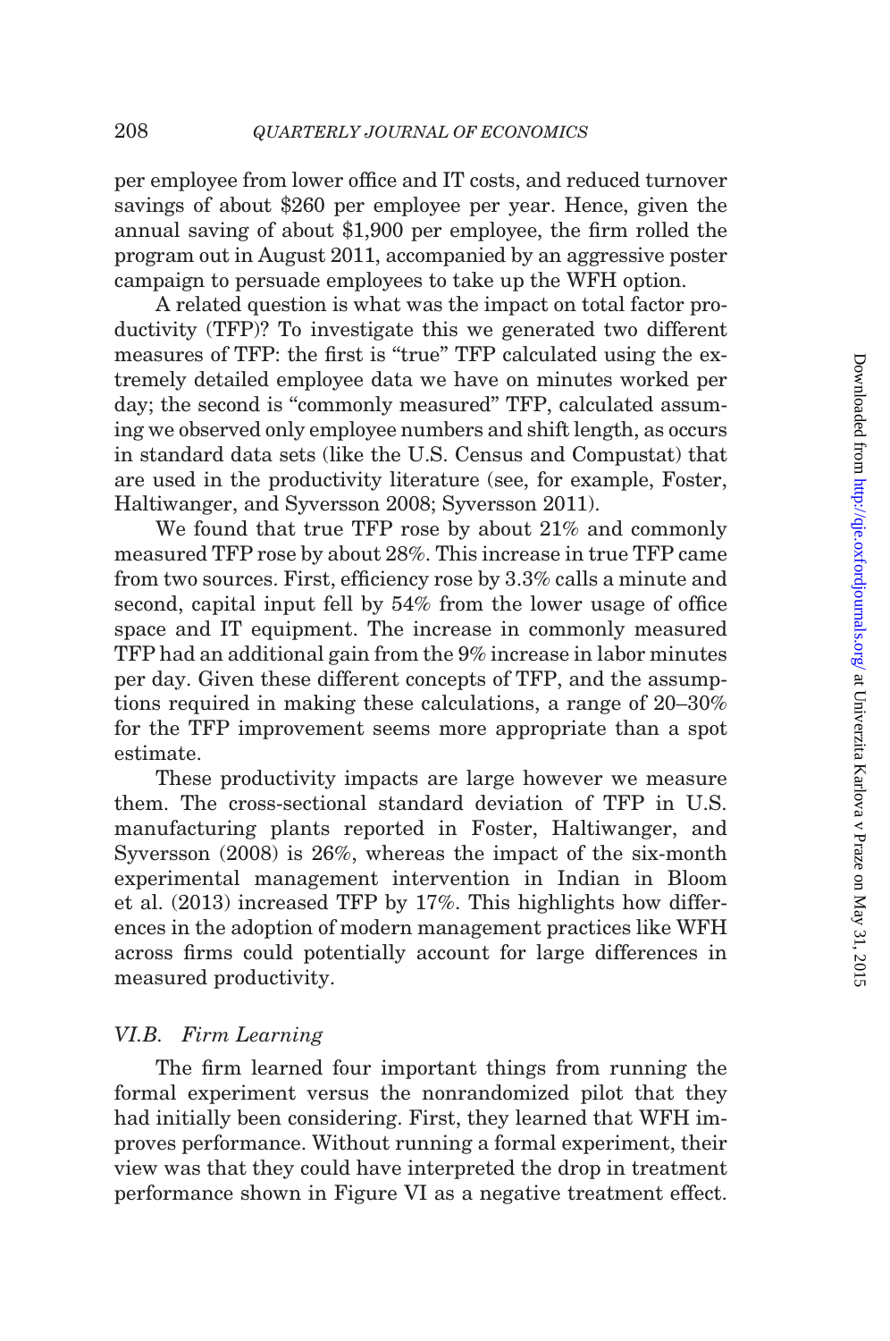per employee from lower office and IT costs, and reduced turnover savings of about $260 per employee per year. Hence, given the annual saving of about $1,900 per employee, the firm rolled the program out in August 2011, accompanied by an aggressive poster campaign to persuade employees to take up the WFH option.

A related question is what was the impact on total factor productivity (TFP)? To investigate this we generated two different measures of TFP: the first is "true" TFP calculated using the extremely detailed employee data we have on minutes worked per day; the second is "commonly measured" TFP, calculated assuming we observed only employee numbers and shift length, as occurs in standard data sets (like the U.S. Census and Compustat) that are used in the productivity literature (see, for example, Foster, Haltiwanger, and Syversson 2008; Syversson 2011).

We found that true TFP rose by about 21% and commonly measured TFP rose by about 28%. This increase in true TFP came from two sources. First, efficiency rose by 3.3% calls a minute and second, capital input fell by 54% from the lower usage of office space and IT equipment. The increase in commonly measured TFP had an additional gain from the 9% increase in labor minutes per day. Given these different concepts of TFP, and the assumptions required in making these calculations, a range of 20–30% for the TFP improvement seems more appropriate than a spot estimate.

These productivity impacts are large however we measure them. The cross-sectional standard deviation of TFP in U.S. manufacturing plants reported in Foster, Haltiwanger, and Syversson (2008) is 26%, whereas the impact of the six-month experimental management intervention in Indian in Bloom et al. (2013) increased TFP by 17%. This highlights how differences in the adoption of modern management practices like WFH across firms could potentially account for large differences in measured productivity.

### VI.B. *Firm Learning*

The firm learned four important things from running the formal experiment versus the nonrandomized pilot that they had initially been considering. First, they learned that WFH improves performance. Without running a formal experiment, their view was that they could have interpreted the drop in treatment performance shown in Figure VI as a negative treatment effect.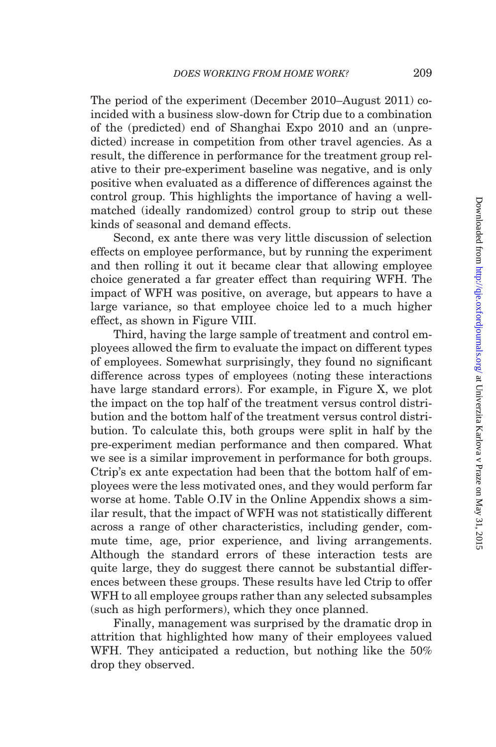The period of the experiment (December 2010–August 2011) coincided with a business slow-down for Ctrip due to a combination of the (predicted) end of Shanghai Expo 2010 and an (unpredicted) increase in competition from other travel agencies. As a result, the difference in performance for the treatment group relative to their pre-experiment baseline was negative, and is only positive when evaluated as a difference of differences against the control group. This highlights the importance of having a well-matched (ideally randomized) control group to strip out these kinds of seasonal and demand effects.

Second, ex ante there was very little discussion of selection effects on employee performance, but by running the experiment and then rolling it out it became clear that allowing employee choice generated a far greater effect than requiring WFH. The impact of WFH was positive, on average, but appears to have a large variance, so that employee choice led to a much higher effect, as shown in Figure VIII.

Third, having the large sample of treatment and control employees allowed the firm to evaluate the impact on different types of employees. Somewhat surprisingly, they found no significant difference across types of employees (noting these interactions have large standard errors). For example, in Figure X, we plot the impact on the top half of the treatment versus control distribution and the bottom half of the treatment versus control distribution. To calculate this, both groups were split in half by the pre-experiment median performance and then compared. What we see is a similar improvement in performance for both groups. Ctrip's ex ante expectation had been that the bottom half of employees were the less motivated ones, and they would perform far worse at home. Table O.IV in the Online Appendix shows a similar result, that the impact of WFH was not statistically different across a range of other characteristics, including gender, commute time, age, prior experience, and living arrangements. Although the standard errors of these interaction tests are quite large, they do suggest there cannot be substantial differences between these groups. These results have led Ctrip to offer WFH to all employee groups rather than any selected subsamples (such as high performers), which they once planned.

Finally, management was surprised by the dramatic drop in attrition that highlighted how many of their employees valued WFH. They anticipated a reduction, but nothing like the 50% drop they observed.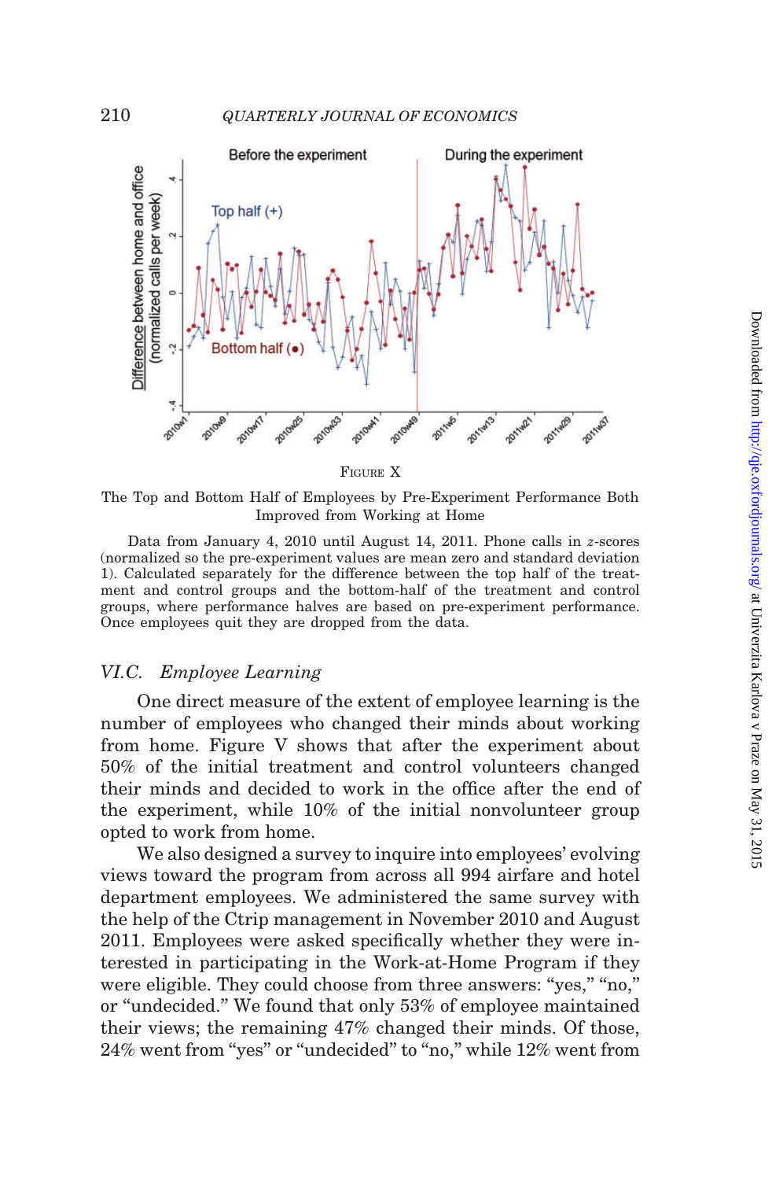FIGURE X

The Top and Bottom Half of Employees by Pre-Experiment Performance Both Improved from Working at Home

Data from January 4, 2010 until August 14, 2011. Phone calls in $z$-scores (normalized so the pre-experiment values are mean zero and standard deviation 1). Calculated separately for the difference between the top half of the treatment and control groups and the bottom-half of the treatment and control groups, where performance halves are based on pre-experiment performance. Once employees quit they are dropped from the data.

### VI.C. *Employee Learning*

One direct measure of the extent of employee learning is the number of employees who changed their minds about working from home. Figure V shows that after the experiment about 50% of the initial treatment and control volunteers changed their minds and decided to work in the office after the end of the experiment, while 10% of the initial nonvolunteer group opted to work from home.

We also designed a survey to inquire into employees' evolving views toward the program from across all 994 airfare and hotel department employees. We administered the same survey with the help of the Ctrip management in November 2010 and August 2011. Employees were asked specifically whether they were interested in participating in the Work-at-Home Program if they were eligible. They could choose from three answers: "yes," "no," or "undecided." We found that only 53% of employee maintained their views; the remaining 47% changed their minds. Of those, 24% went from "yes" or "undecided" to "no," while 12% went from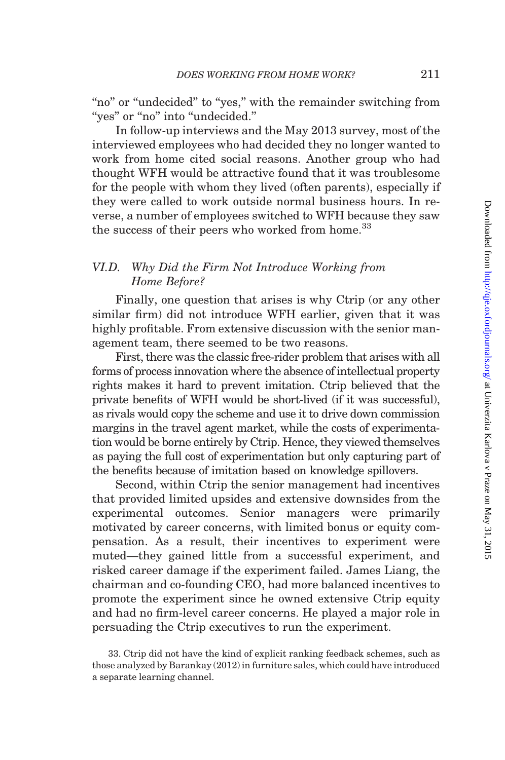"no" or "undecided" to "yes," with the remainder switching from "yes" or "no" into "undecided."

In follow-up interviews and the May 2013 survey, most of the interviewed employees who had decided they no longer wanted to work from home cited social reasons. Another group who had thought WFH would be attractive found that it was troublesome for the people with whom they lived (often parents), especially if they were called to work outside normal business hours. In reverse, a number of employees switched to WFH because they saw the success of their peers who worked from home.[33]

### VI.D. *Why Did the Firm Not Introduce Working from Home Before?*

Finally, one question that arises is why Ctrip (or any other similar firm) did not introduce WFH earlier, given that it was highly profitable. From extensive discussion with the senior management team, there seemed to be two reasons.

First, there was the classic free-rider problem that arises with all forms of process innovation where the absence of intellectual property rights makes it hard to prevent imitation. Ctrip believed that the private benefits of WFH would be short-lived (if it was successful), as rivals would copy the scheme and use it to drive down commission margins in the travel agent market, while the costs of experimentation would be borne entirely by Ctrip. Hence, they viewed themselves as paying the full cost of experimentation but only capturing part of the benefits because of imitation based on knowledge spillovers.

Second, within Ctrip the senior management had incentives that provided limited upsides and extensive downsides from the experimental outcomes. Senior managers were primarily motivated by career concerns, with limited bonus or equity compensation. As a result, their incentives to experiment were muted—they gained little from a successful experiment, and risked career damage if the experiment failed. James Liang, the chairman and co-founding CEO, had more balanced incentives to promote the experiment since he owned extensive Ctrip equity and had no firm-level career concerns. He played a major role in persuading the Ctrip executives to run the experiment.

33. Ctrip did not have the kind of explicit ranking feedback schemes, such as those analyzed by Barankay (2012) in furniture sales, which could have introduced a separate learning channel.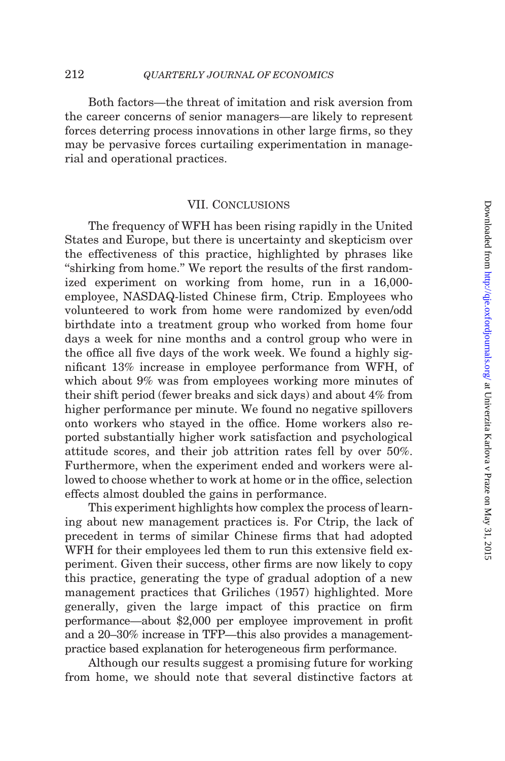Both factors—the threat of imitation and risk aversion from the career concerns of senior managers—are likely to represent forces deterring process innovations in other large firms, so they may be pervasive forces curtailing experimentation in managerial and operational practices.

## VII. Conclusions

The frequency of WFH has been rising rapidly in the United States and Europe, but there is uncertainty and skepticism over the effectiveness of this practice, highlighted by phrases like "shirking from home." We report the results of the first randomized experiment on working from home, run in a 16,000-employee, NASDAQ-listed Chinese firm, Ctrip. Employees who volunteered to work from home were randomized by even/odd birthdate into a treatment group who worked from home four days a week for nine months and a control group who were in the office all five days of the work week. We found a highly significant 13% increase in employee performance from WFH, of which about 9% was from employees working more minutes of their shift period (fewer breaks and sick days) and about 4% from higher performance per minute. We found no negative spillovers onto workers who stayed in the office. Home workers also reported substantially higher work satisfaction and psychological attitude scores, and their job attrition rates fell by over 50%. Furthermore, when the experiment ended and workers were allowed to choose whether to work at home or in the office, selection effects almost doubled the gains in performance.

This experiment highlights how complex the process of learning about new management practices is. For Ctrip, the lack of precedent in terms of similar Chinese firms that had adopted WFH for their employees led them to run this extensive field experiment. Given their success, other firms are now likely to copy this practice, generating the type of gradual adoption of a new management practices that Griliches (1957) highlighted. More generally, given the large impact of this practice on firm performance—about $2,000 per employee improvement in profit and a 20–30% increase in TFP—this also provides a management-practice based explanation for heterogeneous firm performance.

Although our results suggest a promising future for working from home, we should note that several distinctive factors at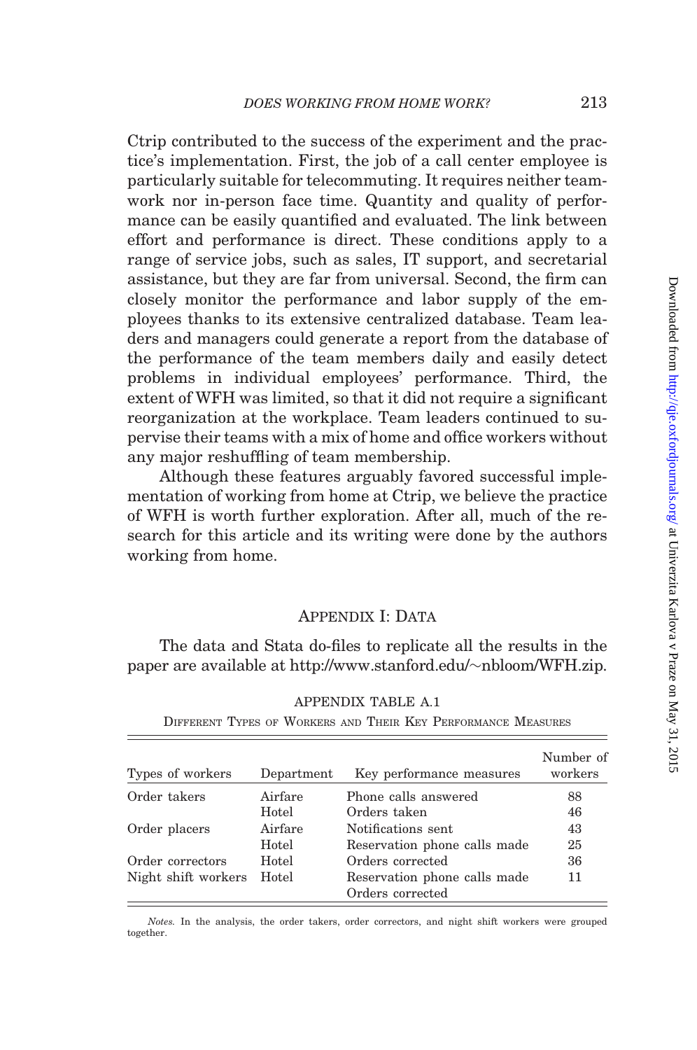Ctrip contributed to the success of the experiment and the practice's implementation. First, the job of a call center employee is particularly suitable for telecommuting. It requires neither teamwork nor in-person face time. Quantity and quality of performance can be easily quantified and evaluated. The link between effort and performance is direct. These conditions apply to a range of service jobs, such as sales, IT support, and secretarial assistance, but they are far from universal. Second, the firm can closely monitor the performance and labor supply of the employees thanks to its extensive centralized database. Team leaders and managers could generate a report from the database of the performance of the team members daily and easily detect problems in individual employees' performance. Third, the extent of WFH was limited, so that it did not require a significant reorganization at the workplace. Team leaders continued to supervise their teams with a mix of home and office workers without any major reshuffling of team membership.

Although these features arguably favored successful implementation of working from home at Ctrip, we believe the practice of WFH is worth further exploration. After all, much of the research for this article and its writing were done by the authors working from home.

## Appendix I: Data

The data and Stata do-files to replicate all the results in the paper are available at http://www.stanford.edu/~nbloom/WFH.zip.

APPENDIX TABLE A.1

Different Types of Workers and Their Key Performance Measures

| Types of workers | Department | Key performance measures | Number of workers |
|---|---|---|---|
| Order takers | Airfare | Phone calls answered | 88 |
| | Hotel | Orders taken | 46 |
| Order placers | Airfare | Notifications sent | 43 |
| | Hotel | Reservation phone calls made | 25 |
| Order correctors | Hotel | Orders corrected | 36 |
| Night shift workers | Hotel | Reservation phone calls made<br>Orders corrected | 11 |

*Notes.* In the analysis, the order takers, order correctors, and night shift workers were grouped together.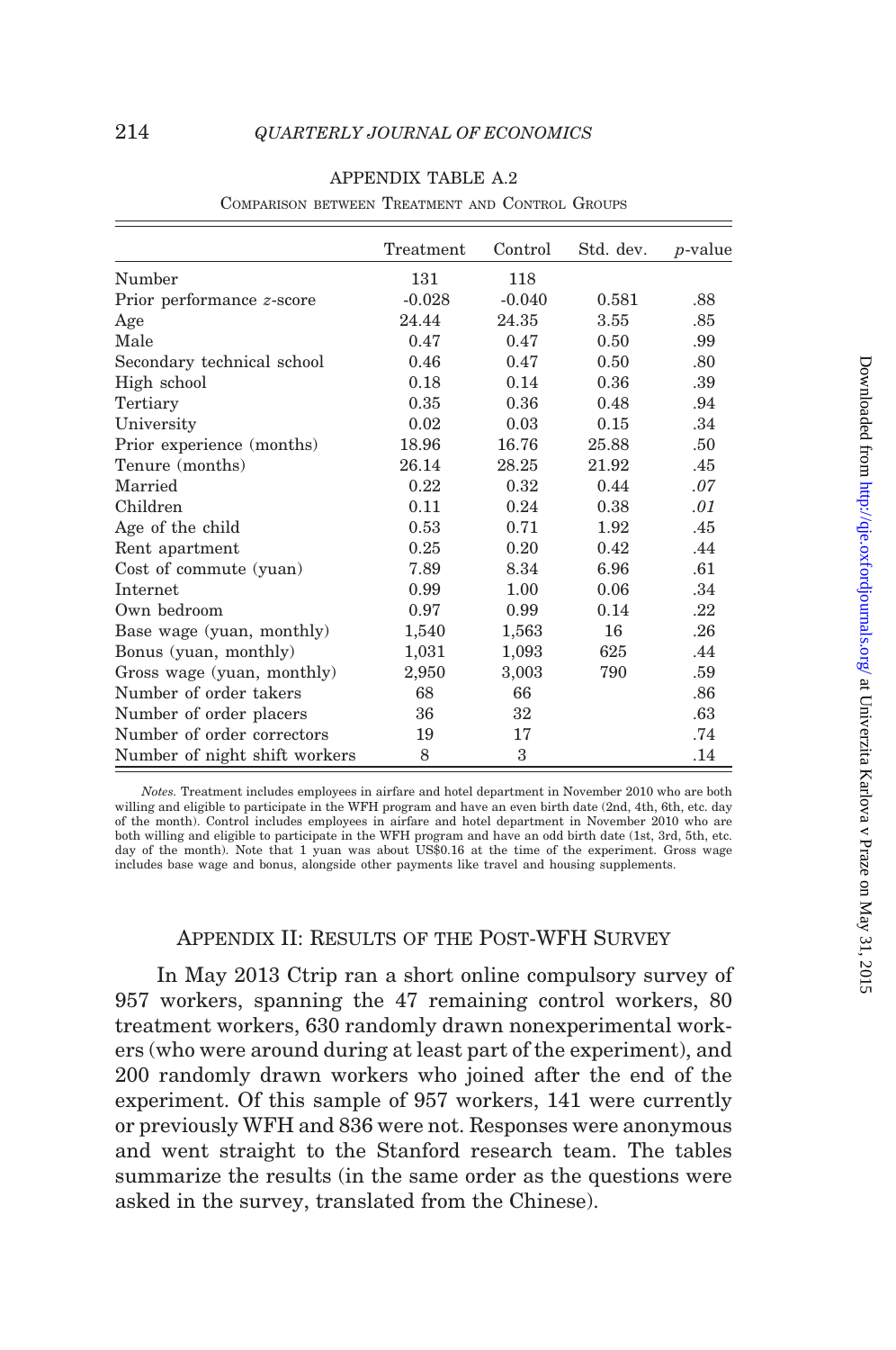APPENDIX TABLE A.2

Comparison between Treatment and Control Groups

| | Treatment | Control | Std. dev. | $p$-value |
|---|---|---|---|---|
| Number | 131 | 118 | | |
| Prior performance $z$-score | -0.028 | -0.040 | 0.581 | .88 |
| Age | 24.44 | 24.35 | 3.55 | .85 |
| Male | 0.47 | 0.47 | 0.50 | .99 |
| Secondary technical school | 0.46 | 0.47 | 0.50 | .80 |
| High school | 0.18 | 0.14 | 0.36 | .39 |
| Tertiary | 0.35 | 0.36 | 0.48 | .94 |
| University | 0.02 | 0.03 | 0.15 | .34 |
| Prior experience (months) | 18.96 | 16.76 | 25.88 | .50 |
| Tenure (months) | 26.14 | 28.25 | 21.92 | .45 |
| Married | 0.22 | 0.32 | 0.44 | *.07* |
| Children | 0.11 | 0.24 | 0.38 | *.01* |
| Age of the child | 0.53 | 0.71 | 1.92 | .45 |
| Rent apartment | 0.25 | 0.20 | 0.42 | .44 |
| Cost of commute (yuan) | 7.89 | 8.34 | 6.96 | .61 |
| Internet | 0.99 | 1.00 | 0.06 | .34 |
| Own bedroom | 0.97 | 0.99 | 0.14 | .22 |
| Base wage (yuan, monthly) | 1,540 | 1,563 | 16 | .26 |
| Bonus (yuan, monthly) | 1,031 | 1,093 | 625 | .44 |
| Gross wage (yuan, monthly) | 2,950 | 3,003 | 790 | .59 |
| Number of order takers | 68 | 66 | | .86 |
| Number of order placers | 36 | 32 | | .63 |
| Number of order correctors | 19 | 17 | | .74 |
| Number of night shift workers | 8 | 3 | | .14 |

*Notes.* Treatment includes employees in airfare and hotel department in November 2010 who are both willing and eligible to participate in the WFH program and have an even birth date (2nd, 4th, 6th, etc. day of the month). Control includes employees in airfare and hotel department in November 2010 who are both willing and eligible to participate in the WFH program and have an odd birth date (1st, 3rd, 5th, etc. day of the month). Note that 1 yuan was about US$0.16 at the time of the experiment. Gross wage includes base wage and bonus, alongside other payments like travel and housing supplements.

## Appendix II: Results of the Post-WFH Survey

In May 2013 Ctrip ran a short online compulsory survey of 957 workers, spanning the 47 remaining control workers, 80 treatment workers, 630 randomly drawn nonexperimental workers (who were around during at least part of the experiment), and 200 randomly drawn workers who joined after the end of the experiment. Of this sample of 957 workers, 141 were currently or previously WFH and 836 were not. Responses were anonymous and went straight to the Stanford research team. The tables summarize the results (in the same order as the questions were asked in the survey, translated from the Chinese).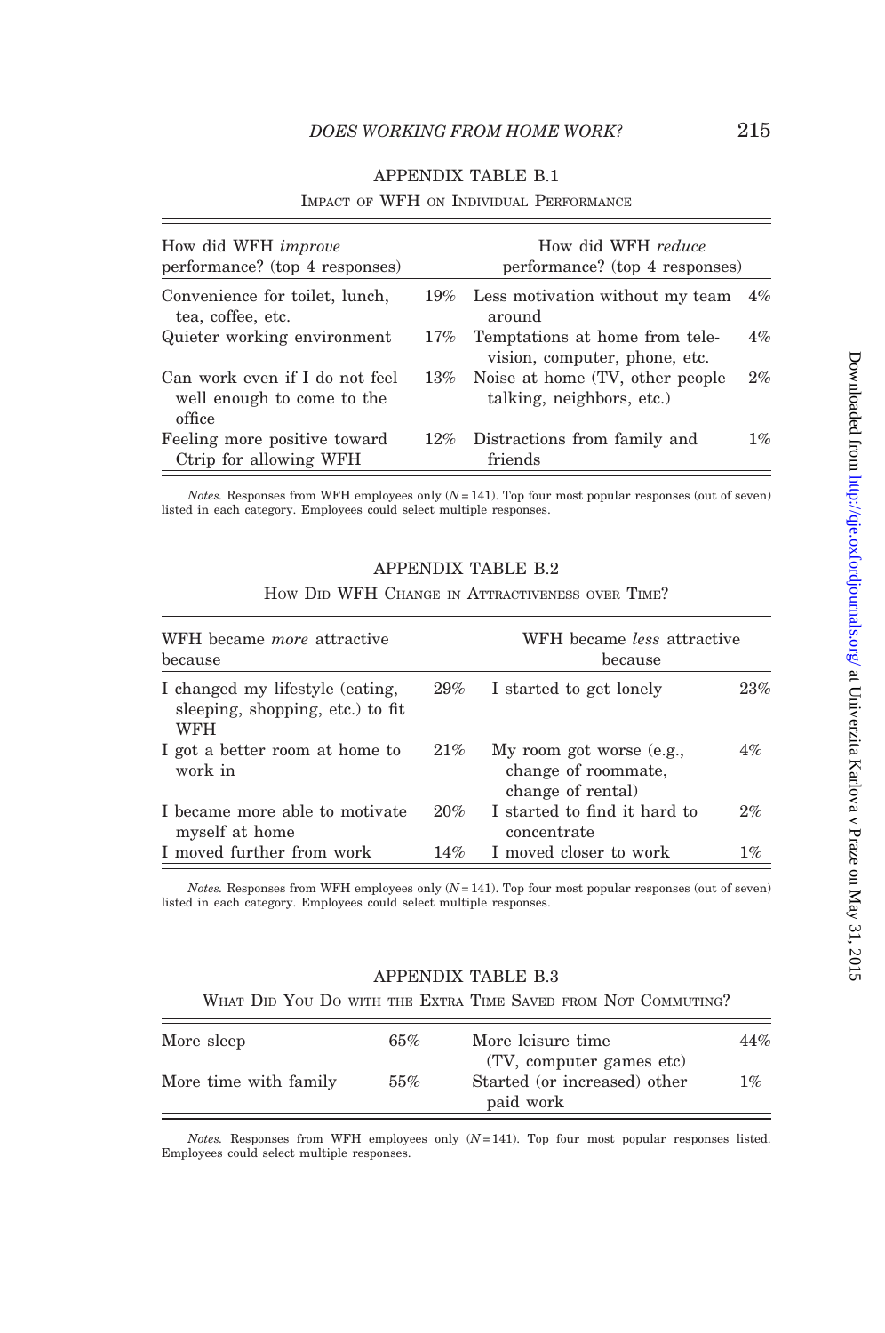## APPENDIX TABLE B.1

Impact of WFH on Individual Performance

| How did WFH *improve* performance? (top 4 responses) | | How did WFH *reduce* performance? (top 4 responses) | |
|---|---|---|---|
| Convenience for toilet, lunch, tea, coffee, etc. | 19% | Less motivation without my team around | 4% |
| Quieter working environment | 17% | Temptations at home from television, computer, phone, etc. | 4% |
| Can work even if I do not feel well enough to come to the office | 13% | Noise at home (TV, other people talking, neighbors, etc.) | 2% |
| Feeling more positive toward Ctrip for allowing WFH | 12% | Distractions from family and friends | 1% |

*Notes.* Responses from WFH employees only ($N = 141$). Top four most popular responses (out of seven) listed in each category. Employees could select multiple responses.

## APPENDIX TABLE B.2

How Did WFH Change in Attractiveness over Time?

| WFH became *more* attractive because | | WFH became *less* attractive because | |
|---|---|---|---|
| I changed my lifestyle (eating, sleeping, shopping, etc.) to fit WFH | 29% | I started to get lonely | 23% |
| I got a better room at home to work in | 21% | My room got worse (e.g., change of roommate, change of rental) | 4% |
| I became more able to motivate myself at home | 20% | I started to find it hard to concentrate | 2% |
| I moved further from work | 14% | I moved closer to work | 1% |

*Notes.* Responses from WFH employees only ($N = 141$). Top four most popular responses (out of seven) listed in each category. Employees could select multiple responses.

## APPENDIX TABLE B.3

What Did You Do with the Extra Time Saved from Not Commuting?

| | | | |
|---|---|---|---|
| More sleep | 65% | More leisure time (TV, computer games etc) | 44% |
| More time with family | 55% | Started (or increased) other paid work | 1% |

*Notes.* Responses from WFH employees only ($N = 141$). Top four most popular responses listed. Employees could select multiple responses.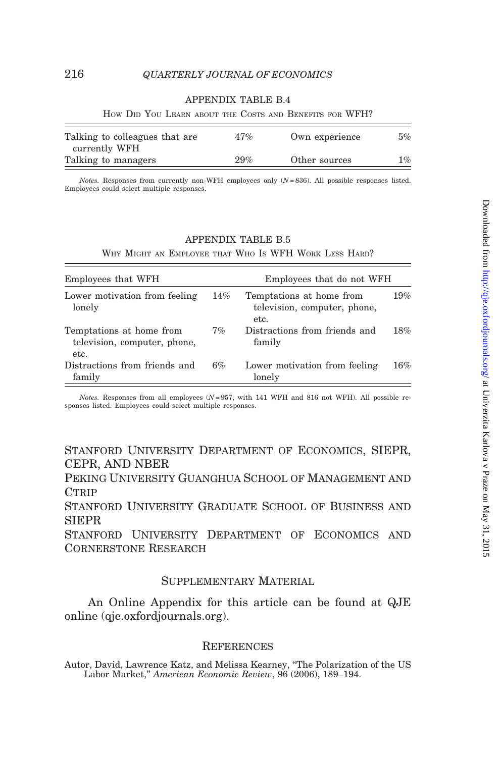## APPENDIX TABLE B.4

How Did You Learn about the Costs and Benefits for WFH?

| | | | |
|---|---|---|---|
| Talking to colleagues that are currently WFH | 47% | Own experience | 5% |
| Talking to managers | 29% | Other sources | 1% |

*Notes.* Responses from currently non-WFH employees only ($N = 836$). All possible responses listed. Employees could select multiple responses.

## APPENDIX TABLE B.5

Why Might an Employee that Who Is WFH Work Less Hard?

| Employees that WFH | | Employees that do not WFH | |
|---|---|---|---|
| Lower motivation from feeling lonely | 14% | Temptations at home from television, computer, phone, etc. | 19% |
| Temptations at home from television, computer, phone, etc. | 7% | Distractions from friends and family | 18% |
| Distractions from friends and family | 6% | Lower motivation from feeling lonely | 16% |

*Notes.* Responses from all employees ($N = 957$, with 141 WFH and 816 not WFH). All possible responses listed. Employees could select multiple responses.

Stanford University Department of Economics, SIEPR, CEPR, and NBER

Peking University Guanghua School of Management and Ctrip

Stanford University Graduate School of Business and SIEPR

Stanford University Department of Economics and Cornerstone Research

## Supplementary Material

An Online Appendix for this article can be found at QJE online (qje.oxfordjournals.org).

## References

Autor, David, Lawrence Katz, and Melissa Kearney, "The Polarization of the US Labor Market," *American Economic Review*, 96 (2006), 189–194.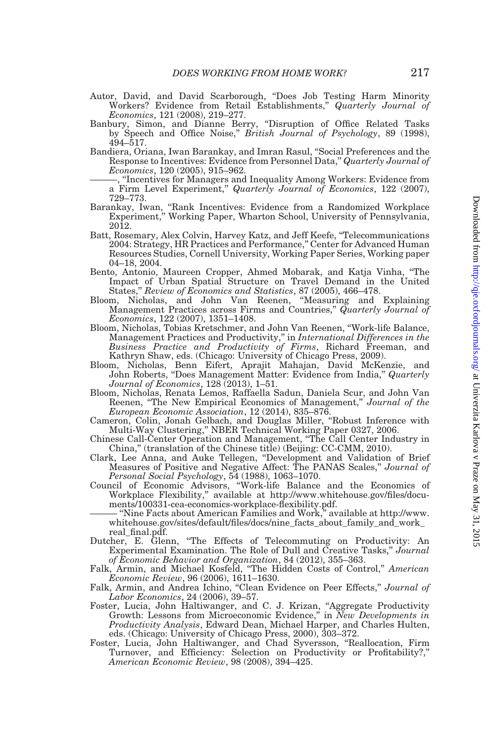Autor, David, and David Scarborough, "Does Job Testing Harm Minority Workers? Evidence from Retail Establishments," *Quarterly Journal of Economics*, 121 (2008), 219–277.

Banbury, Simon, and Dianne Berry, "Disruption of Office Related Tasks by Speech and Office Noise," *British Journal of Psychology*, 89 (1998), 494–517.

Bandiera, Oriana, Iwan Barankay, and Imran Rasul, "Social Preferences and the Response to Incentives: Evidence from Personnel Data," *Quarterly Journal of Economics*, 120 (2005), 915–962.

———, "Incentives for Managers and Inequality Among Workers: Evidence from a Firm Level Experiment," *Quarterly Journal of Economics*, 122 (2007), 729–773.

Barankay, Iwan, "Rank Incentives: Evidence from a Randomized Workplace Experiment," Working Paper, Wharton School, University of Pennsylvania, 2012.

Batt, Rosemary, Alex Colvin, Harvey Katz, and Jeff Keefe, "Telecommunications 2004: Strategy, HR Practices and Performance," Center for Advanced Human Resources Studies, Cornell University, Working Paper Series, Working paper 04–18, 2004.

Bento, Antonio, Maureen Cropper, Ahmed Mobarak, and Katja Vinha, "The Impact of Urban Spatial Structure on Travel Demand in the United States," *Review of Economics and Statistics*, 87 (2005), 466–478.

Bloom, Nicholas, and John Van Reenen, "Measuring and Explaining Management Practices across Firms and Countries," *Quarterly Journal of Economics*, 122 (2007), 1351–1408.

Bloom, Nicholas, Tobias Kretschmer, and John Van Reenen, "Work-life Balance, Management Practices and Productivity," in *International Differences in the Business Practice and Productivity of Firms*, Richard Freeman, and Kathryn Shaw, eds. (Chicago: University of Chicago Press, 2009).

Bloom, Nicholas, Benn Eifert, Aprajit Mahajan, David McKenzie, and John Roberts, "Does Management Matter: Evidence from India," *Quarterly Journal of Economics*, 128 (2013), 1–51.

Bloom, Nicholas, Renata Lemos, Raffaella Sadun, Daniela Scur, and John Van Reenen, "The New Empirical Economics of Management," *Journal of the European Economic Association*, 12 (2014), 835–876.

Cameron, Colin, Jonah Gelbach, and Douglas Miller, "Robust Inference with Multi-Way Clustering," NBER Technical Working Paper 0327, 2006.

Chinese Call-Center Operation and Management, "The Call Center Industry in China," (translation of the Chinese title) (Beijing: CC-CMM, 2010).

Clark, Lee Anna, and Auke Tellegen, "Development and Validation of Brief Measures of Positive and Negative Affect: The PANAS Scales," *Journal of Personal Social Psychology*, 54 (1988), 1063–1070.

Council of Economic Advisors, "Work-life Balance and the Economics of Workplace Flexibility," available at http://www.whitehouse.gov/files/documents/100331-cea-economics-workplace-flexibility.pdf.

——— "Nine Facts about American Families and Work," available at http://www.whitehouse.gov/sites/default/files/docs/nine_facts_about_family_and_work_real_final.pdf.

Dutcher, E. Glenn, "The Effects of Telecommuting on Productivity: An Experimental Examination. The Role of Dull and Creative Tasks," *Journal of Economic Behavior and Organization*, 84 (2012), 355–363.

Falk, Armin, and Michael Kosfeld, "The Hidden Costs of Control," *American Economic Review*, 96 (2006), 1611–1630.

Falk, Armin, and Andrea Ichino, "Clean Evidence on Peer Effects," *Journal of Labor Economics*, 24 (2006), 39–57.

Foster, Lucia, John Haltiwanger, and C. J. Krizan, "Aggregate Productivity Growth: Lessons from Microeconomic Evidence," in *New Developments in Productivity Analysis*, Edward Dean, Michael Harper, and Charles Hulten, eds. (Chicago: University of Chicago Press, 2000), 303–372.

Foster, Lucia, John Haltiwanger, and Chad Syversson, "Reallocation, Firm Turnover, and Efficiency: Selection on Productivity or Profitability?," *American Economic Review*, 98 (2008), 394–425.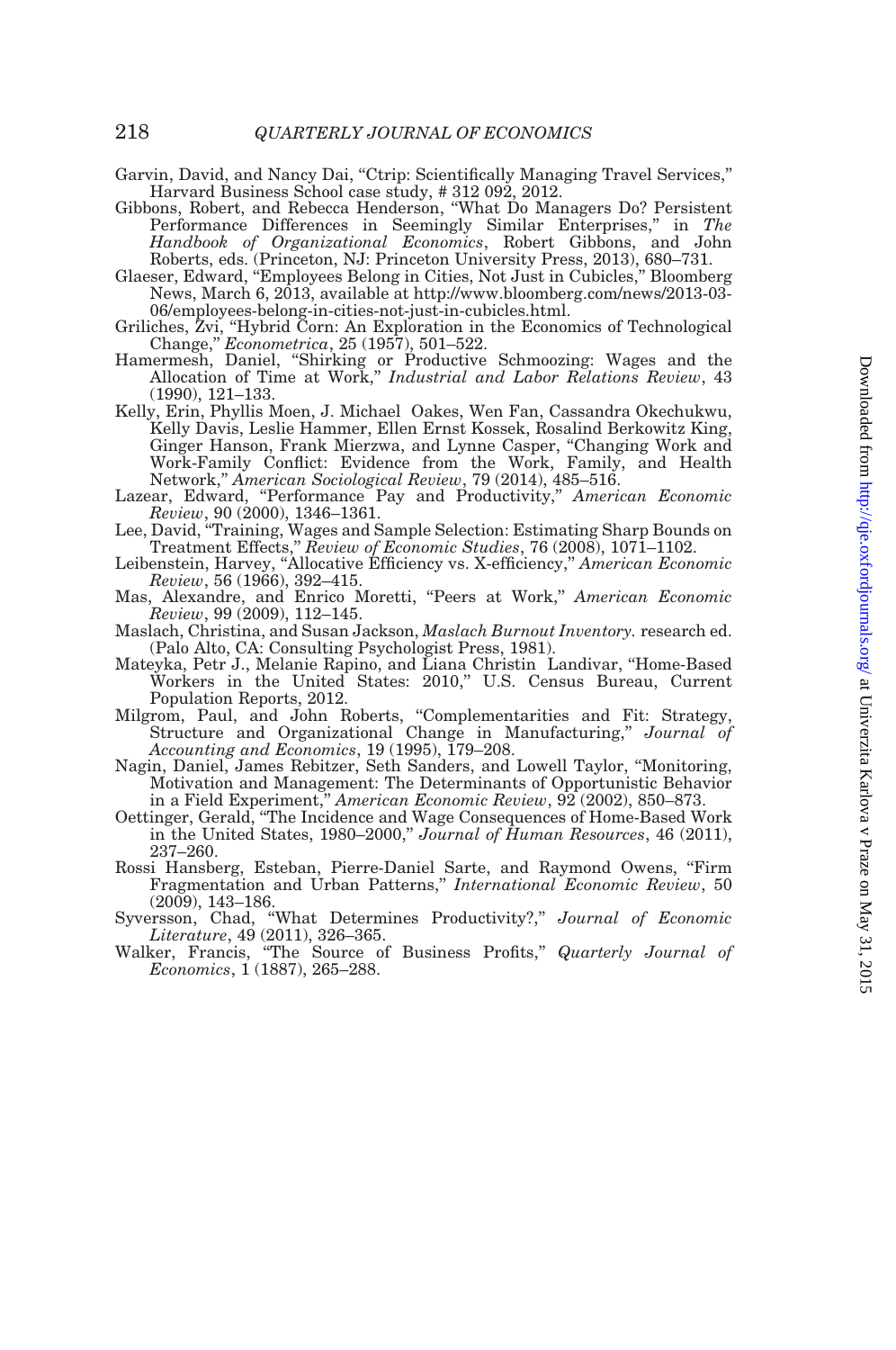Garvin, David, and Nancy Dai, "Ctrip: Scientifically Managing Travel Services," Harvard Business School case study, # 312 092, 2012.

Gibbons, Robert, and Rebecca Henderson, "What Do Managers Do? Persistent Performance Differences in Seemingly Similar Enterprises," in *The Handbook of Organizational Economics*, Robert Gibbons, and John Roberts, eds. (Princeton, NJ: Princeton University Press, 2013), 680–731.

Glaeser, Edward, "Employees Belong in Cities, Not Just in Cubicles," Bloomberg News, March 6, 2013, available at http://www.bloomberg.com/news/2013-03-06/employees-belong-in-cities-not-just-in-cubicles.html.

Griliches, Zvi, "Hybrid Corn: An Exploration in the Economics of Technological Change," *Econometrica*, 25 (1957), 501–522.

Hamermesh, Daniel, "Shirking or Productive Schmoozing: Wages and the Allocation of Time at Work," *Industrial and Labor Relations Review*, 43 (1990), 121–133.

Kelly, Erin, Phyllis Moen, J. Michael Oakes, Wen Fan, Cassandra Okechukwu, Kelly Davis, Leslie Hammer, Ellen Ernst Kossek, Rosalind Berkowitz King, Ginger Hanson, Frank Mierzwa, and Lynne Casper, "Changing Work and Work-Family Conflict: Evidence from the Work, Family, and Health Network," *American Sociological Review*, 79 (2014), 485–516.

Lazear, Edward, "Performance Pay and Productivity," *American Economic Review*, 90 (2000), 1346–1361.

Lee, David, "Training, Wages and Sample Selection: Estimating Sharp Bounds on Treatment Effects," *Review of Economic Studies*, 76 (2008), 1071–1102.

Leibenstein, Harvey, "Allocative Efficiency vs. X-efficiency," *American Economic Review*, 56 (1966), 392–415.

Mas, Alexandre, and Enrico Moretti, "Peers at Work," *American Economic Review*, 99 (2009), 112–145.

Maslach, Christina, and Susan Jackson, *Maslach Burnout Inventory.* research ed. (Palo Alto, CA: Consulting Psychologist Press, 1981).

Mateyka, Petr J., Melanie Rapino, and Liana Christin Landivar, "Home-Based Workers in the United States: 2010," U.S. Census Bureau, Current Population Reports, 2012.

Milgrom, Paul, and John Roberts, "Complementarities and Fit: Strategy, Structure and Organizational Change in Manufacturing," *Journal of Accounting and Economics*, 19 (1995), 179–208.

Nagin, Daniel, James Rebitzer, Seth Sanders, and Lowell Taylor, "Monitoring, Motivation and Management: The Determinants of Opportunistic Behavior in a Field Experiment," *American Economic Review*, 92 (2002), 850–873.

Oettinger, Gerald, "The Incidence and Wage Consequences of Home-Based Work in the United States, 1980–2000," *Journal of Human Resources*, 46 (2011), 237–260.

Rossi Hansberg, Esteban, Pierre-Daniel Sarte, and Raymond Owens, "Firm Fragmentation and Urban Patterns," *International Economic Review*, 50 (2009), 143–186.

Syversson, Chad, "What Determines Productivity?," *Journal of Economic Literature*, 49 (2011), 326–365.

Walker, Francis, "The Source of Business Profits," *Quarterly Journal of Economics*, 1 (1887), 265–288.